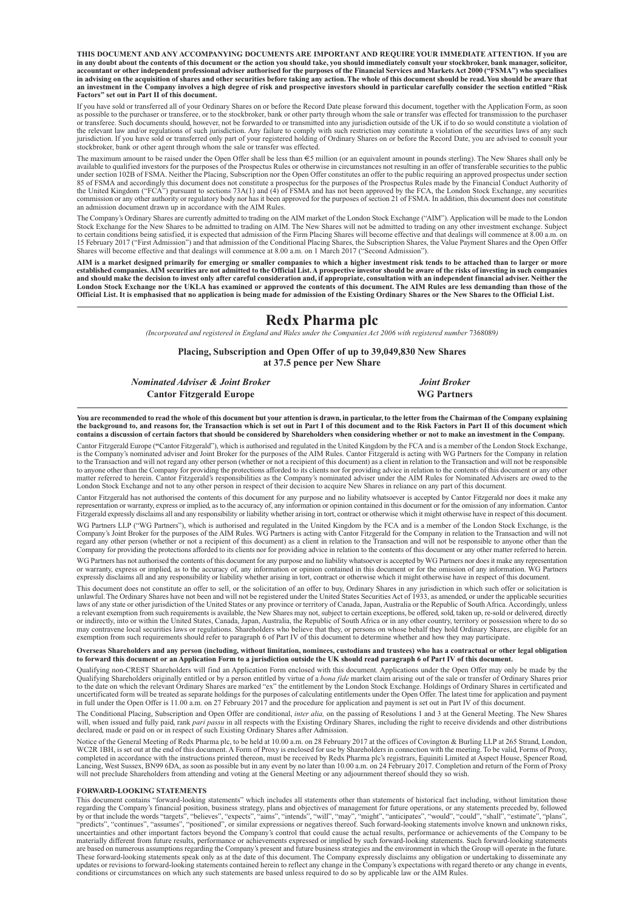**THIS DOCUMENT AND ANY ACCOMPANYING DOCUMENTS ARE IMPORTANT AND REQUIRE YOUR IMMEDIATE ATTENTION. If you are in any doubt about the contents of this document or the action you should take, you should immediately consult your stockbroker, bank manager, solicitor, accountant or other independent professional adviser authorised for the purposes of the Financial Services and Markets Act 2000 ("FSMA") who specialises in advising on the acquisition of shares and other securities before taking any action. The whole of this document should be read. You should be aware that an investment in the Company involves a high degree of risk and prospective investors should in particular carefully consider the section entitled "Risk Factors" set out in Part II of this document.**

If you have sold or transferred all of your Ordinary Shares on or before the Record Date please forward this document, together with the Application Form, as soon as possible to the purchaser or transferee, or to the stockbroker, bank or other party through whom the sale or transfer was effected for transmission to the purchaser or transferee. Such documents should, however, not be forwarded to or transmitted into any jurisdiction outside of the UK if to do so would constitute a violation of the relevant law and/or regulations of such jurisdiction. Any failure to comply with such restriction may constitute a violation of the securities laws of any such jurisdiction. If you have sold or transferred only part of your registered holding of Ordinary Shares on or before the Record Date, you are advised to consult your stockbroker, bank or other agent through whom the sale or transfer was effected.

The maximum amount to be raised under the Open Offer shall be less than €5 million (or an equivalent amount in pounds sterling). The New Shares shall only be available to qualified investors for the purposes of the Prospectus Rules or otherwise in circumstances not resulting in an offer of transferable securities to the public under section 102B of FSMA. Neither the Placing, Subscription nor the Open Offer constitutes an offer to the public requiring an approved prospectus under section 85 of FSMA and accordingly this document does not constitute a prospectus for the purposes of the Prospectus Rules made by the Financial Conduct Authority of the United Kingdom ("FCA") pursuant to sections 73A(1) and (4) of FSMA and has not been approved by the FCA, the London Stock Exchange, any securities commission or any other authority or regulatory body nor has it been approved for the purposes of section 21 of FSMA. In addition, this document does not constitute an admission document drawn up in accordance with the AIM Rules.

The Company's Ordinary Shares are currently admitted to trading on the AIM market of the London Stock Exchange ("AIM"). Application will be made to the London Stock Exchange for the New Shares to be admitted to trading on AIM. The New Shares will not be admitted to trading on any other investment exchange. Subject to certain conditions being satisfied, it is expected that admission of the Firm Placing Shares will become effective and that dealings will commence at 8.00 a.m. on 15 February 2017 ("First Admission") and that admission of the Conditional Placing Shares, the Subscription Shares, the Value Payment Shares and the Open Offer Shares will become effective and that dealings will commence at 8.00 a.m. on 1 March 2017 ("Second Admission").

**AIM is a market designed primarily for emerging or smaller companies to which a higher investment risk tends to be attached than to larger or more established companies. AIM securities are not admitted to the Official List. A prospective investor should be aware of the risks of investing in such companies and should make the decision to invest only after careful consideration and, if appropriate, consultation with an independent financial adviser. Neither the London Stock Exchange nor the UKLA has examined or approved the contents of this document. The AIM Rules are less demanding than those of the Official List. It is emphasised that no application is being made for admission of the Existing Ordinary Shares or the New Shares to the Official List.**

---

# Redx Pharma plc

*(Incorporated and registered in England and Wales under the Companies Act 2006 with registered number 7368089)*

**Placing, Subscription and Open Offer of up to 39,049,830 New Shares at 37.5 pence per New Share**

| ***Nominated Adviser & Joint Broker*** | ***Joint Broker*** |
|---|---|
| **Cantor Fitzgerald Europe** | **WG Partners** |

---

**You are recommended to read the whole of this document but your attention is drawn, in particular, to the letter from the Chairman of the Company explaining the background to, and reasons for, the Transaction which is set out in Part I of this document and to the Risk Factors in Part II of this document which contains a discussion of certain factors that should be considered by Shareholders when considering whether or not to make an investment in the Company.**

Cantor Fitzgerald Europe ("Cantor Fitzgerald"), which is authorised and regulated in the United Kingdom by the FCA and is a member of the London Stock Exchange, is the Company's nominated adviser and Joint Broker for the purposes of the AIM Rules. Cantor Fitzgerald is acting with WG Partners for the Company in relation to the Transaction and will not regard any other person (whether or not a recipient of this document) as a client in relation to the Transaction and will not be responsible to anyone other than the Company for providing the protections afforded to its clients nor for providing advice in relation to the contents of this document or any other matter referred to herein. Cantor Fitzgerald's responsibilities as the Company's nominated adviser under the AIM Rules for Nominated Advisers are owed to the London Stock Exchange and not to any other person in respect of their decision to acquire New Shares in reliance on any part of this document.

Cantor Fitzgerald has not authorised the contents of this document for any purpose and no liability whatsoever is accepted by Cantor Fitzgerald nor does it make any representation or warranty, express or implied, as to the accuracy of, any information or opinion contained in this document or for the omission of any information. Cantor Fitzgerald expressly disclaims all and any responsibility or liability whether arising in tort, contract or otherwise which it might otherwise have in respect of this document.

WG Partners LLP ("WG Partners"), which is authorised and regulated in the United Kingdom by the FCA and is a member of the London Stock Exchange, is the Company's Joint Broker for the purposes of the AIM Rules. WG Partners is acting with Cantor Fitzgerald for the Company in relation to the Transaction and will not regard any other person (whether or not a recipient of this document) as a client in relation to the Transaction and will not be responsible to anyone other than the Company for providing the protections afforded to its clients nor for providing advice in relation to the contents of this document or any other matter referred to herein.

WG Partners has not authorised the contents of this document for any purpose and no liability whatsoever is accepted by WG Partners nor does it make any representation or warranty, express or implied, as to the accuracy of, any information or opinion contained in this document or for the omission of any information. WG Partners expressly disclaims all and any responsibility or liability whether arising in tort, contract or otherwise which it might otherwise have in respect of this document.

This document does not constitute an offer to sell, or the solicitation of an offer to buy, Ordinary Shares in any jurisdiction in which such offer or solicitation is unlawful. The Ordinary Shares have not been and will not be registered under the United States Securities Act of 1933, as amended, or under the applicable securities laws of any state or other jurisdiction of the United States or any province or territory of Canada, Japan, Australia or the Republic of South Africa. Accordingly, unless a relevant exemption from such requirements is available, the New Shares may not, subject to certain exceptions, be offered, sold, taken up, re-sold or delivered, directly or indirectly, into or within the United States, Canada, Japan, Australia, the Republic of South Africa or in any other country, territory or possession where to do so may contravene local securities laws or regulations. Shareholders who believe that they, or persons on whose behalf they hold Ordinary Shares, are eligible for an exemption from such requirements should refer to paragraph 6 of Part IV of this document to determine whether and how they may participate.

**Overseas Shareholders and any person (including, without limitation, nominees, custodians and trustees) who has a contractual or other legal obligation to forward this document or an Application Form to a jurisdiction outside the UK should read paragraph 6 of Part IV of this document.**

Qualifying non-CREST Shareholders will find an Application Form enclosed with this document. Applications under the Open Offer may only be made by the Qualifying Shareholders originally entitled or by a person entitled by virtue of a *bona fide* market claim arising out of the sale or transfer of Ordinary Shares prior to the date on which the relevant Ordinary Shares are marked "ex" the entitlement by the London Stock Exchange. Holdings of Ordinary Shares in certificated and uncertificated form will be treated as separate holdings for the purposes of calculating entitlements under the Open Offer. The latest time for application and payment in full under the Open Offer is 11.00 a.m. on 27 February 2017 and the procedure for application and payment is set out in Part IV of this document.

The Conditional Placing, Subscription and Open Offer are conditional, *inter alia,* on the passing of Resolutions 1 and 3 at the General Meeting. The New Shares will, when issued and fully paid, rank *pari passu* in all respects with the Existing Ordinary Shares, including the right to receive dividends and other distributions declared, made or paid on or in respect of such Existing Ordinary Shares after Admission.

Notice of the General Meeting of Redx Pharma plc, to be held at 10.00 a.m. on 28 February 2017 at the offices of Covington & Burling LLP at 265 Strand, London, WC2R 1BH, is set out at the end of this document. A Form of Proxy is enclosed for use by Shareholders in connection with the meeting. To be valid, Forms of Proxy, completed in accordance with the instructions printed thereon, must be received by Redx Pharma plc's registrars, Equiniti Limited at Aspect House, Spencer Road, Lancing, West Sussex, BN99 6DA, as soon as possible but in any event by no later than 10.00 a.m. on 24 February 2017. Completion and return of the Form of Proxy will not preclude Shareholders from attending and voting at the General Meeting or any adjournment thereof should they so wish.

## FORWARD-LOOKING STATEMENTS

This document contains "forward-looking statements" which includes all statements other than statements of historical fact including, without limitation those regarding the Company's financial position, business strategy, plans and objectives of management for future operations, or any statements preceded by, followed by or that include the words "targets", "believes", "expects", "aims", "intends", "will", "may", "might", "anticipates", "would", "could", "shall", "estimate", "plans", "predicts", "continues", "assumes", "positioned", or similar expressions or negatives thereof. Such forward-looking statements involve known and unknown risks, uncertainties and other important factors beyond the Company's control that could cause the actual results, performance or achievements of the Company to be materially different from future results, performance or achievements expressed or implied by such forward-looking statements. Such forward-looking statements are based on numerous assumptions regarding the Company's present and future business strategies and the environment in which the Group will operate in the future. These forward-looking statements speak only as at the date of this document. The Company expressly disclaims any obligation or undertaking to disseminate any updates or revisions to forward-looking statements contained herein to reflect any change in the Company's expectations with regard thereto or any change in events, conditions or circumstances on which any such statements are based unless required to do so by applicable law or the AIM Rules.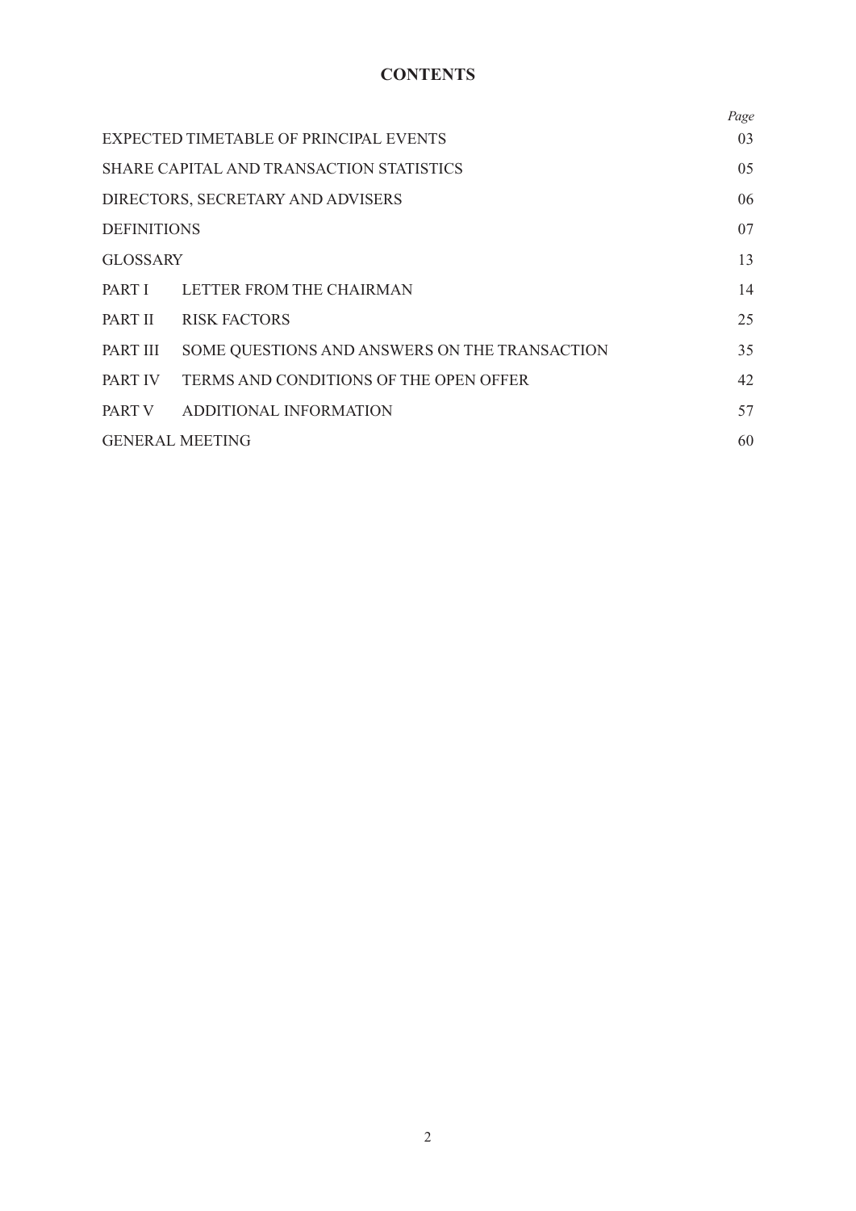# CONTENTS

| | | *Page* |
|---|---|---|
| EXPECTED TIMETABLE OF PRINCIPAL EVENTS | | 03 |
| SHARE CAPITAL AND TRANSACTION STATISTICS | | 05 |
| DIRECTORS, SECRETARY AND ADVISERS | | 06 |
| DEFINITIONS | | 07 |
| GLOSSARY | | 13 |
| PART I | LETTER FROM THE CHAIRMAN | 14 |
| PART II | RISK FACTORS | 25 |
| PART III | SOME QUESTIONS AND ANSWERS ON THE TRANSACTION | 35 |
| PART IV | TERMS AND CONDITIONS OF THE OPEN OFFER | 42 |
| PART V | ADDITIONAL INFORMATION | 57 |
| GENERAL MEETING | | 60 |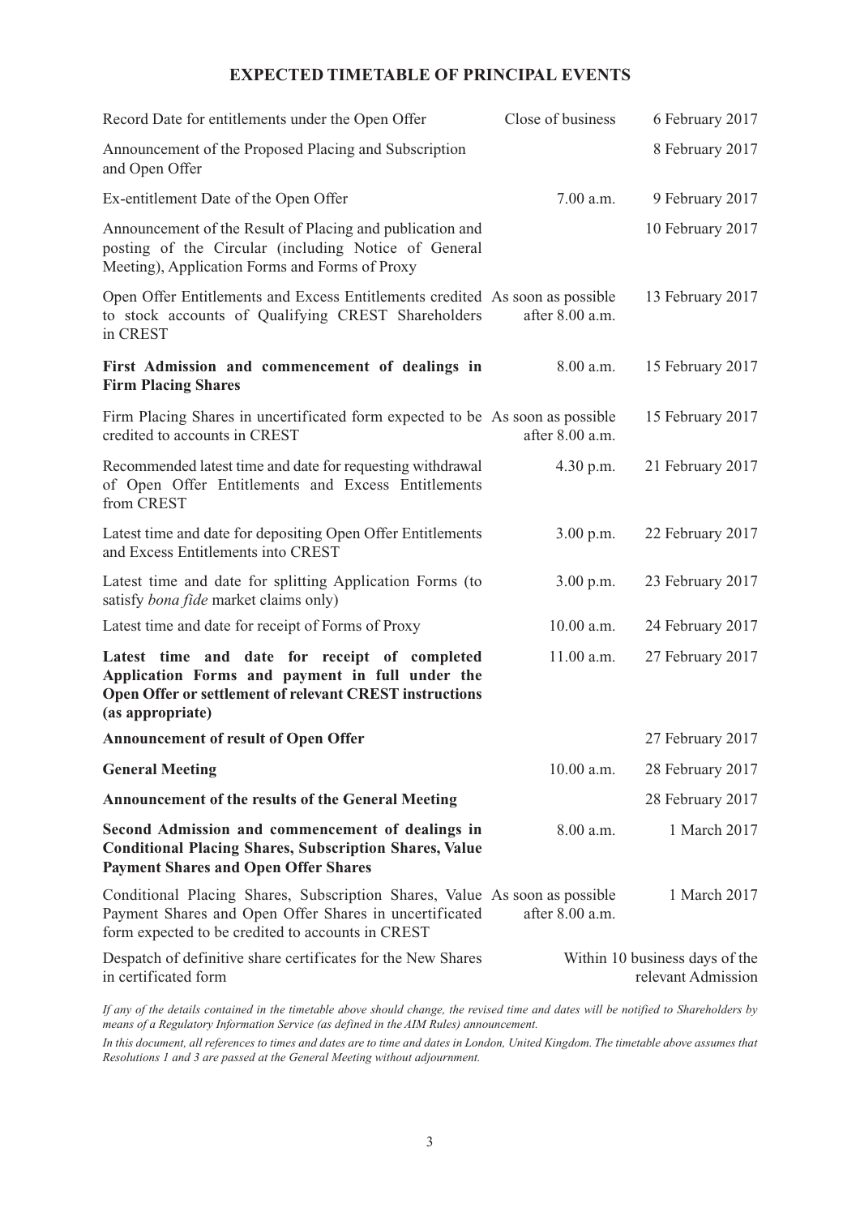## EXPECTED TIMETABLE OF PRINCIPAL EVENTS

| Event | Time | Date |
|---|---|---|
| Record Date for entitlements under the Open Offer | Close of business | 6 February 2017 |
| Announcement of the Proposed Placing and Subscription and Open Offer | | 8 February 2017 |
| Ex-entitlement Date of the Open Offer | 7.00 a.m. | 9 February 2017 |
| Announcement of the Result of Placing and publication and posting of the Circular (including Notice of General Meeting), Application Forms and Forms of Proxy | | 10 February 2017 |
| Open Offer Entitlements and Excess Entitlements credited to stock accounts of Qualifying CREST Shareholders in CREST | As soon as possible after 8.00 a.m. | 13 February 2017 |
| **First Admission and commencement of dealings in Firm Placing Shares** | 8.00 a.m. | 15 February 2017 |
| Firm Placing Shares in uncertificated form expected to be credited to accounts in CREST | As soon as possible after 8.00 a.m. | 15 February 2017 |
| Recommended latest time and date for requesting withdrawal of Open Offer Entitlements and Excess Entitlements from CREST | 4.30 p.m. | 21 February 2017 |
| Latest time and date for depositing Open Offer Entitlements and Excess Entitlements into CREST | 3.00 p.m. | 22 February 2017 |
| Latest time and date for splitting Application Forms (to satisfy *bona fide* market claims only) | 3.00 p.m. | 23 February 2017 |
| Latest time and date for receipt of Forms of Proxy | 10.00 a.m. | 24 February 2017 |
| **Latest time and date for receipt of completed Application Forms and payment in full under the Open Offer or settlement of relevant CREST instructions (as appropriate)** | 11.00 a.m. | 27 February 2017 |
| **Announcement of result of Open Offer** | | 27 February 2017 |
| **General Meeting** | 10.00 a.m. | 28 February 2017 |
| **Announcement of the results of the General Meeting** | | 28 February 2017 |
| **Second Admission and commencement of dealings in Conditional Placing Shares, Subscription Shares, Value Payment Shares and Open Offer Shares** | 8.00 a.m. | 1 March 2017 |
| Conditional Placing Shares, Subscription Shares, Value Payment Shares and Open Offer Shares in uncertificated form expected to be credited to accounts in CREST | As soon as possible after 8.00 a.m. | 1 March 2017 |
| Despatch of definitive share certificates for the New Shares in certificated form | | Within 10 business days of the relevant Admission |

*If any of the details contained in the timetable above should change, the revised time and dates will be notified to Shareholders by means of a Regulatory Information Service (as defined in the AIM Rules) announcement.*

*In this document, all references to times and dates are to time and dates in London, United Kingdom. The timetable above assumes that Resolutions 1 and 3 are passed at the General Meeting without adjournment.*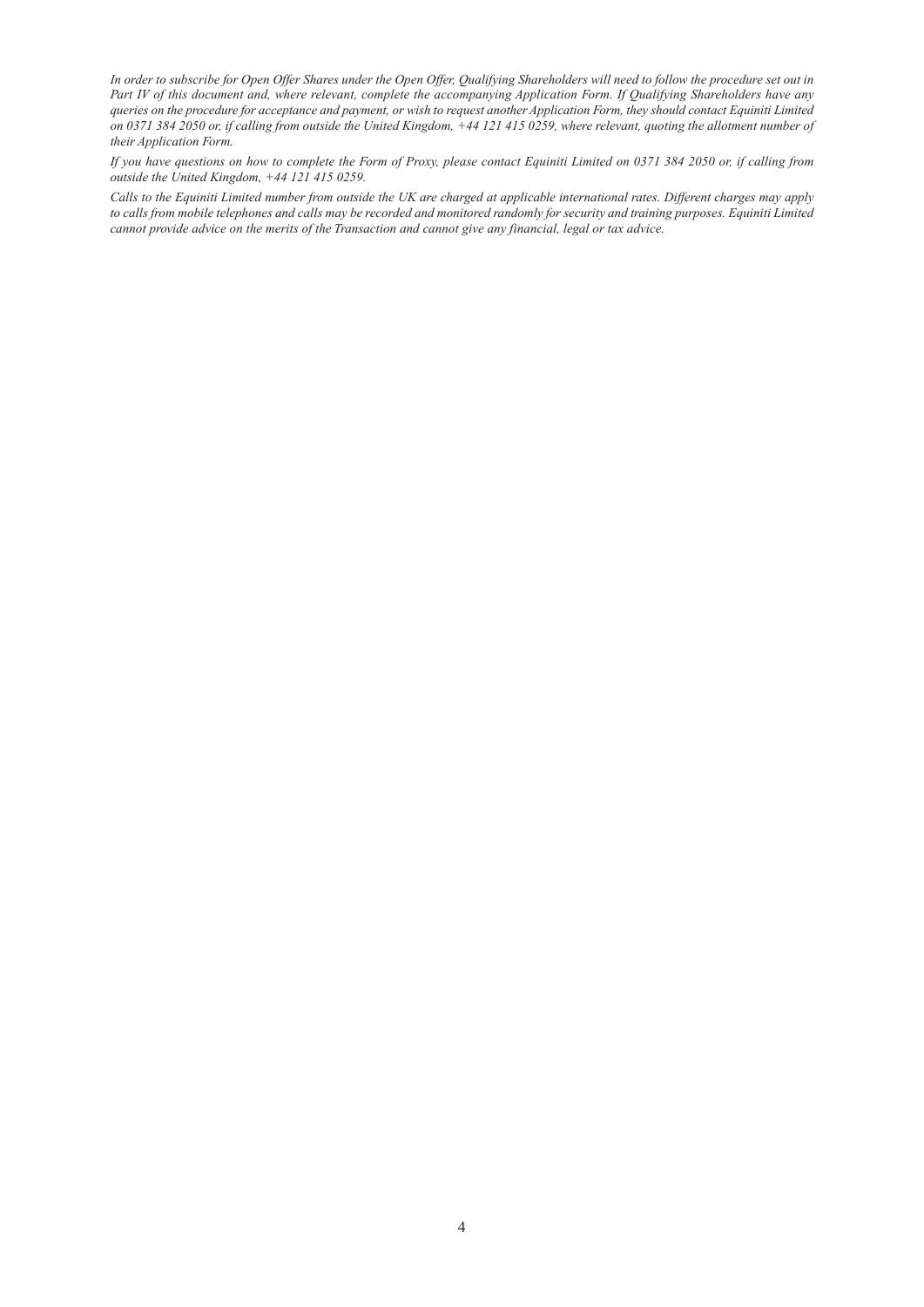*In order to subscribe for Open Offer Shares under the Open Offer, Qualifying Shareholders will need to follow the procedure set out in Part IV of this document and, where relevant, complete the accompanying Application Form. If Qualifying Shareholders have any queries on the procedure for acceptance and payment, or wish to request another Application Form, they should contact Equiniti Limited on 0371 384 2050 or, if calling from outside the United Kingdom, +44 121 415 0259, where relevant, quoting the allotment number of their Application Form.*

*If you have questions on how to complete the Form of Proxy, please contact Equiniti Limited on 0371 384 2050 or, if calling from outside the United Kingdom, +44 121 415 0259.*

*Calls to the Equiniti Limited number from outside the UK are charged at applicable international rates. Different charges may apply to calls from mobile telephones and calls may be recorded and monitored randomly for security and training purposes. Equiniti Limited cannot provide advice on the merits of the Transaction and cannot give any financial, legal or tax advice.*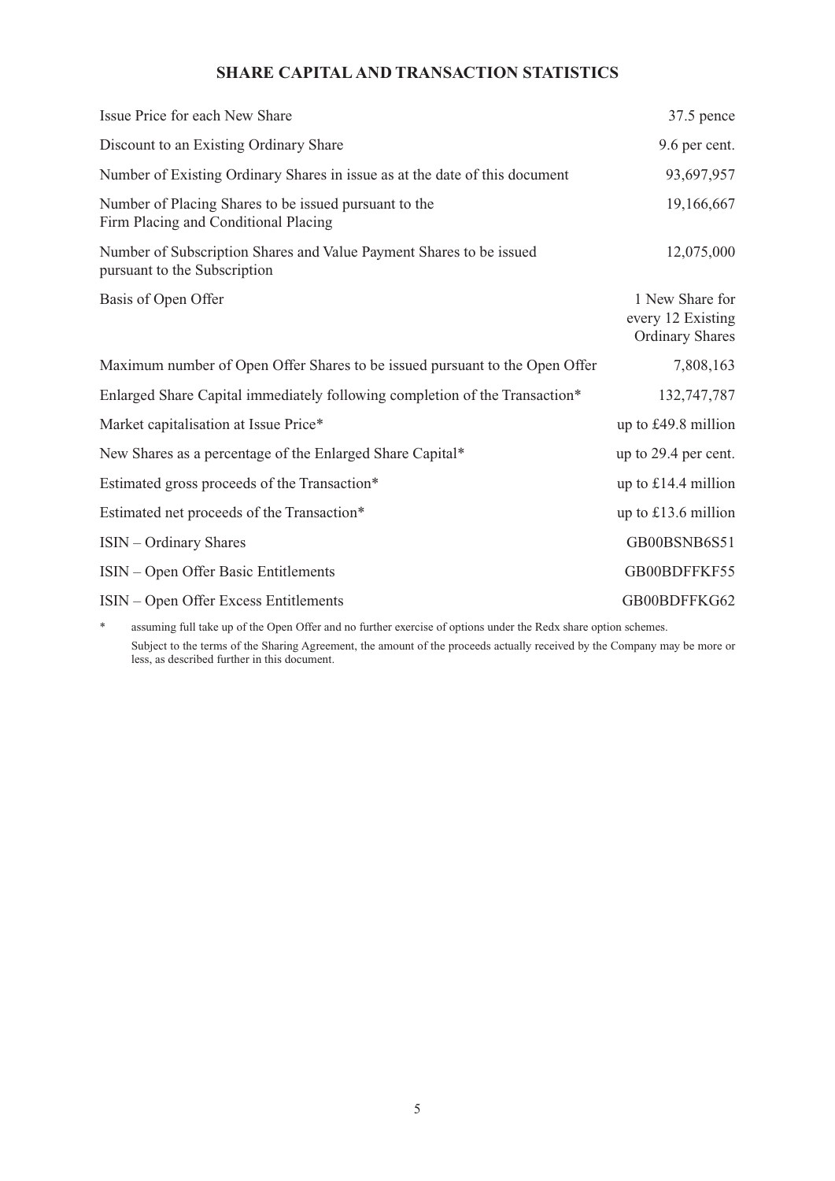## SHARE CAPITAL AND TRANSACTION STATISTICS

| | |
|---|---|
| Issue Price for each New Share | 37.5 pence |
| Discount to an Existing Ordinary Share | 9.6 per cent. |
| Number of Existing Ordinary Shares in issue as at the date of this document | 93,697,957 |
| Number of Placing Shares to be issued pursuant to the Firm Placing and Conditional Placing | 19,166,667 |
| Number of Subscription Shares and Value Payment Shares to be issued pursuant to the Subscription | 12,075,000 |
| Basis of Open Offer | 1 New Share for every 12 Existing Ordinary Shares |
| Maximum number of Open Offer Shares to be issued pursuant to the Open Offer | 7,808,163 |
| Enlarged Share Capital immediately following completion of the Transaction* | 132,747,787 |
| Market capitalisation at Issue Price* | up to £49.8 million |
| New Shares as a percentage of the Enlarged Share Capital* | up to 29.4 per cent. |
| Estimated gross proceeds of the Transaction* | up to £14.4 million |
| Estimated net proceeds of the Transaction* | up to £13.6 million |
| ISIN – Ordinary Shares | GB00BSNB6S51 |
| ISIN – Open Offer Basic Entitlements | GB00BDFFKF55 |
| ISIN – Open Offer Excess Entitlements | GB00BDFFKG62 |

\* assuming full take up of the Open Offer and no further exercise of options under the Redx share option schemes.

Subject to the terms of the Sharing Agreement, the amount of the proceeds actually received by the Company may be more or less, as described further in this document.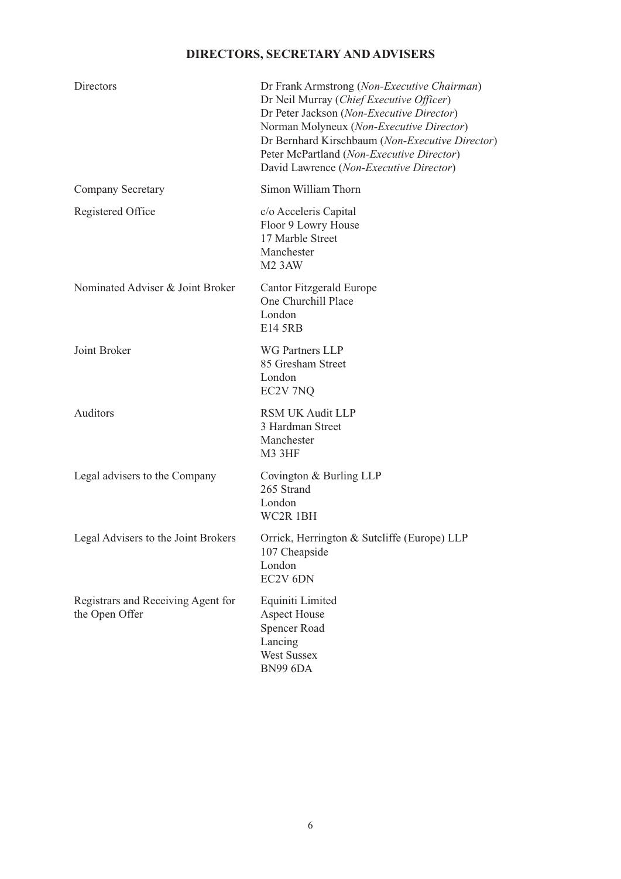# DIRECTORS, SECRETARY AND ADVISERS

| | |
|---|---|
| Directors | Dr Frank Armstrong (*Non-Executive Chairman*)<br>Dr Neil Murray (*Chief Executive Officer*)<br>Dr Peter Jackson (*Non-Executive Director*)<br>Norman Molyneux (*Non-Executive Director*)<br>Dr Bernhard Kirschbaum (*Non-Executive Director*)<br>Peter McPartland (*Non-Executive Director*)<br>David Lawrence (*Non-Executive Director*) |
| Company Secretary | Simon William Thorn |
| Registered Office | c/o Acceleris Capital<br>Floor 9 Lowry House<br>17 Marble Street<br>Manchester<br>M2 3AW |
| Nominated Adviser & Joint Broker | Cantor Fitzgerald Europe<br>One Churchill Place<br>London<br>E14 5RB |
| Joint Broker | WG Partners LLP<br>85 Gresham Street<br>London<br>EC2V 7NQ |
| Auditors | RSM UK Audit LLP<br>3 Hardman Street<br>Manchester<br>M3 3HF |
| Legal advisers to the Company | Covington & Burling LLP<br>265 Strand<br>London<br>WC2R 1BH |
| Legal Advisers to the Joint Brokers | Orrick, Herrington & Sutcliffe (Europe) LLP<br>107 Cheapside<br>London<br>EC2V 6DN |
| Registrars and Receiving Agent for the Open Offer | Equiniti Limited<br>Aspect House<br>Spencer Road<br>Lancing<br>West Sussex<br>BN99 6DA |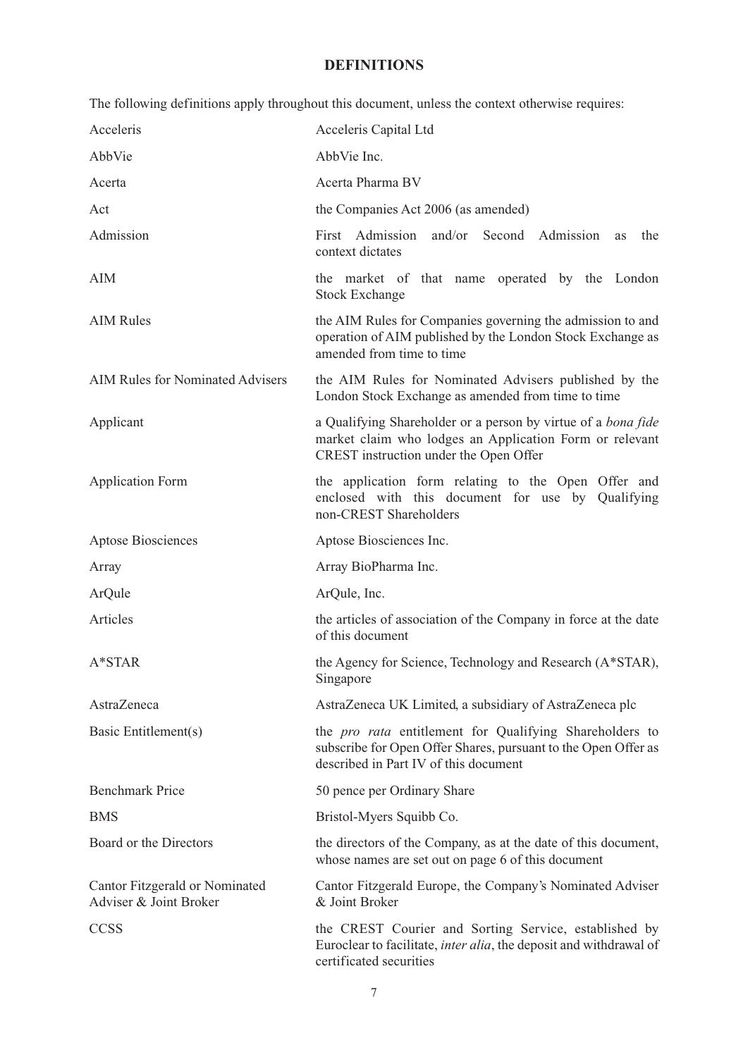## DEFINITIONS

The following definitions apply throughout this document, unless the context otherwise requires:

| | |
|---|---|
| Acceleris | Acceleris Capital Ltd |
| AbbVie | AbbVie Inc. |
| Acerta | Acerta Pharma BV |
| Act | the Companies Act 2006 (as amended) |
| Admission | First Admission and/or Second Admission as the context dictates |
| AIM | the market of that name operated by the London Stock Exchange |
| AIM Rules | the AIM Rules for Companies governing the admission to and operation of AIM published by the London Stock Exchange as amended from time to time |
| AIM Rules for Nominated Advisers | the AIM Rules for Nominated Advisers published by the London Stock Exchange as amended from time to time |
| Applicant | a Qualifying Shareholder or a person by virtue of a *bona fide* market claim who lodges an Application Form or relevant CREST instruction under the Open Offer |
| Application Form | the application form relating to the Open Offer and enclosed with this document for use by Qualifying non-CREST Shareholders |
| Aptose Biosciences | Aptose Biosciences Inc. |
| Array | Array BioPharma Inc. |
| ArQule | ArQule, Inc. |
| Articles | the articles of association of the Company in force at the date of this document |
| A*STAR | the Agency for Science, Technology and Research (A*STAR), Singapore |
| AstraZeneca | AstraZeneca UK Limited, a subsidiary of AstraZeneca plc |
| Basic Entitlement(s) | the *pro rata* entitlement for Qualifying Shareholders to subscribe for Open Offer Shares, pursuant to the Open Offer as described in Part IV of this document |
| Benchmark Price | 50 pence per Ordinary Share |
| BMS | Bristol-Myers Squibb Co. |
| Board or the Directors | the directors of the Company, as at the date of this document, whose names are set out on page 6 of this document |
| Cantor Fitzgerald or Nominated Adviser & Joint Broker | Cantor Fitzgerald Europe, the Company's Nominated Adviser & Joint Broker |
| CCSS | the CREST Courier and Sorting Service, established by Euroclear to facilitate, *inter alia*, the deposit and withdrawal of certificated securities |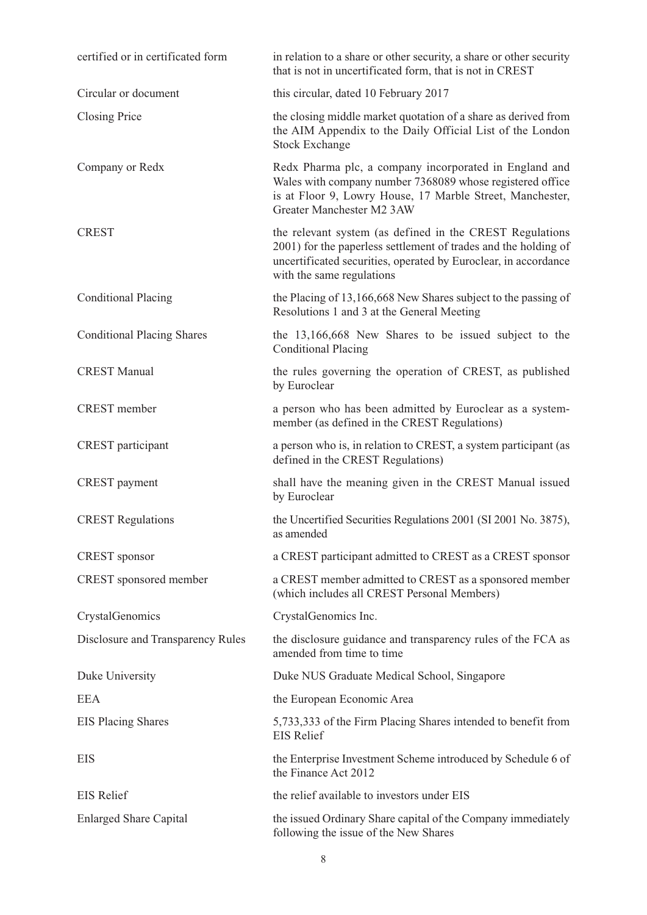| | |
|---|---|
| certified or in certificated form | in relation to a share or other security, a share or other security that is not in uncertificated form, that is not in CREST |
| Circular or document | this circular, dated 10 February 2017 |
| Closing Price | the closing middle market quotation of a share as derived from the AIM Appendix to the Daily Official List of the London Stock Exchange |
| Company or Redx | Redx Pharma plc, a company incorporated in England and Wales with company number 7368089 whose registered office is at Floor 9, Lowry House, 17 Marble Street, Manchester, Greater Manchester M2 3AW |
| CREST | the relevant system (as defined in the CREST Regulations 2001) for the paperless settlement of trades and the holding of uncertificated securities, operated by Euroclear, in accordance with the same regulations |
| Conditional Placing | the Placing of 13,166,668 New Shares subject to the passing of Resolutions 1 and 3 at the General Meeting |
| Conditional Placing Shares | the 13,166,668 New Shares to be issued subject to the Conditional Placing |
| CREST Manual | the rules governing the operation of CREST, as published by Euroclear |
| CREST member | a person who has been admitted by Euroclear as a system-member (as defined in the CREST Regulations) |
| CREST participant | a person who is, in relation to CREST, a system participant (as defined in the CREST Regulations) |
| CREST payment | shall have the meaning given in the CREST Manual issued by Euroclear |
| CREST Regulations | the Uncertified Securities Regulations 2001 (SI 2001 No. 3875), as amended |
| CREST sponsor | a CREST participant admitted to CREST as a CREST sponsor |
| CREST sponsored member | a CREST member admitted to CREST as a sponsored member (which includes all CREST Personal Members) |
| CrystalGenomics | CrystalGenomics Inc. |
| Disclosure and Transparency Rules | the disclosure guidance and transparency rules of the FCA as amended from time to time |
| Duke University | Duke NUS Graduate Medical School, Singapore |
| EEA | the European Economic Area |
| EIS Placing Shares | 5,733,333 of the Firm Placing Shares intended to benefit from EIS Relief |
| EIS | the Enterprise Investment Scheme introduced by Schedule 6 of the Finance Act 2012 |
| EIS Relief | the relief available to investors under EIS |
| Enlarged Share Capital | the issued Ordinary Share capital of the Company immediately following the issue of the New Shares |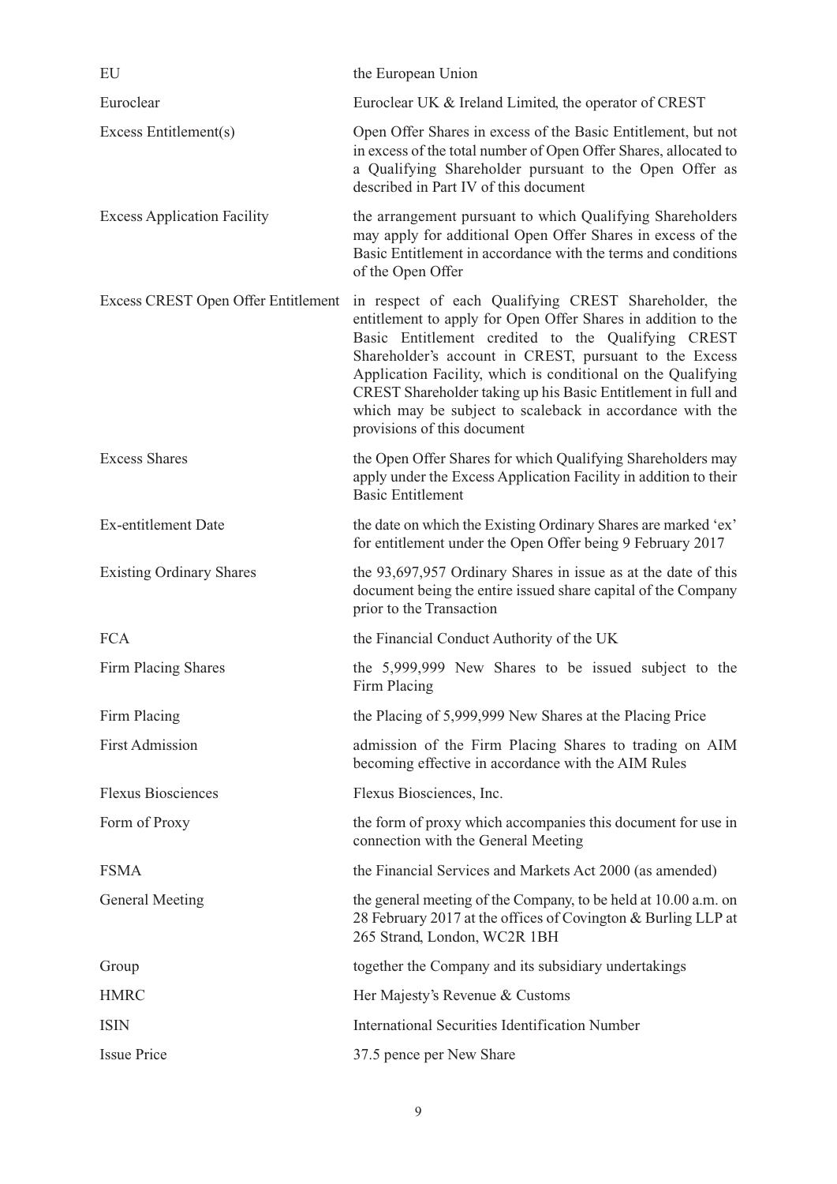| | |
|---|---|
| EU | the European Union |
| Euroclear | Euroclear UK & Ireland Limited, the operator of CREST |
| Excess Entitlement(s) | Open Offer Shares in excess of the Basic Entitlement, but not in excess of the total number of Open Offer Shares, allocated to a Qualifying Shareholder pursuant to the Open Offer as described in Part IV of this document |
| Excess Application Facility | the arrangement pursuant to which Qualifying Shareholders may apply for additional Open Offer Shares in excess of the Basic Entitlement in accordance with the terms and conditions of the Open Offer |
| Excess CREST Open Offer Entitlement | in respect of each Qualifying CREST Shareholder, the entitlement to apply for Open Offer Shares in addition to the Basic Entitlement credited to the Qualifying CREST Shareholder's account in CREST, pursuant to the Excess Application Facility, which is conditional on the Qualifying CREST Shareholder taking up his Basic Entitlement in full and which may be subject to scaleback in accordance with the provisions of this document |
| Excess Shares | the Open Offer Shares for which Qualifying Shareholders may apply under the Excess Application Facility in addition to their Basic Entitlement |
| Ex-entitlement Date | the date on which the Existing Ordinary Shares are marked 'ex' for entitlement under the Open Offer being 9 February 2017 |
| Existing Ordinary Shares | the 93,697,957 Ordinary Shares in issue as at the date of this document being the entire issued share capital of the Company prior to the Transaction |
| FCA | the Financial Conduct Authority of the UK |
| Firm Placing Shares | the 5,999,999 New Shares to be issued subject to the Firm Placing |
| Firm Placing | the Placing of 5,999,999 New Shares at the Placing Price |
| First Admission | admission of the Firm Placing Shares to trading on AIM becoming effective in accordance with the AIM Rules |
| Flexus Biosciences | Flexus Biosciences, Inc. |
| Form of Proxy | the form of proxy which accompanies this document for use in connection with the General Meeting |
| FSMA | the Financial Services and Markets Act 2000 (as amended) |
| General Meeting | the general meeting of the Company, to be held at 10.00 a.m. on 28 February 2017 at the offices of Covington & Burling LLP at 265 Strand, London, WC2R 1BH |
| Group | together the Company and its subsidiary undertakings |
| HMRC | Her Majesty's Revenue & Customs |
| ISIN | International Securities Identification Number |
| Issue Price | 37.5 pence per New Share |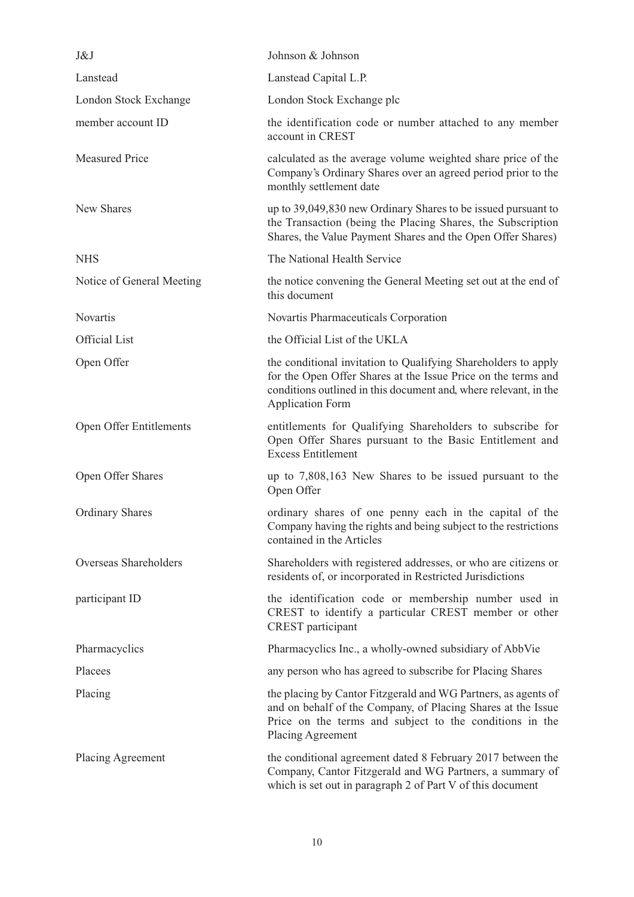| | |
|---|---|
| J&J | Johnson & Johnson |
| Lanstead | Lanstead Capital L.P. |
| London Stock Exchange | London Stock Exchange plc |
| member account ID | the identification code or number attached to any member account in CREST |
| Measured Price | calculated as the average volume weighted share price of the Company's Ordinary Shares over an agreed period prior to the monthly settlement date |
| New Shares | up to 39,049,830 new Ordinary Shares to be issued pursuant to the Transaction (being the Placing Shares, the Subscription Shares, the Value Payment Shares and the Open Offer Shares) |
| NHS | The National Health Service |
| Notice of General Meeting | the notice convening the General Meeting set out at the end of this document |
| Novartis | Novartis Pharmaceuticals Corporation |
| Official List | the Official List of the UKLA |
| Open Offer | the conditional invitation to Qualifying Shareholders to apply for the Open Offer Shares at the Issue Price on the terms and conditions outlined in this document and, where relevant, in the Application Form |
| Open Offer Entitlements | entitlements for Qualifying Shareholders to subscribe for Open Offer Shares pursuant to the Basic Entitlement and Excess Entitlement |
| Open Offer Shares | up to 7,808,163 New Shares to be issued pursuant to the Open Offer |
| Ordinary Shares | ordinary shares of one penny each in the capital of the Company having the rights and being subject to the restrictions contained in the Articles |
| Overseas Shareholders | Shareholders with registered addresses, or who are citizens or residents of, or incorporated in Restricted Jurisdictions |
| participant ID | the identification code or membership number used in CREST to identify a particular CREST member or other CREST participant |
| Pharmacyclics | Pharmacyclics Inc., a wholly-owned subsidiary of AbbVie |
| Placees | any person who has agreed to subscribe for Placing Shares |
| Placing | the placing by Cantor Fitzgerald and WG Partners, as agents of and on behalf of the Company, of Placing Shares at the Issue Price on the terms and subject to the conditions in the Placing Agreement |
| Placing Agreement | the conditional agreement dated 8 February 2017 between the Company, Cantor Fitzgerald and WG Partners, a summary of which is set out in paragraph 2 of Part V of this document |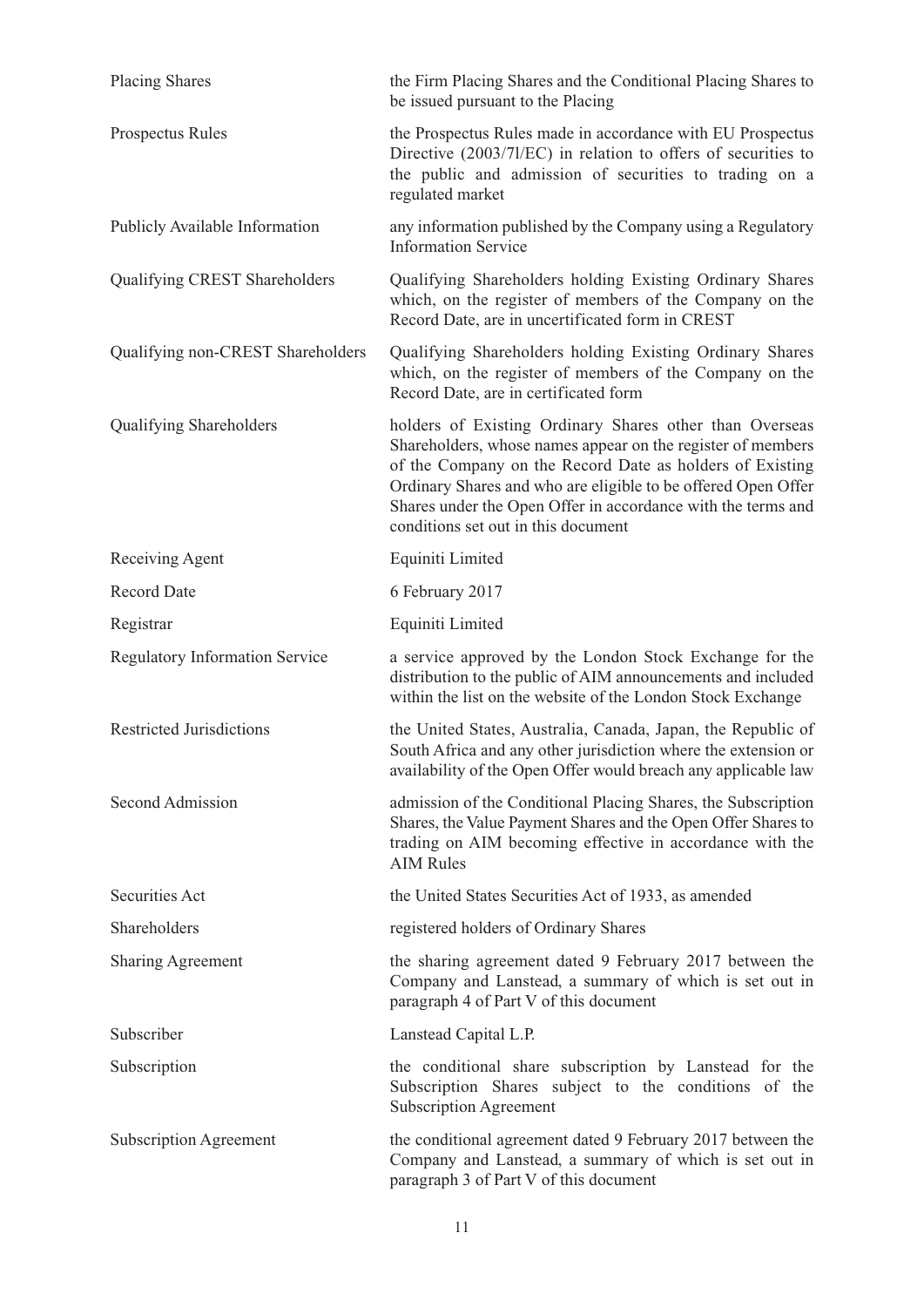| | |
|---|---|
| Placing Shares | the Firm Placing Shares and the Conditional Placing Shares to be issued pursuant to the Placing |
| Prospectus Rules | the Prospectus Rules made in accordance with EU Prospectus Directive (2003/7l/EC) in relation to offers of securities to the public and admission of securities to trading on a regulated market |
| Publicly Available Information | any information published by the Company using a Regulatory Information Service |
| Qualifying CREST Shareholders | Qualifying Shareholders holding Existing Ordinary Shares which, on the register of members of the Company on the Record Date, are in uncertificated form in CREST |
| Qualifying non-CREST Shareholders | Qualifying Shareholders holding Existing Ordinary Shares which, on the register of members of the Company on the Record Date, are in certificated form |
| Qualifying Shareholders | holders of Existing Ordinary Shares other than Overseas Shareholders, whose names appear on the register of members of the Company on the Record Date as holders of Existing Ordinary Shares and who are eligible to be offered Open Offer Shares under the Open Offer in accordance with the terms and conditions set out in this document |
| Receiving Agent | Equiniti Limited |
| Record Date | 6 February 2017 |
| Registrar | Equiniti Limited |
| Regulatory Information Service | a service approved by the London Stock Exchange for the distribution to the public of AIM announcements and included within the list on the website of the London Stock Exchange |
| Restricted Jurisdictions | the United States, Australia, Canada, Japan, the Republic of South Africa and any other jurisdiction where the extension or availability of the Open Offer would breach any applicable law |
| Second Admission | admission of the Conditional Placing Shares, the Subscription Shares, the Value Payment Shares and the Open Offer Shares to trading on AIM becoming effective in accordance with the AIM Rules |
| Securities Act | the United States Securities Act of 1933, as amended |
| Shareholders | registered holders of Ordinary Shares |
| Sharing Agreement | the sharing agreement dated 9 February 2017 between the Company and Lanstead, a summary of which is set out in paragraph 4 of Part V of this document |
| Subscriber | Lanstead Capital L.P. |
| Subscription | the conditional share subscription by Lanstead for the Subscription Shares subject to the conditions of the Subscription Agreement |
| Subscription Agreement | the conditional agreement dated 9 February 2017 between the Company and Lanstead, a summary of which is set out in paragraph 3 of Part V of this document |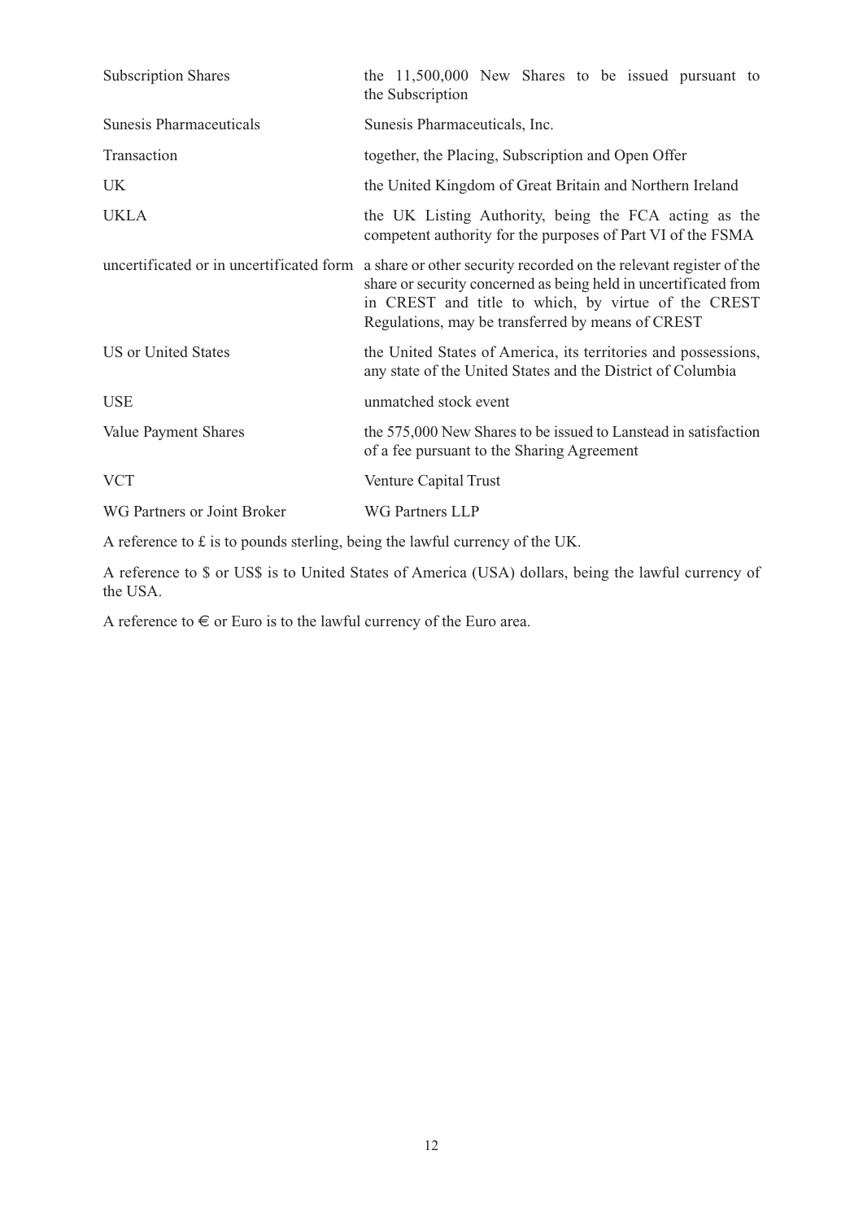| | |
|---|---|
| Subscription Shares | the 11,500,000 New Shares to be issued pursuant to the Subscription |
| Sunesis Pharmaceuticals | Sunesis Pharmaceuticals, Inc. |
| Transaction | together, the Placing, Subscription and Open Offer |
| UK | the United Kingdom of Great Britain and Northern Ireland |
| UKLA | the UK Listing Authority, being the FCA acting as the competent authority for the purposes of Part VI of the FSMA |
| uncertificated or in uncertificated form | a share or other security recorded on the relevant register of the share or security concerned as being held in uncertificated from in CREST and title to which, by virtue of the CREST Regulations, may be transferred by means of CREST |
| US or United States | the United States of America, its territories and possessions, any state of the United States and the District of Columbia |
| USE | unmatched stock event |
| Value Payment Shares | the 575,000 New Shares to be issued to Lanstead in satisfaction of a fee pursuant to the Sharing Agreement |
| VCT | Venture Capital Trust |
| WG Partners or Joint Broker | WG Partners LLP |

A reference to £ is to pounds sterling, being the lawful currency of the UK.

A reference to $ or US$ is to United States of America (USA) dollars, being the lawful currency of the USA.

A reference to € or Euro is to the lawful currency of the Euro area.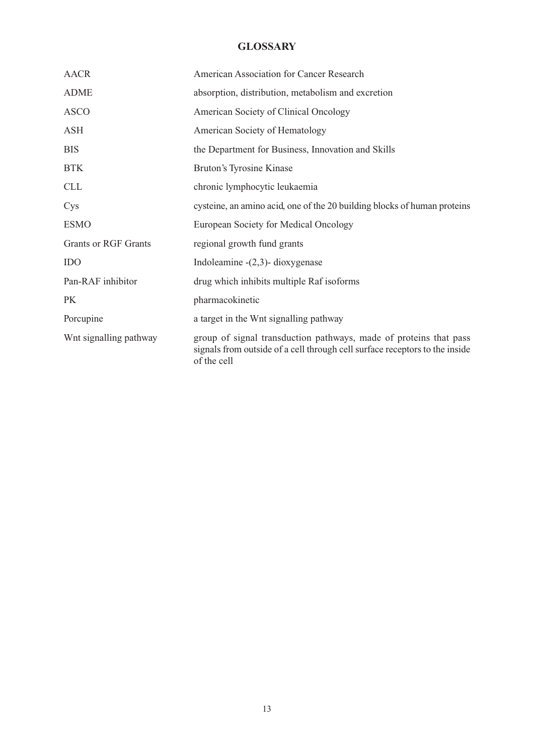# GLOSSARY

| | |
|---|---|
| AACR | American Association for Cancer Research |
| ADME | absorption, distribution, metabolism and excretion |
| ASCO | American Society of Clinical Oncology |
| ASH | American Society of Hematology |
| BIS | the Department for Business, Innovation and Skills |
| BTK | Bruton's Tyrosine Kinase |
| CLL | chronic lymphocytic leukaemia |
| Cys | cysteine, an amino acid, one of the 20 building blocks of human proteins |
| ESMO | European Society for Medical Oncology |
| Grants or RGF Grants | regional growth fund grants |
| IDO | Indoleamine -(2,3)- dioxygenase |
| Pan-RAF inhibitor | drug which inhibits multiple Raf isoforms |
| PK | pharmacokinetic |
| Porcupine | a target in the Wnt signalling pathway |
| Wnt signalling pathway | group of signal transduction pathways, made of proteins that pass signals from outside of a cell through cell surface receptors to the inside of the cell |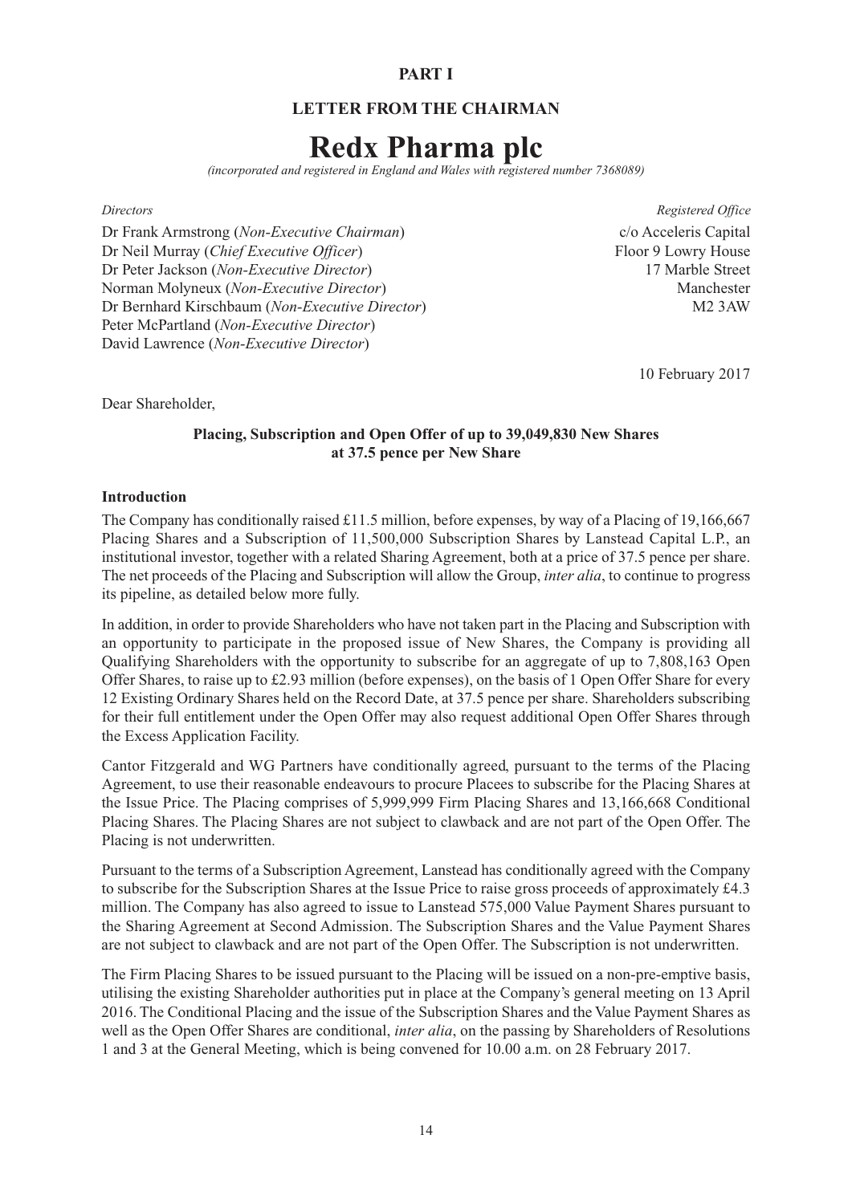**PART I**

**LETTER FROM THE CHAIRMAN**

# Redx Pharma plc

*(incorporated and registered in England and Wales with registered number 7368089)*

| *Directors* | *Registered Office* |
|---|---|
| Dr Frank Armstrong (*Non-Executive Chairman*) | c/o Acceleris Capital |
| Dr Neil Murray (*Chief Executive Officer*) | Floor 9 Lowry House |
| Dr Peter Jackson (*Non-Executive Director*) | 17 Marble Street |
| Norman Molyneux (*Non-Executive Director*) | Manchester |
| Dr Bernhard Kirschbaum (*Non-Executive Director*) | M2 3AW |
| Peter McPartland (*Non-Executive Director*) | |
| David Lawrence (*Non-Executive Director*) | |

10 February 2017

Dear Shareholder,

**Placing, Subscription and Open Offer of up to 39,049,830 New Shares at 37.5 pence per New Share**

**Introduction**

The Company has conditionally raised £11.5 million, before expenses, by way of a Placing of 19,166,667 Placing Shares and a Subscription of 11,500,000 Subscription Shares by Lanstead Capital L.P., an institutional investor, together with a related Sharing Agreement, both at a price of 37.5 pence per share. The net proceeds of the Placing and Subscription will allow the Group, *inter alia*, to continue to progress its pipeline, as detailed below more fully.

In addition, in order to provide Shareholders who have not taken part in the Placing and Subscription with an opportunity to participate in the proposed issue of New Shares, the Company is providing all Qualifying Shareholders with the opportunity to subscribe for an aggregate of up to 7,808,163 Open Offer Shares, to raise up to £2.93 million (before expenses), on the basis of 1 Open Offer Share for every 12 Existing Ordinary Shares held on the Record Date, at 37.5 pence per share. Shareholders subscribing for their full entitlement under the Open Offer may also request additional Open Offer Shares through the Excess Application Facility.

Cantor Fitzgerald and WG Partners have conditionally agreed, pursuant to the terms of the Placing Agreement, to use their reasonable endeavours to procure Placees to subscribe for the Placing Shares at the Issue Price. The Placing comprises of 5,999,999 Firm Placing Shares and 13,166,668 Conditional Placing Shares. The Placing Shares are not subject to clawback and are not part of the Open Offer. The Placing is not underwritten.

Pursuant to the terms of a Subscription Agreement, Lanstead has conditionally agreed with the Company to subscribe for the Subscription Shares at the Issue Price to raise gross proceeds of approximately £4.3 million. The Company has also agreed to issue to Lanstead 575,000 Value Payment Shares pursuant to the Sharing Agreement at Second Admission. The Subscription Shares and the Value Payment Shares are not subject to clawback and are not part of the Open Offer. The Subscription is not underwritten.

The Firm Placing Shares to be issued pursuant to the Placing will be issued on a non-pre-emptive basis, utilising the existing Shareholder authorities put in place at the Company's general meeting on 13 April 2016. The Conditional Placing and the issue of the Subscription Shares and the Value Payment Shares as well as the Open Offer Shares are conditional, *inter alia*, on the passing by Shareholders of Resolutions 1 and 3 at the General Meeting, which is being convened for 10.00 a.m. on 28 February 2017.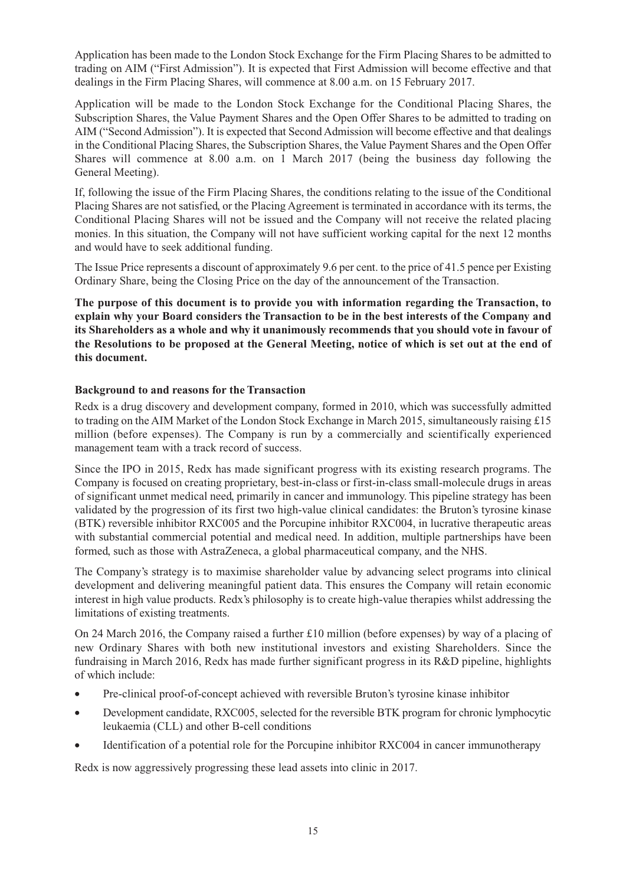Application has been made to the London Stock Exchange for the Firm Placing Shares to be admitted to trading on AIM ("First Admission"). It is expected that First Admission will become effective and that dealings in the Firm Placing Shares, will commence at 8.00 a.m. on 15 February 2017.

Application will be made to the London Stock Exchange for the Conditional Placing Shares, the Subscription Shares, the Value Payment Shares and the Open Offer Shares to be admitted to trading on AIM ("Second Admission"). It is expected that Second Admission will become effective and that dealings in the Conditional Placing Shares, the Subscription Shares, the Value Payment Shares and the Open Offer Shares will commence at 8.00 a.m. on 1 March 2017 (being the business day following the General Meeting).

If, following the issue of the Firm Placing Shares, the conditions relating to the issue of the Conditional Placing Shares are not satisfied, or the Placing Agreement is terminated in accordance with its terms, the Conditional Placing Shares will not be issued and the Company will not receive the related placing monies. In this situation, the Company will not have sufficient working capital for the next 12 months and would have to seek additional funding.

The Issue Price represents a discount of approximately 9.6 per cent. to the price of 41.5 pence per Existing Ordinary Share, being the Closing Price on the day of the announcement of the Transaction.

**The purpose of this document is to provide you with information regarding the Transaction, to explain why your Board considers the Transaction to be in the best interests of the Company and its Shareholders as a whole and why it unanimously recommends that you should vote in favour of the Resolutions to be proposed at the General Meeting, notice of which is set out at the end of this document.**

### Background to and reasons for the Transaction

Redx is a drug discovery and development company, formed in 2010, which was successfully admitted to trading on the AIM Market of the London Stock Exchange in March 2015, simultaneously raising £15 million (before expenses). The Company is run by a commercially and scientifically experienced management team with a track record of success.

Since the IPO in 2015, Redx has made significant progress with its existing research programs. The Company is focused on creating proprietary, best-in-class or first-in-class small-molecule drugs in areas of significant unmet medical need, primarily in cancer and immunology. This pipeline strategy has been validated by the progression of its first two high-value clinical candidates: the Bruton's tyrosine kinase (BTK) reversible inhibitor RXC005 and the Porcupine inhibitor RXC004, in lucrative therapeutic areas with substantial commercial potential and medical need. In addition, multiple partnerships have been formed, such as those with AstraZeneca, a global pharmaceutical company, and the NHS.

The Company's strategy is to maximise shareholder value by advancing select programs into clinical development and delivering meaningful patient data. This ensures the Company will retain economic interest in high value products. Redx's philosophy is to create high-value therapies whilst addressing the limitations of existing treatments.

On 24 March 2016, the Company raised a further £10 million (before expenses) by way of a placing of new Ordinary Shares with both new institutional investors and existing Shareholders. Since the fundraising in March 2016, Redx has made further significant progress in its R&D pipeline, highlights of which include:

- Pre-clinical proof-of-concept achieved with reversible Bruton's tyrosine kinase inhibitor
- Development candidate, RXC005, selected for the reversible BTK program for chronic lymphocytic leukaemia (CLL) and other B-cell conditions
- Identification of a potential role for the Porcupine inhibitor RXC004 in cancer immunotherapy

Redx is now aggressively progressing these lead assets into clinic in 2017.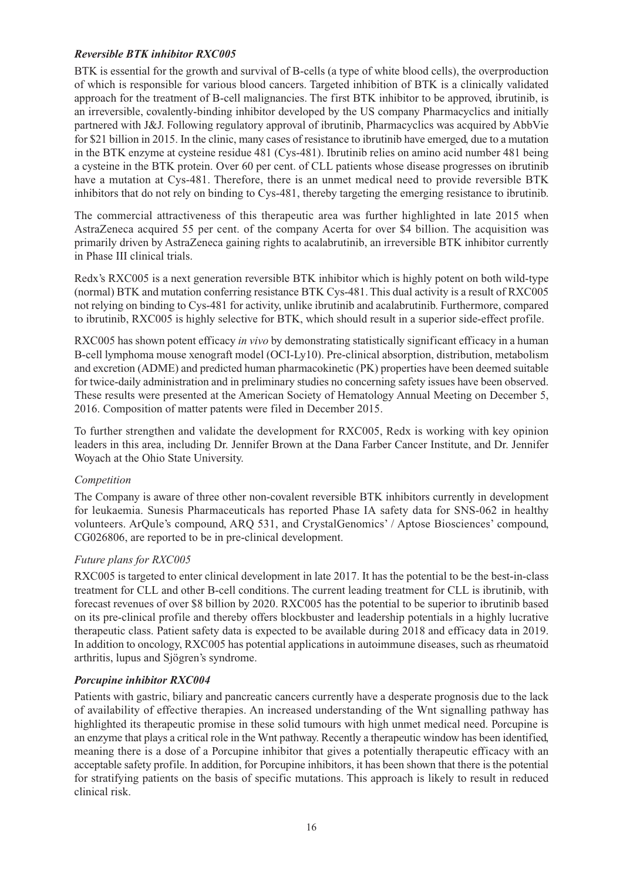### *Reversible BTK inhibitor RXC005*

BTK is essential for the growth and survival of B-cells (a type of white blood cells), the overproduction of which is responsible for various blood cancers. Targeted inhibition of BTK is a clinically validated approach for the treatment of B-cell malignancies. The first BTK inhibitor to be approved, ibrutinib, is an irreversible, covalently-binding inhibitor developed by the US company Pharmacyclics and initially partnered with J&J. Following regulatory approval of ibrutinib, Pharmacyclics was acquired by AbbVie for $21 billion in 2015. In the clinic, many cases of resistance to ibrutinib have emerged, due to a mutation in the BTK enzyme at cysteine residue 481 (Cys-481). Ibrutinib relies on amino acid number 481 being a cysteine in the BTK protein. Over 60 per cent. of CLL patients whose disease progresses on ibrutinib have a mutation at Cys-481. Therefore, there is an unmet medical need to provide reversible BTK inhibitors that do not rely on binding to Cys-481, thereby targeting the emerging resistance to ibrutinib.

The commercial attractiveness of this therapeutic area was further highlighted in late 2015 when AstraZeneca acquired 55 per cent. of the company Acerta for over $4 billion. The acquisition was primarily driven by AstraZeneca gaining rights to acalabrutinib, an irreversible BTK inhibitor currently in Phase III clinical trials.

Redx's RXC005 is a next generation reversible BTK inhibitor which is highly potent on both wild-type (normal) BTK and mutation conferring resistance BTK Cys-481. This dual activity is a result of RXC005 not relying on binding to Cys-481 for activity, unlike ibrutinib and acalabrutinib. Furthermore, compared to ibrutinib, RXC005 is highly selective for BTK, which should result in a superior side-effect profile.

RXC005 has shown potent efficacy *in vivo* by demonstrating statistically significant efficacy in a human B-cell lymphoma mouse xenograft model (OCI-Ly10). Pre-clinical absorption, distribution, metabolism and excretion (ADME) and predicted human pharmacokinetic (PK) properties have been deemed suitable for twice-daily administration and in preliminary studies no concerning safety issues have been observed. These results were presented at the American Society of Hematology Annual Meeting on December 5, 2016. Composition of matter patents were filed in December 2015.

To further strengthen and validate the development for RXC005, Redx is working with key opinion leaders in this area, including Dr. Jennifer Brown at the Dana Farber Cancer Institute, and Dr. Jennifer Woyach at the Ohio State University.

*Competition*

The Company is aware of three other non-covalent reversible BTK inhibitors currently in development for leukaemia. Sunesis Pharmaceuticals has reported Phase IA safety data for SNS-062 in healthy volunteers. ArQule's compound, ARQ 531, and CrystalGenomics' / Aptose Biosciences' compound, CG026806, are reported to be in pre-clinical development.

*Future plans for RXC005*

RXC005 is targeted to enter clinical development in late 2017. It has the potential to be the best-in-class treatment for CLL and other B-cell conditions. The current leading treatment for CLL is ibrutinib, with forecast revenues of over $8 billion by 2020. RXC005 has the potential to be superior to ibrutinib based on its pre-clinical profile and thereby offers blockbuster and leadership potentials in a highly lucrative therapeutic class. Patient safety data is expected to be available during 2018 and efficacy data in 2019. In addition to oncology, RXC005 has potential applications in autoimmune diseases, such as rheumatoid arthritis, lupus and Sjögren's syndrome.

### *Porcupine inhibitor RXC004*

Patients with gastric, biliary and pancreatic cancers currently have a desperate prognosis due to the lack of availability of effective therapies. An increased understanding of the Wnt signalling pathway has highlighted its therapeutic promise in these solid tumours with high unmet medical need. Porcupine is an enzyme that plays a critical role in the Wnt pathway. Recently a therapeutic window has been identified, meaning there is a dose of a Porcupine inhibitor that gives a potentially therapeutic efficacy with an acceptable safety profile. In addition, for Porcupine inhibitors, it has been shown that there is the potential for stratifying patients on the basis of specific mutations. This approach is likely to result in reduced clinical risk.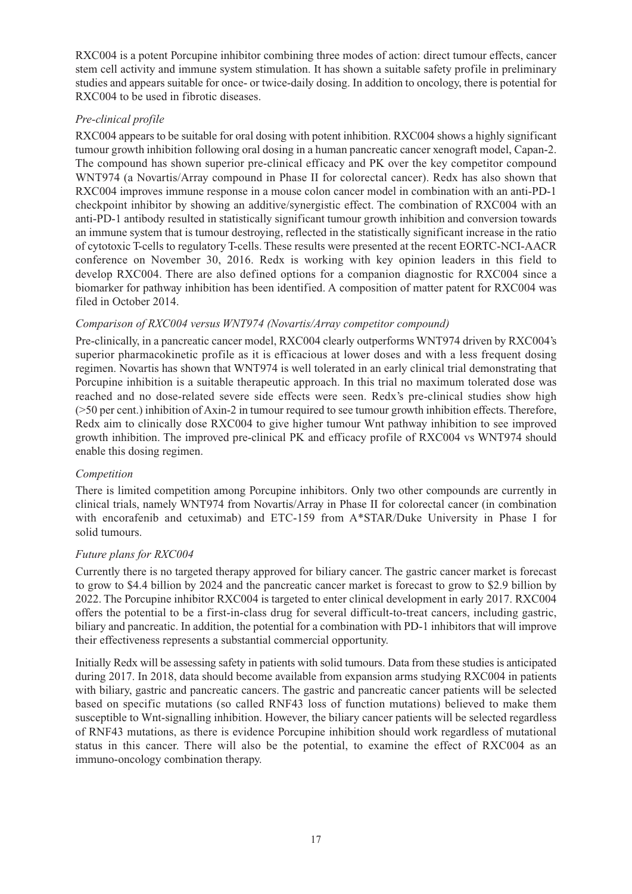RXC004 is a potent Porcupine inhibitor combining three modes of action: direct tumour effects, cancer stem cell activity and immune system stimulation. It has shown a suitable safety profile in preliminary studies and appears suitable for once- or twice-daily dosing. In addition to oncology, there is potential for RXC004 to be used in fibrotic diseases.

*Pre-clinical profile*

RXC004 appears to be suitable for oral dosing with potent inhibition. RXC004 shows a highly significant tumour growth inhibition following oral dosing in a human pancreatic cancer xenograft model, Capan-2. The compound has shown superior pre-clinical efficacy and PK over the key competitor compound WNT974 (a Novartis/Array compound in Phase II for colorectal cancer). Redx has also shown that RXC004 improves immune response in a mouse colon cancer model in combination with an anti-PD-1 checkpoint inhibitor by showing an additive/synergistic effect. The combination of RXC004 with an anti-PD-1 antibody resulted in statistically significant tumour growth inhibition and conversion towards an immune system that is tumour destroying, reflected in the statistically significant increase in the ratio of cytotoxic T-cells to regulatory T-cells. These results were presented at the recent EORTC-NCI-AACR conference on November 30, 2016. Redx is working with key opinion leaders in this field to develop RXC004. There are also defined options for a companion diagnostic for RXC004 since a biomarker for pathway inhibition has been identified. A composition of matter patent for RXC004 was filed in October 2014.

*Comparison of RXC004 versus WNT974 (Novartis/Array competitor compound)*

Pre-clinically, in a pancreatic cancer model, RXC004 clearly outperforms WNT974 driven by RXC004's superior pharmacokinetic profile as it is efficacious at lower doses and with a less frequent dosing regimen. Novartis has shown that WNT974 is well tolerated in an early clinical trial demonstrating that Porcupine inhibition is a suitable therapeutic approach. In this trial no maximum tolerated dose was reached and no dose-related severe side effects were seen. Redx's pre-clinical studies show high (>50 per cent.) inhibition of Axin-2 in tumour required to see tumour growth inhibition effects. Therefore, Redx aim to clinically dose RXC004 to give higher tumour Wnt pathway inhibition to see improved growth inhibition. The improved pre-clinical PK and efficacy profile of RXC004 vs WNT974 should enable this dosing regimen.

*Competition*

There is limited competition among Porcupine inhibitors. Only two other compounds are currently in clinical trials, namely WNT974 from Novartis/Array in Phase II for colorectal cancer (in combination with encorafenib and cetuximab) and ETC-159 from A*STAR/Duke University in Phase I for solid tumours.

*Future plans for RXC004*

Currently there is no targeted therapy approved for biliary cancer. The gastric cancer market is forecast to grow to $4.4 billion by 2024 and the pancreatic cancer market is forecast to grow to $2.9 billion by 2022. The Porcupine inhibitor RXC004 is targeted to enter clinical development in early 2017. RXC004 offers the potential to be a first-in-class drug for several difficult-to-treat cancers, including gastric, biliary and pancreatic. In addition, the potential for a combination with PD-1 inhibitors that will improve their effectiveness represents a substantial commercial opportunity.

Initially Redx will be assessing safety in patients with solid tumours. Data from these studies is anticipated during 2017. In 2018, data should become available from expansion arms studying RXC004 in patients with biliary, gastric and pancreatic cancers. The gastric and pancreatic cancer patients will be selected based on specific mutations (so called RNF43 loss of function mutations) believed to make them susceptible to Wnt-signalling inhibition. However, the biliary cancer patients will be selected regardless of RNF43 mutations, as there is evidence Porcupine inhibition should work regardless of mutational status in this cancer. There will also be the potential, to examine the effect of RXC004 as an immuno-oncology combination therapy.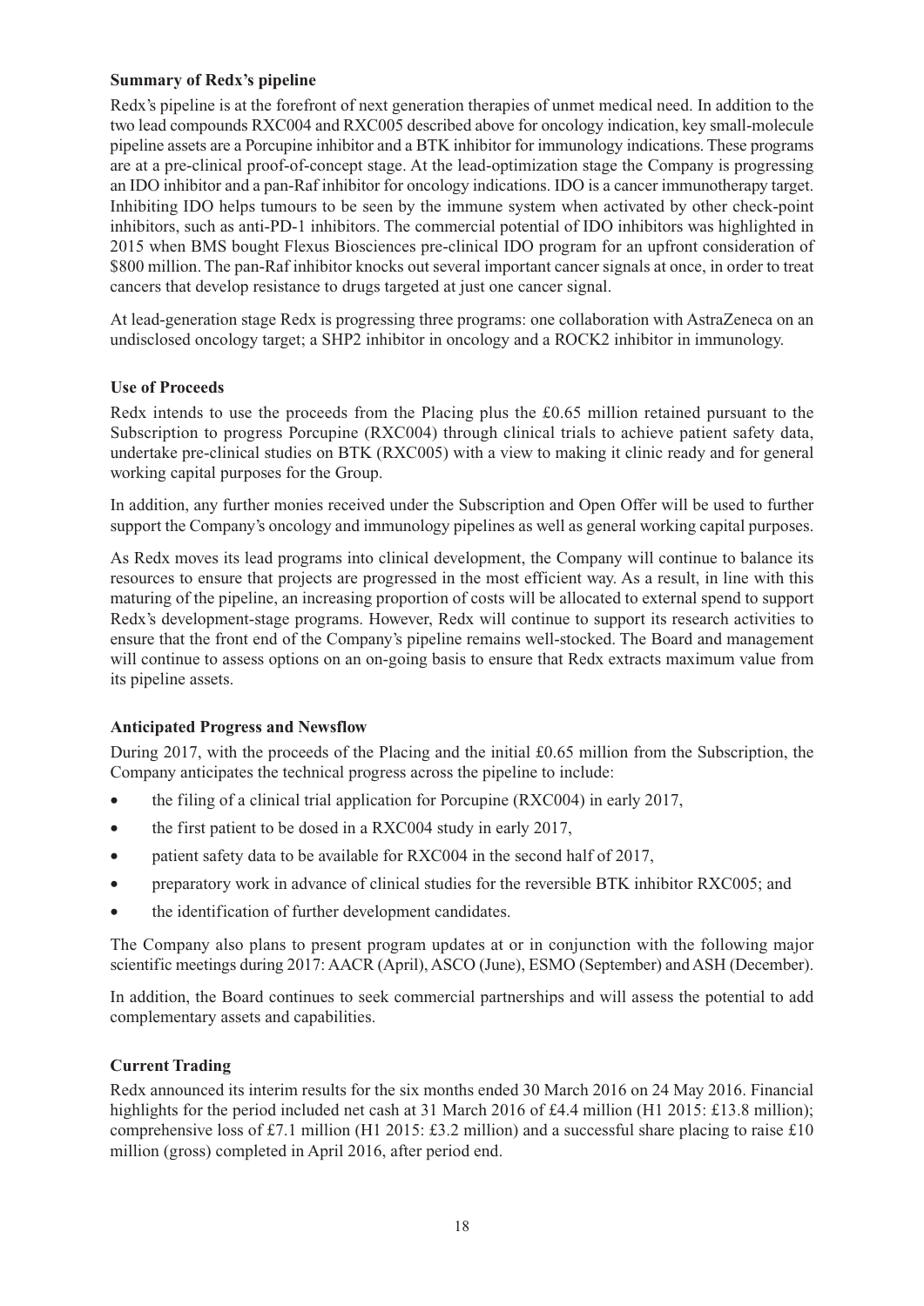**Summary of Redx's pipeline**

Redx's pipeline is at the forefront of next generation therapies of unmet medical need. In addition to the two lead compounds RXC004 and RXC005 described above for oncology indication, key small-molecule pipeline assets are a Porcupine inhibitor and a BTK inhibitor for immunology indications. These programs are at a pre-clinical proof-of-concept stage. At the lead-optimization stage the Company is progressing an IDO inhibitor and a pan-Raf inhibitor for oncology indications. IDO is a cancer immunotherapy target. Inhibiting IDO helps tumours to be seen by the immune system when activated by other check-point inhibitors, such as anti-PD-1 inhibitors. The commercial potential of IDO inhibitors was highlighted in 2015 when BMS bought Flexus Biosciences pre-clinical IDO program for an upfront consideration of \$800 million. The pan-Raf inhibitor knocks out several important cancer signals at once, in order to treat cancers that develop resistance to drugs targeted at just one cancer signal.

At lead-generation stage Redx is progressing three programs: one collaboration with AstraZeneca on an undisclosed oncology target; a SHP2 inhibitor in oncology and a ROCK2 inhibitor in immunology.

**Use of Proceeds**

Redx intends to use the proceeds from the Placing plus the £0.65 million retained pursuant to the Subscription to progress Porcupine (RXC004) through clinical trials to achieve patient safety data, undertake pre-clinical studies on BTK (RXC005) with a view to making it clinic ready and for general working capital purposes for the Group.

In addition, any further monies received under the Subscription and Open Offer will be used to further support the Company's oncology and immunology pipelines as well as general working capital purposes.

As Redx moves its lead programs into clinical development, the Company will continue to balance its resources to ensure that projects are progressed in the most efficient way. As a result, in line with this maturing of the pipeline, an increasing proportion of costs will be allocated to external spend to support Redx's development-stage programs. However, Redx will continue to support its research activities to ensure that the front end of the Company's pipeline remains well-stocked. The Board and management will continue to assess options on an on-going basis to ensure that Redx extracts maximum value from its pipeline assets.

**Anticipated Progress and Newsflow**

During 2017, with the proceeds of the Placing and the initial £0.65 million from the Subscription, the Company anticipates the technical progress across the pipeline to include:

- the filing of a clinical trial application for Porcupine (RXC004) in early 2017,
- the first patient to be dosed in a RXC004 study in early 2017,
- patient safety data to be available for RXC004 in the second half of 2017,
- preparatory work in advance of clinical studies for the reversible BTK inhibitor RXC005; and
- the identification of further development candidates.

The Company also plans to present program updates at or in conjunction with the following major scientific meetings during 2017: AACR (April), ASCO (June), ESMO (September) and ASH (December).

In addition, the Board continues to seek commercial partnerships and will assess the potential to add complementary assets and capabilities.

**Current Trading**

Redx announced its interim results for the six months ended 30 March 2016 on 24 May 2016. Financial highlights for the period included net cash at 31 March 2016 of £4.4 million (H1 2015: £13.8 million); comprehensive loss of £7.1 million (H1 2015: £3.2 million) and a successful share placing to raise £10 million (gross) completed in April 2016, after period end.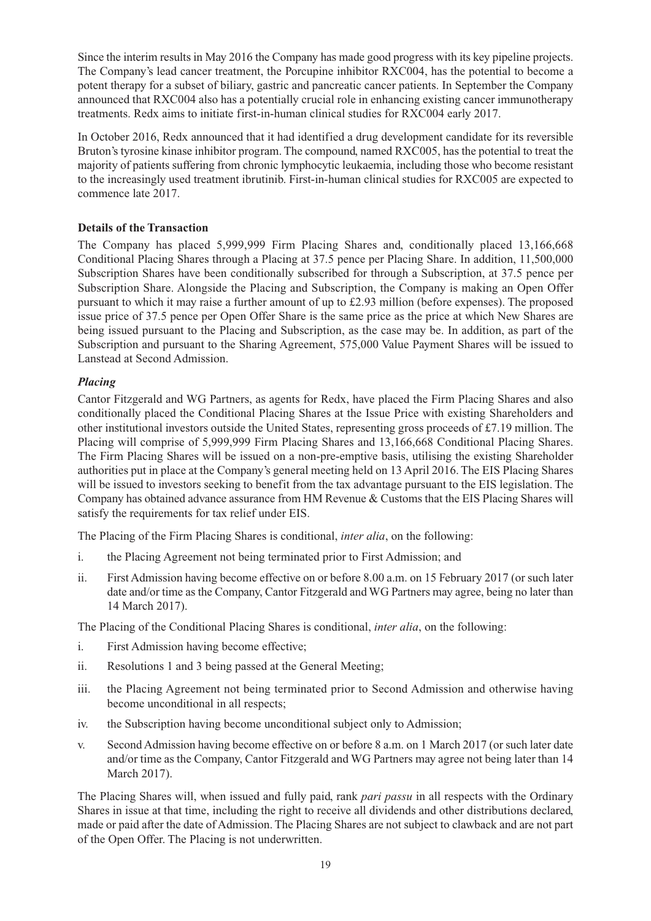Since the interim results in May 2016 the Company has made good progress with its key pipeline projects. The Company's lead cancer treatment, the Porcupine inhibitor RXC004, has the potential to become a potent therapy for a subset of biliary, gastric and pancreatic cancer patients. In September the Company announced that RXC004 also has a potentially crucial role in enhancing existing cancer immunotherapy treatments. Redx aims to initiate first-in-human clinical studies for RXC004 early 2017.

In October 2016, Redx announced that it had identified a drug development candidate for its reversible Bruton's tyrosine kinase inhibitor program. The compound, named RXC005, has the potential to treat the majority of patients suffering from chronic lymphocytic leukaemia, including those who become resistant to the increasingly used treatment ibrutinib. First-in-human clinical studies for RXC005 are expected to commence late 2017.

**Details of the Transaction**

The Company has placed 5,999,999 Firm Placing Shares and, conditionally placed 13,166,668 Conditional Placing Shares through a Placing at 37.5 pence per Placing Share. In addition, 11,500,000 Subscription Shares have been conditionally subscribed for through a Subscription, at 37.5 pence per Subscription Share. Alongside the Placing and Subscription, the Company is making an Open Offer pursuant to which it may raise a further amount of up to £2.93 million (before expenses). The proposed issue price of 37.5 pence per Open Offer Share is the same price as the price at which New Shares are being issued pursuant to the Placing and Subscription, as the case may be. In addition, as part of the Subscription and pursuant to the Sharing Agreement, 575,000 Value Payment Shares will be issued to Lanstead at Second Admission.

***Placing***

Cantor Fitzgerald and WG Partners, as agents for Redx, have placed the Firm Placing Shares and also conditionally placed the Conditional Placing Shares at the Issue Price with existing Shareholders and other institutional investors outside the United States, representing gross proceeds of £7.19 million. The Placing will comprise of 5,999,999 Firm Placing Shares and 13,166,668 Conditional Placing Shares. The Firm Placing Shares will be issued on a non-pre-emptive basis, utilising the existing Shareholder authorities put in place at the Company's general meeting held on 13 April 2016. The EIS Placing Shares will be issued to investors seeking to benefit from the tax advantage pursuant to the EIS legislation. The Company has obtained advance assurance from HM Revenue & Customs that the EIS Placing Shares will satisfy the requirements for tax relief under EIS.

The Placing of the Firm Placing Shares is conditional, *inter alia*, on the following:

i. the Placing Agreement not being terminated prior to First Admission; and

ii. First Admission having become effective on or before 8.00 a.m. on 15 February 2017 (or such later date and/or time as the Company, Cantor Fitzgerald and WG Partners may agree, being no later than 14 March 2017).

The Placing of the Conditional Placing Shares is conditional, *inter alia*, on the following:

i. First Admission having become effective;

ii. Resolutions 1 and 3 being passed at the General Meeting;

iii. the Placing Agreement not being terminated prior to Second Admission and otherwise having become unconditional in all respects;

iv. the Subscription having become unconditional subject only to Admission;

v. Second Admission having become effective on or before 8 a.m. on 1 March 2017 (or such later date and/or time as the Company, Cantor Fitzgerald and WG Partners may agree not being later than 14 March 2017).

The Placing Shares will, when issued and fully paid, rank *pari passu* in all respects with the Ordinary Shares in issue at that time, including the right to receive all dividends and other distributions declared, made or paid after the date of Admission. The Placing Shares are not subject to clawback and are not part of the Open Offer. The Placing is not underwritten.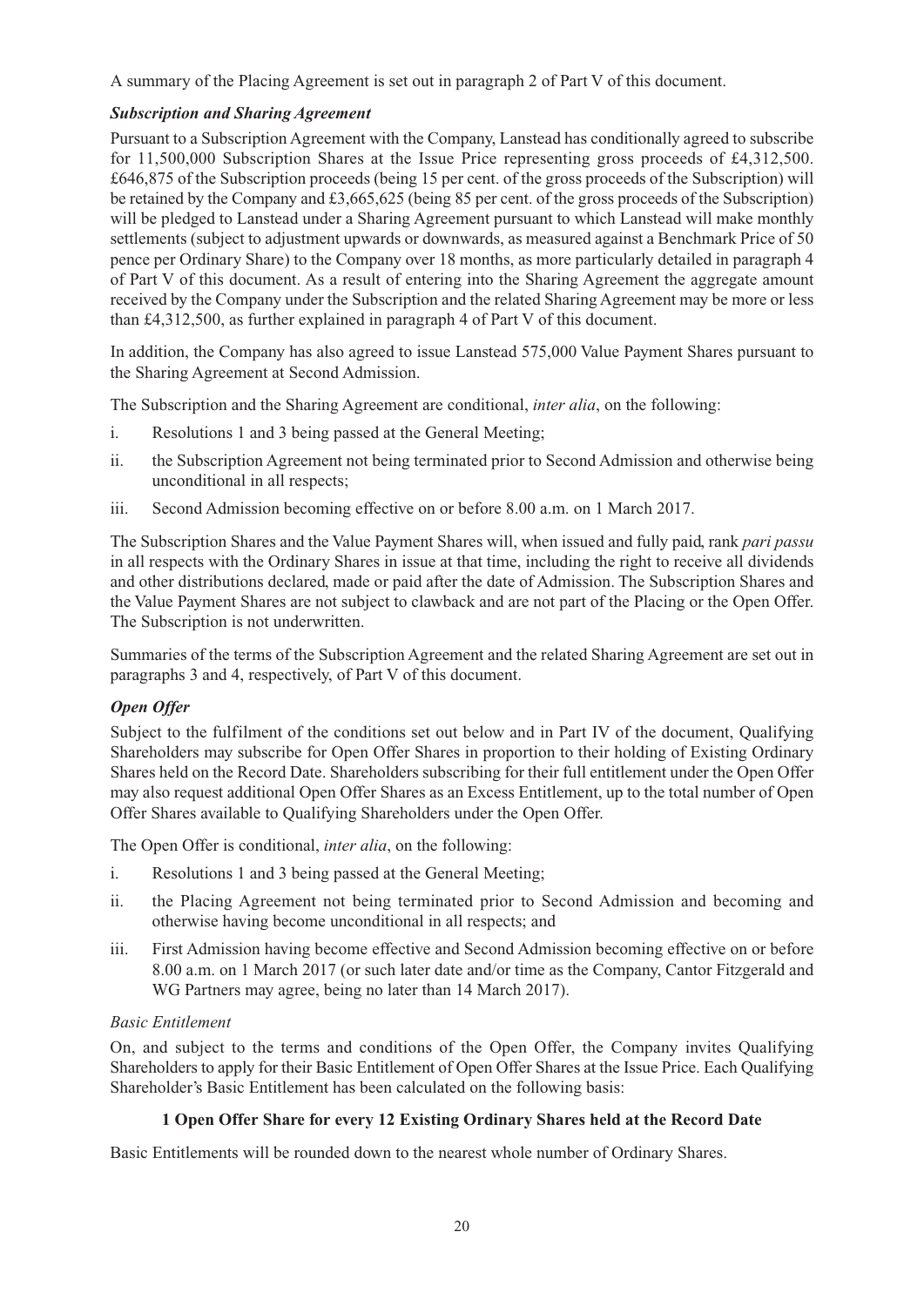A summary of the Placing Agreement is set out in paragraph 2 of Part V of this document.

### *Subscription and Sharing Agreement*

Pursuant to a Subscription Agreement with the Company, Lanstead has conditionally agreed to subscribe for 11,500,000 Subscription Shares at the Issue Price representing gross proceeds of £4,312,500. £646,875 of the Subscription proceeds (being 15 per cent. of the gross proceeds of the Subscription) will be retained by the Company and £3,665,625 (being 85 per cent. of the gross proceeds of the Subscription) will be pledged to Lanstead under a Sharing Agreement pursuant to which Lanstead will make monthly settlements (subject to adjustment upwards or downwards, as measured against a Benchmark Price of 50 pence per Ordinary Share) to the Company over 18 months, as more particularly detailed in paragraph 4 of Part V of this document. As a result of entering into the Sharing Agreement the aggregate amount received by the Company under the Subscription and the related Sharing Agreement may be more or less than £4,312,500, as further explained in paragraph 4 of Part V of this document.

In addition, the Company has also agreed to issue Lanstead 575,000 Value Payment Shares pursuant to the Sharing Agreement at Second Admission.

The Subscription and the Sharing Agreement are conditional, *inter alia*, on the following:

i. Resolutions 1 and 3 being passed at the General Meeting;
ii. the Subscription Agreement not being terminated prior to Second Admission and otherwise being unconditional in all respects;
iii. Second Admission becoming effective on or before 8.00 a.m. on 1 March 2017.

The Subscription Shares and the Value Payment Shares will, when issued and fully paid, rank *pari passu* in all respects with the Ordinary Shares in issue at that time, including the right to receive all dividends and other distributions declared, made or paid after the date of Admission. The Subscription Shares and the Value Payment Shares are not subject to clawback and are not part of the Placing or the Open Offer. The Subscription is not underwritten.

Summaries of the terms of the Subscription Agreement and the related Sharing Agreement are set out in paragraphs 3 and 4, respectively, of Part V of this document.

### *Open Offer*

Subject to the fulfilment of the conditions set out below and in Part IV of the document, Qualifying Shareholders may subscribe for Open Offer Shares in proportion to their holding of Existing Ordinary Shares held on the Record Date. Shareholders subscribing for their full entitlement under the Open Offer may also request additional Open Offer Shares as an Excess Entitlement, up to the total number of Open Offer Shares available to Qualifying Shareholders under the Open Offer.

The Open Offer is conditional, *inter alia*, on the following:

i. Resolutions 1 and 3 being passed at the General Meeting;
ii. the Placing Agreement not being terminated prior to Second Admission and becoming and otherwise having become unconditional in all respects; and
iii. First Admission having become effective and Second Admission becoming effective on or before 8.00 a.m. on 1 March 2017 (or such later date and/or time as the Company, Cantor Fitzgerald and WG Partners may agree, being no later than 14 March 2017).

*Basic Entitlement*

On, and subject to the terms and conditions of the Open Offer, the Company invites Qualifying Shareholders to apply for their Basic Entitlement of Open Offer Shares at the Issue Price. Each Qualifying Shareholder's Basic Entitlement has been calculated on the following basis:

**1 Open Offer Share for every 12 Existing Ordinary Shares held at the Record Date**

Basic Entitlements will be rounded down to the nearest whole number of Ordinary Shares.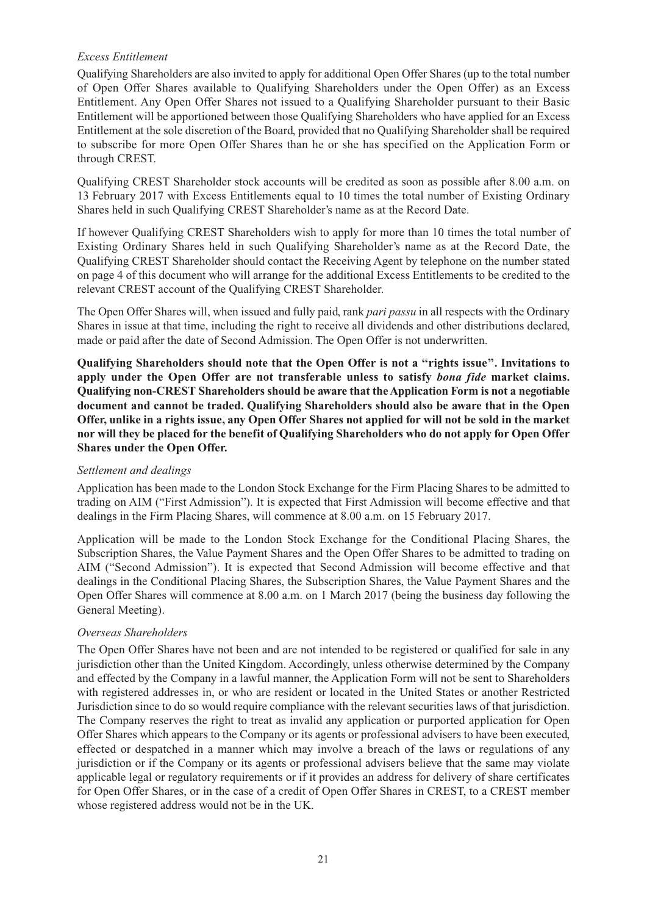*Excess Entitlement*

Qualifying Shareholders are also invited to apply for additional Open Offer Shares (up to the total number of Open Offer Shares available to Qualifying Shareholders under the Open Offer) as an Excess Entitlement. Any Open Offer Shares not issued to a Qualifying Shareholder pursuant to their Basic Entitlement will be apportioned between those Qualifying Shareholders who have applied for an Excess Entitlement at the sole discretion of the Board, provided that no Qualifying Shareholder shall be required to subscribe for more Open Offer Shares than he or she has specified on the Application Form or through CREST.

Qualifying CREST Shareholder stock accounts will be credited as soon as possible after 8.00 a.m. on 13 February 2017 with Excess Entitlements equal to 10 times the total number of Existing Ordinary Shares held in such Qualifying CREST Shareholder's name as at the Record Date.

If however Qualifying CREST Shareholders wish to apply for more than 10 times the total number of Existing Ordinary Shares held in such Qualifying Shareholder's name as at the Record Date, the Qualifying CREST Shareholder should contact the Receiving Agent by telephone on the number stated on page 4 of this document who will arrange for the additional Excess Entitlements to be credited to the relevant CREST account of the Qualifying CREST Shareholder.

The Open Offer Shares will, when issued and fully paid, rank *pari passu* in all respects with the Ordinary Shares in issue at that time, including the right to receive all dividends and other distributions declared, made or paid after the date of Second Admission. The Open Offer is not underwritten.

**Qualifying Shareholders should note that the Open Offer is not a "rights issue". Invitations to apply under the Open Offer are not transferable unless to satisfy *bona fide* market claims. Qualifying non-CREST Shareholders should be aware that the Application Form is not a negotiable document and cannot be traded. Qualifying Shareholders should also be aware that in the Open Offer, unlike in a rights issue, any Open Offer Shares not applied for will not be sold in the market nor will they be placed for the benefit of Qualifying Shareholders who do not apply for Open Offer Shares under the Open Offer.**

*Settlement and dealings*

Application has been made to the London Stock Exchange for the Firm Placing Shares to be admitted to trading on AIM ("First Admission"). It is expected that First Admission will become effective and that dealings in the Firm Placing Shares, will commence at 8.00 a.m. on 15 February 2017.

Application will be made to the London Stock Exchange for the Conditional Placing Shares, the Subscription Shares, the Value Payment Shares and the Open Offer Shares to be admitted to trading on AIM ("Second Admission"). It is expected that Second Admission will become effective and that dealings in the Conditional Placing Shares, the Subscription Shares, the Value Payment Shares and the Open Offer Shares will commence at 8.00 a.m. on 1 March 2017 (being the business day following the General Meeting).

*Overseas Shareholders*

The Open Offer Shares have not been and are not intended to be registered or qualified for sale in any jurisdiction other than the United Kingdom. Accordingly, unless otherwise determined by the Company and effected by the Company in a lawful manner, the Application Form will not be sent to Shareholders with registered addresses in, or who are resident or located in the United States or another Restricted Jurisdiction since to do so would require compliance with the relevant securities laws of that jurisdiction. The Company reserves the right to treat as invalid any application or purported application for Open Offer Shares which appears to the Company or its agents or professional advisers to have been executed, effected or despatched in a manner which may involve a breach of the laws or regulations of any jurisdiction or if the Company or its agents or professional advisers believe that the same may violate applicable legal or regulatory requirements or if it provides an address for delivery of share certificates for Open Offer Shares, or in the case of a credit of Open Offer Shares in CREST, to a CREST member whose registered address would not be in the UK.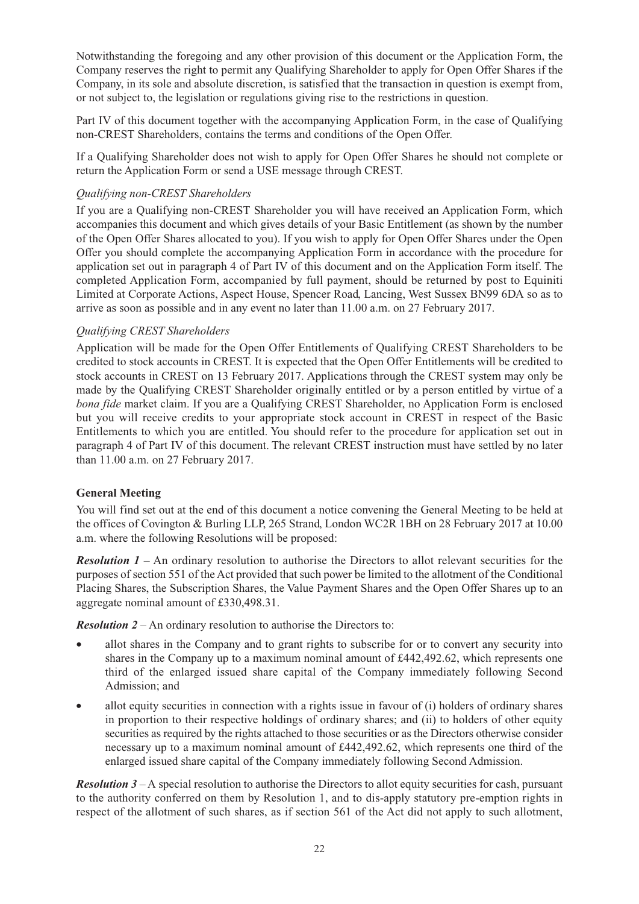Notwithstanding the foregoing and any other provision of this document or the Application Form, the Company reserves the right to permit any Qualifying Shareholder to apply for Open Offer Shares if the Company, in its sole and absolute discretion, is satisfied that the transaction in question is exempt from, or not subject to, the legislation or regulations giving rise to the restrictions in question.

Part IV of this document together with the accompanying Application Form, in the case of Qualifying non-CREST Shareholders, contains the terms and conditions of the Open Offer.

If a Qualifying Shareholder does not wish to apply for Open Offer Shares he should not complete or return the Application Form or send a USE message through CREST.

*Qualifying non-CREST Shareholders*

If you are a Qualifying non-CREST Shareholder you will have received an Application Form, which accompanies this document and which gives details of your Basic Entitlement (as shown by the number of the Open Offer Shares allocated to you). If you wish to apply for Open Offer Shares under the Open Offer you should complete the accompanying Application Form in accordance with the procedure for application set out in paragraph 4 of Part IV of this document and on the Application Form itself. The completed Application Form, accompanied by full payment, should be returned by post to Equiniti Limited at Corporate Actions, Aspect House, Spencer Road, Lancing, West Sussex BN99 6DA so as to arrive as soon as possible and in any event no later than 11.00 a.m. on 27 February 2017.

*Qualifying CREST Shareholders*

Application will be made for the Open Offer Entitlements of Qualifying CREST Shareholders to be credited to stock accounts in CREST. It is expected that the Open Offer Entitlements will be credited to stock accounts in CREST on 13 February 2017. Applications through the CREST system may only be made by the Qualifying CREST Shareholder originally entitled or by a person entitled by virtue of a *bona fide* market claim. If you are a Qualifying CREST Shareholder, no Application Form is enclosed but you will receive credits to your appropriate stock account in CREST in respect of the Basic Entitlements to which you are entitled. You should refer to the procedure for application set out in paragraph 4 of Part IV of this document. The relevant CREST instruction must have settled by no later than 11.00 a.m. on 27 February 2017.

**General Meeting**

You will find set out at the end of this document a notice convening the General Meeting to be held at the offices of Covington & Burling LLP, 265 Strand, London WC2R 1BH on 28 February 2017 at 10.00 a.m. where the following Resolutions will be proposed:

***Resolution 1*** – An ordinary resolution to authorise the Directors to allot relevant securities for the purposes of section 551 of the Act provided that such power be limited to the allotment of the Conditional Placing Shares, the Subscription Shares, the Value Payment Shares and the Open Offer Shares up to an aggregate nominal amount of £330,498.31.

***Resolution 2*** – An ordinary resolution to authorise the Directors to:

- allot shares in the Company and to grant rights to subscribe for or to convert any security into shares in the Company up to a maximum nominal amount of £442,492.62, which represents one third of the enlarged issued share capital of the Company immediately following Second Admission; and
- allot equity securities in connection with a rights issue in favour of (i) holders of ordinary shares in proportion to their respective holdings of ordinary shares; and (ii) to holders of other equity securities as required by the rights attached to those securities or as the Directors otherwise consider necessary up to a maximum nominal amount of £442,492.62, which represents one third of the enlarged issued share capital of the Company immediately following Second Admission.

***Resolution 3*** – A special resolution to authorise the Directors to allot equity securities for cash, pursuant to the authority conferred on them by Resolution 1, and to dis-apply statutory pre-emption rights in respect of the allotment of such shares, as if section 561 of the Act did not apply to such allotment,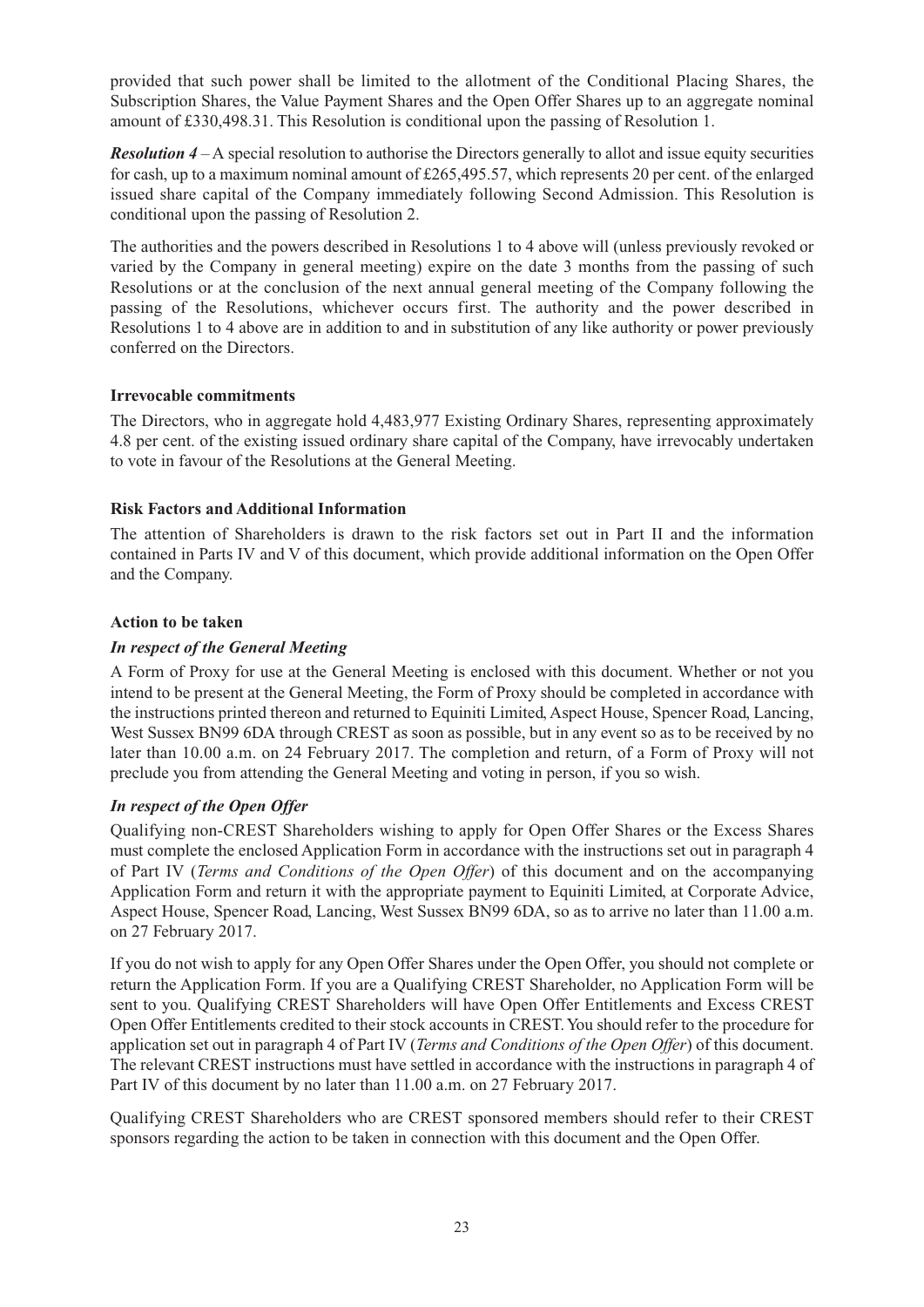provided that such power shall be limited to the allotment of the Conditional Placing Shares, the Subscription Shares, the Value Payment Shares and the Open Offer Shares up to an aggregate nominal amount of £330,498.31. This Resolution is conditional upon the passing of Resolution 1.

***Resolution 4*** – A special resolution to authorise the Directors generally to allot and issue equity securities for cash, up to a maximum nominal amount of £265,495.57, which represents 20 per cent. of the enlarged issued share capital of the Company immediately following Second Admission. This Resolution is conditional upon the passing of Resolution 2.

The authorities and the powers described in Resolutions 1 to 4 above will (unless previously revoked or varied by the Company in general meeting) expire on the date 3 months from the passing of such Resolutions or at the conclusion of the next annual general meeting of the Company following the passing of the Resolutions, whichever occurs first. The authority and the power described in Resolutions 1 to 4 above are in addition to and in substitution of any like authority or power previously conferred on the Directors.

**Irrevocable commitments**

The Directors, who in aggregate hold 4,483,977 Existing Ordinary Shares, representing approximately 4.8 per cent. of the existing issued ordinary share capital of the Company, have irrevocably undertaken to vote in favour of the Resolutions at the General Meeting.

**Risk Factors and Additional Information**

The attention of Shareholders is drawn to the risk factors set out in Part II and the information contained in Parts IV and V of this document, which provide additional information on the Open Offer and the Company.

**Action to be taken**

***In respect of the General Meeting***

A Form of Proxy for use at the General Meeting is enclosed with this document. Whether or not you intend to be present at the General Meeting, the Form of Proxy should be completed in accordance with the instructions printed thereon and returned to Equiniti Limited, Aspect House, Spencer Road, Lancing, West Sussex BN99 6DA through CREST as soon as possible, but in any event so as to be received by no later than 10.00 a.m. on 24 February 2017. The completion and return, of a Form of Proxy will not preclude you from attending the General Meeting and voting in person, if you so wish.

***In respect of the Open Offer***

Qualifying non-CREST Shareholders wishing to apply for Open Offer Shares or the Excess Shares must complete the enclosed Application Form in accordance with the instructions set out in paragraph 4 of Part IV (*Terms and Conditions of the Open Offer*) of this document and on the accompanying Application Form and return it with the appropriate payment to Equiniti Limited, at Corporate Advice, Aspect House, Spencer Road, Lancing, West Sussex BN99 6DA, so as to arrive no later than 11.00 a.m. on 27 February 2017.

If you do not wish to apply for any Open Offer Shares under the Open Offer, you should not complete or return the Application Form. If you are a Qualifying CREST Shareholder, no Application Form will be sent to you. Qualifying CREST Shareholders will have Open Offer Entitlements and Excess CREST Open Offer Entitlements credited to their stock accounts in CREST. You should refer to the procedure for application set out in paragraph 4 of Part IV (*Terms and Conditions of the Open Offer*) of this document. The relevant CREST instructions must have settled in accordance with the instructions in paragraph 4 of Part IV of this document by no later than 11.00 a.m. on 27 February 2017.

Qualifying CREST Shareholders who are CREST sponsored members should refer to their CREST sponsors regarding the action to be taken in connection with this document and the Open Offer.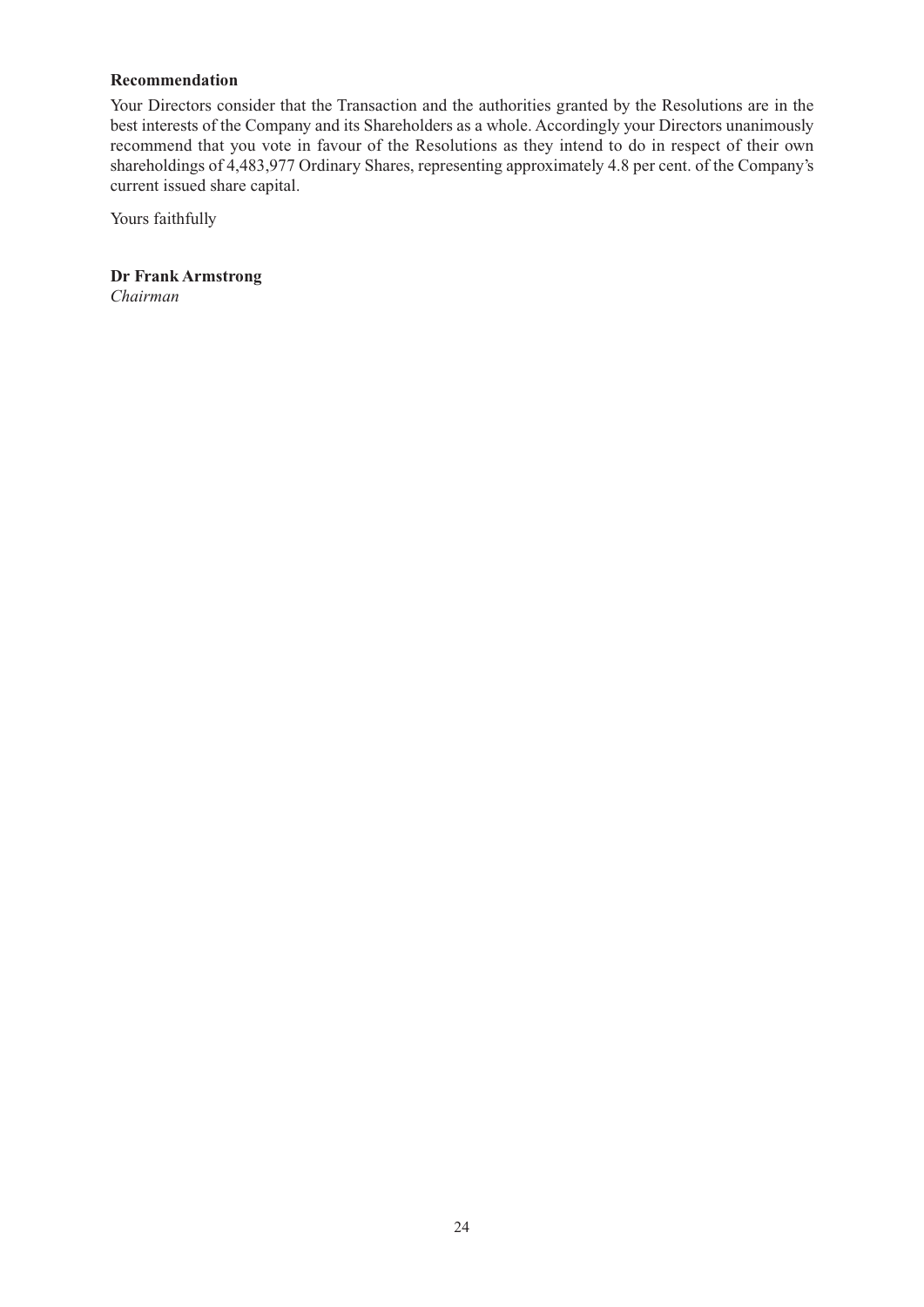**Recommendation**

Your Directors consider that the Transaction and the authorities granted by the Resolutions are in the best interests of the Company and its Shareholders as a whole. Accordingly your Directors unanimously recommend that you vote in favour of the Resolutions as they intend to do in respect of their own shareholdings of 4,483,977 Ordinary Shares, representing approximately 4.8 per cent. of the Company's current issued share capital.

Yours faithfully

**Dr Frank Armstrong**
*Chairman*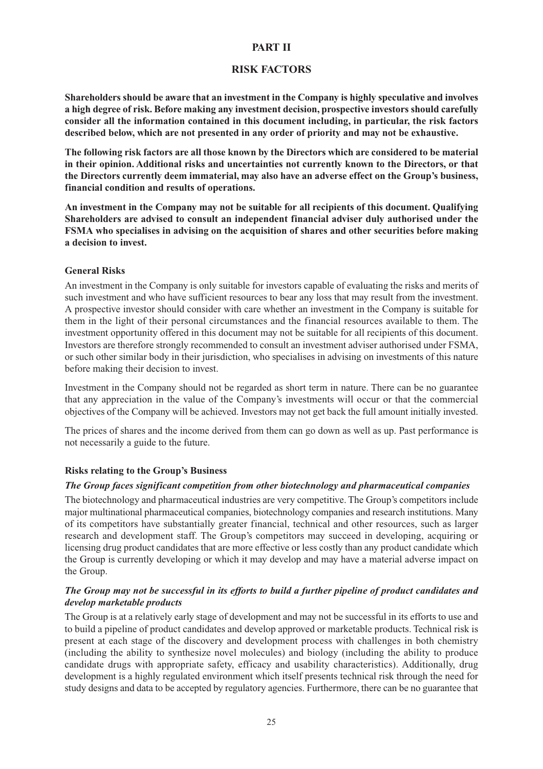# PART II

## RISK FACTORS

**Shareholders should be aware that an investment in the Company is highly speculative and involves a high degree of risk. Before making any investment decision, prospective investors should carefully consider all the information contained in this document including, in particular, the risk factors described below, which are not presented in any order of priority and may not be exhaustive.**

**The following risk factors are all those known by the Directors which are considered to be material in their opinion. Additional risks and uncertainties not currently known to the Directors, or that the Directors currently deem immaterial, may also have an adverse effect on the Group's business, financial condition and results of operations.**

**An investment in the Company may not be suitable for all recipients of this document. Qualifying Shareholders are advised to consult an independent financial adviser duly authorised under the FSMA who specialises in advising on the acquisition of shares and other securities before making a decision to invest.**

### General Risks

An investment in the Company is only suitable for investors capable of evaluating the risks and merits of such investment and who have sufficient resources to bear any loss that may result from the investment. A prospective investor should consider with care whether an investment in the Company is suitable for them in the light of their personal circumstances and the financial resources available to them. The investment opportunity offered in this document may not be suitable for all recipients of this document. Investors are therefore strongly recommended to consult an investment adviser authorised under FSMA, or such other similar body in their jurisdiction, who specialises in advising on investments of this nature before making their decision to invest.

Investment in the Company should not be regarded as short term in nature. There can be no guarantee that any appreciation in the value of the Company's investments will occur or that the commercial objectives of the Company will be achieved. Investors may not get back the full amount initially invested.

The prices of shares and the income derived from them can go down as well as up. Past performance is not necessarily a guide to the future.

### Risks relating to the Group's Business

***The Group faces significant competition from other biotechnology and pharmaceutical companies***

The biotechnology and pharmaceutical industries are very competitive. The Group's competitors include major multinational pharmaceutical companies, biotechnology companies and research institutions. Many of its competitors have substantially greater financial, technical and other resources, such as larger research and development staff. The Group's competitors may succeed in developing, acquiring or licensing drug product candidates that are more effective or less costly than any product candidate which the Group is currently developing or which it may develop and may have a material adverse impact on the Group.

***The Group may not be successful in its efforts to build a further pipeline of product candidates and develop marketable products***

The Group is at a relatively early stage of development and may not be successful in its efforts to use and to build a pipeline of product candidates and develop approved or marketable products. Technical risk is present at each stage of the discovery and development process with challenges in both chemistry (including the ability to synthesize novel molecules) and biology (including the ability to produce candidate drugs with appropriate safety, efficacy and usability characteristics). Additionally, drug development is a highly regulated environment which itself presents technical risk through the need for study designs and data to be accepted by regulatory agencies. Furthermore, there can be no guarantee that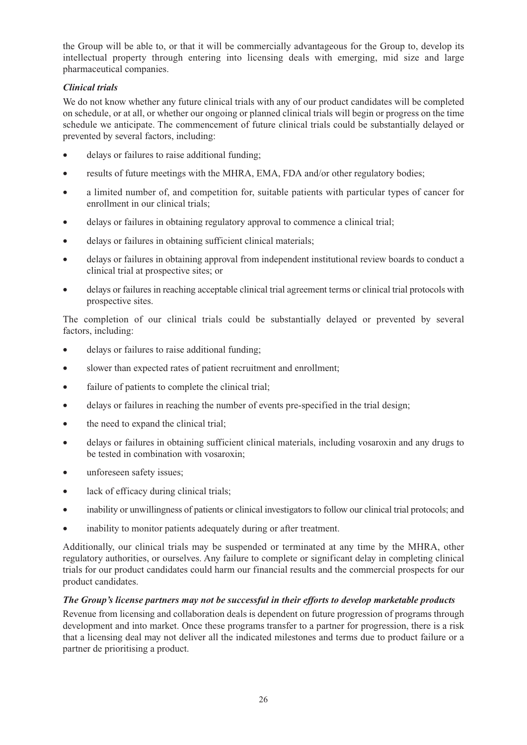the Group will be able to, or that it will be commercially advantageous for the Group to, develop its intellectual property through entering into licensing deals with emerging, mid size and large pharmaceutical companies.

***Clinical trials***

We do not know whether any future clinical trials with any of our product candidates will be completed on schedule, or at all, or whether our ongoing or planned clinical trials will begin or progress on the time schedule we anticipate. The commencement of future clinical trials could be substantially delayed or prevented by several factors, including:

- delays or failures to raise additional funding;
- results of future meetings with the MHRA, EMA, FDA and/or other regulatory bodies;
- a limited number of, and competition for, suitable patients with particular types of cancer for enrollment in our clinical trials;
- delays or failures in obtaining regulatory approval to commence a clinical trial;
- delays or failures in obtaining sufficient clinical materials;
- delays or failures in obtaining approval from independent institutional review boards to conduct a clinical trial at prospective sites; or
- delays or failures in reaching acceptable clinical trial agreement terms or clinical trial protocols with prospective sites.

The completion of our clinical trials could be substantially delayed or prevented by several factors, including:

- delays or failures to raise additional funding;
- slower than expected rates of patient recruitment and enrollment;
- failure of patients to complete the clinical trial;
- delays or failures in reaching the number of events pre-specified in the trial design;
- the need to expand the clinical trial;
- delays or failures in obtaining sufficient clinical materials, including vosaroxin and any drugs to be tested in combination with vosaroxin;
- unforeseen safety issues;
- lack of efficacy during clinical trials;
- inability or unwillingness of patients or clinical investigators to follow our clinical trial protocols; and
- inability to monitor patients adequately during or after treatment.

Additionally, our clinical trials may be suspended or terminated at any time by the MHRA, other regulatory authorities, or ourselves. Any failure to complete or significant delay in completing clinical trials for our product candidates could harm our financial results and the commercial prospects for our product candidates.

***The Group's license partners may not be successful in their efforts to develop marketable products***

Revenue from licensing and collaboration deals is dependent on future progression of programs through development and into market. Once these programs transfer to a partner for progression, there is a risk that a licensing deal may not deliver all the indicated milestones and terms due to product failure or a partner de prioritising a product.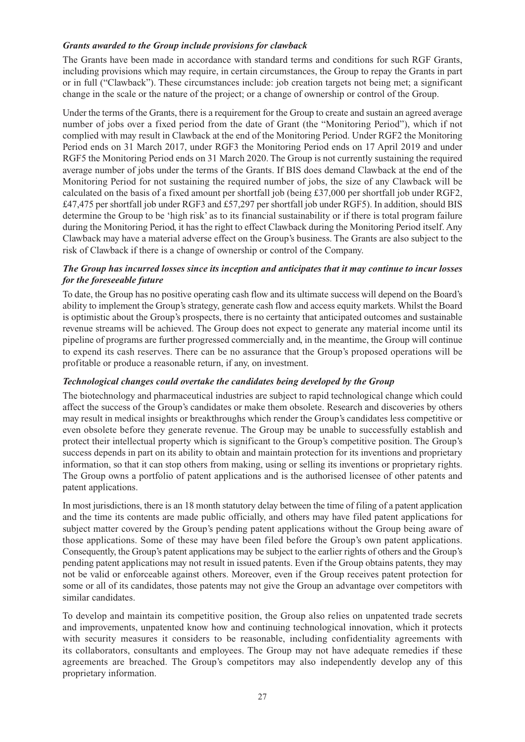### *Grants awarded to the Group include provisions for clawback*

The Grants have been made in accordance with standard terms and conditions for such RGF Grants, including provisions which may require, in certain circumstances, the Group to repay the Grants in part or in full ("Clawback"). These circumstances include: job creation targets not being met; a significant change in the scale or the nature of the project; or a change of ownership or control of the Group.

Under the terms of the Grants, there is a requirement for the Group to create and sustain an agreed average number of jobs over a fixed period from the date of Grant (the "Monitoring Period"), which if not complied with may result in Clawback at the end of the Monitoring Period. Under RGF2 the Monitoring Period ends on 31 March 2017, under RGF3 the Monitoring Period ends on 17 April 2019 and under RGF5 the Monitoring Period ends on 31 March 2020. The Group is not currently sustaining the required average number of jobs under the terms of the Grants. If BIS does demand Clawback at the end of the Monitoring Period for not sustaining the required number of jobs, the size of any Clawback will be calculated on the basis of a fixed amount per shortfall job (being £37,000 per shortfall job under RGF2, £47,475 per shortfall job under RGF3 and £57,297 per shortfall job under RGF5). In addition, should BIS determine the Group to be 'high risk' as to its financial sustainability or if there is total program failure during the Monitoring Period, it has the right to effect Clawback during the Monitoring Period itself. Any Clawback may have a material adverse effect on the Group's business. The Grants are also subject to the risk of Clawback if there is a change of ownership or control of the Company.

### *The Group has incurred losses since its inception and anticipates that it may continue to incur losses for the foreseeable future*

To date, the Group has no positive operating cash flow and its ultimate success will depend on the Board's ability to implement the Group's strategy, generate cash flow and access equity markets. Whilst the Board is optimistic about the Group's prospects, there is no certainty that anticipated outcomes and sustainable revenue streams will be achieved. The Group does not expect to generate any material income until its pipeline of programs are further progressed commercially and, in the meantime, the Group will continue to expend its cash reserves. There can be no assurance that the Group's proposed operations will be profitable or produce a reasonable return, if any, on investment.

### *Technological changes could overtake the candidates being developed by the Group*

The biotechnology and pharmaceutical industries are subject to rapid technological change which could affect the success of the Group's candidates or make them obsolete. Research and discoveries by others may result in medical insights or breakthroughs which render the Group's candidates less competitive or even obsolete before they generate revenue. The Group may be unable to successfully establish and protect their intellectual property which is significant to the Group's competitive position. The Group's success depends in part on its ability to obtain and maintain protection for its inventions and proprietary information, so that it can stop others from making, using or selling its inventions or proprietary rights. The Group owns a portfolio of patent applications and is the authorised licensee of other patents and patent applications.

In most jurisdictions, there is an 18 month statutory delay between the time of filing of a patent application and the time its contents are made public officially, and others may have filed patent applications for subject matter covered by the Group's pending patent applications without the Group being aware of those applications. Some of these may have been filed before the Group's own patent applications. Consequently, the Group's patent applications may be subject to the earlier rights of others and the Group's pending patent applications may not result in issued patents. Even if the Group obtains patents, they may not be valid or enforceable against others. Moreover, even if the Group receives patent protection for some or all of its candidates, those patents may not give the Group an advantage over competitors with similar candidates.

To develop and maintain its competitive position, the Group also relies on unpatented trade secrets and improvements, unpatented know how and continuing technological innovation, which it protects with security measures it considers to be reasonable, including confidentiality agreements with its collaborators, consultants and employees. The Group may not have adequate remedies if these agreements are breached. The Group's competitors may also independently develop any of this proprietary information.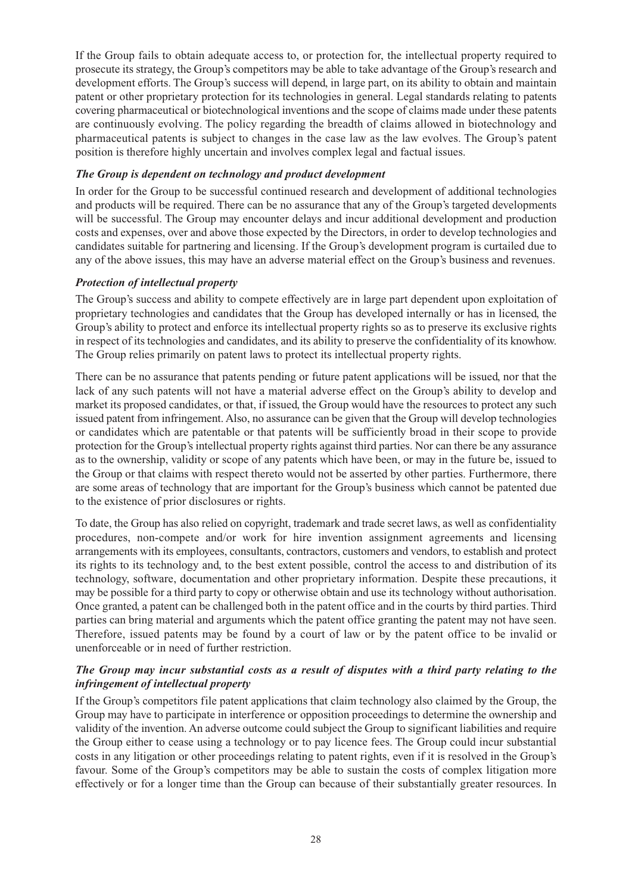If the Group fails to obtain adequate access to, or protection for, the intellectual property required to prosecute its strategy, the Group's competitors may be able to take advantage of the Group's research and development efforts. The Group's success will depend, in large part, on its ability to obtain and maintain patent or other proprietary protection for its technologies in general. Legal standards relating to patents covering pharmaceutical or biotechnological inventions and the scope of claims made under these patents are continuously evolving. The policy regarding the breadth of claims allowed in biotechnology and pharmaceutical patents is subject to changes in the case law as the law evolves. The Group's patent position is therefore highly uncertain and involves complex legal and factual issues.

***The Group is dependent on technology and product development***

In order for the Group to be successful continued research and development of additional technologies and products will be required. There can be no assurance that any of the Group's targeted developments will be successful. The Group may encounter delays and incur additional development and production costs and expenses, over and above those expected by the Directors, in order to develop technologies and candidates suitable for partnering and licensing. If the Group's development program is curtailed due to any of the above issues, this may have an adverse material effect on the Group's business and revenues.

***Protection of intellectual property***

The Group's success and ability to compete effectively are in large part dependent upon exploitation of proprietary technologies and candidates that the Group has developed internally or has in licensed, the Group's ability to protect and enforce its intellectual property rights so as to preserve its exclusive rights in respect of its technologies and candidates, and its ability to preserve the confidentiality of its knowhow. The Group relies primarily on patent laws to protect its intellectual property rights.

There can be no assurance that patents pending or future patent applications will be issued, nor that the lack of any such patents will not have a material adverse effect on the Group's ability to develop and market its proposed candidates, or that, if issued, the Group would have the resources to protect any such issued patent from infringement. Also, no assurance can be given that the Group will develop technologies or candidates which are patentable or that patents will be sufficiently broad in their scope to provide protection for the Group's intellectual property rights against third parties. Nor can there be any assurance as to the ownership, validity or scope of any patents which have been, or may in the future be, issued to the Group or that claims with respect thereto would not be asserted by other parties. Furthermore, there are some areas of technology that are important for the Group's business which cannot be patented due to the existence of prior disclosures or rights.

To date, the Group has also relied on copyright, trademark and trade secret laws, as well as confidentiality procedures, non-compete and/or work for hire invention assignment agreements and licensing arrangements with its employees, consultants, contractors, customers and vendors, to establish and protect its rights to its technology and, to the best extent possible, control the access to and distribution of its technology, software, documentation and other proprietary information. Despite these precautions, it may be possible for a third party to copy or otherwise obtain and use its technology without authorisation. Once granted, a patent can be challenged both in the patent office and in the courts by third parties. Third parties can bring material and arguments which the patent office granting the patent may not have seen. Therefore, issued patents may be found by a court of law or by the patent office to be invalid or unenforceable or in need of further restriction.

***The Group may incur substantial costs as a result of disputes with a third party relating to the infringement of intellectual property***

If the Group's competitors file patent applications that claim technology also claimed by the Group, the Group may have to participate in interference or opposition proceedings to determine the ownership and validity of the invention. An adverse outcome could subject the Group to significant liabilities and require the Group either to cease using a technology or to pay licence fees. The Group could incur substantial costs in any litigation or other proceedings relating to patent rights, even if it is resolved in the Group's favour. Some of the Group's competitors may be able to sustain the costs of complex litigation more effectively or for a longer time than the Group can because of their substantially greater resources. In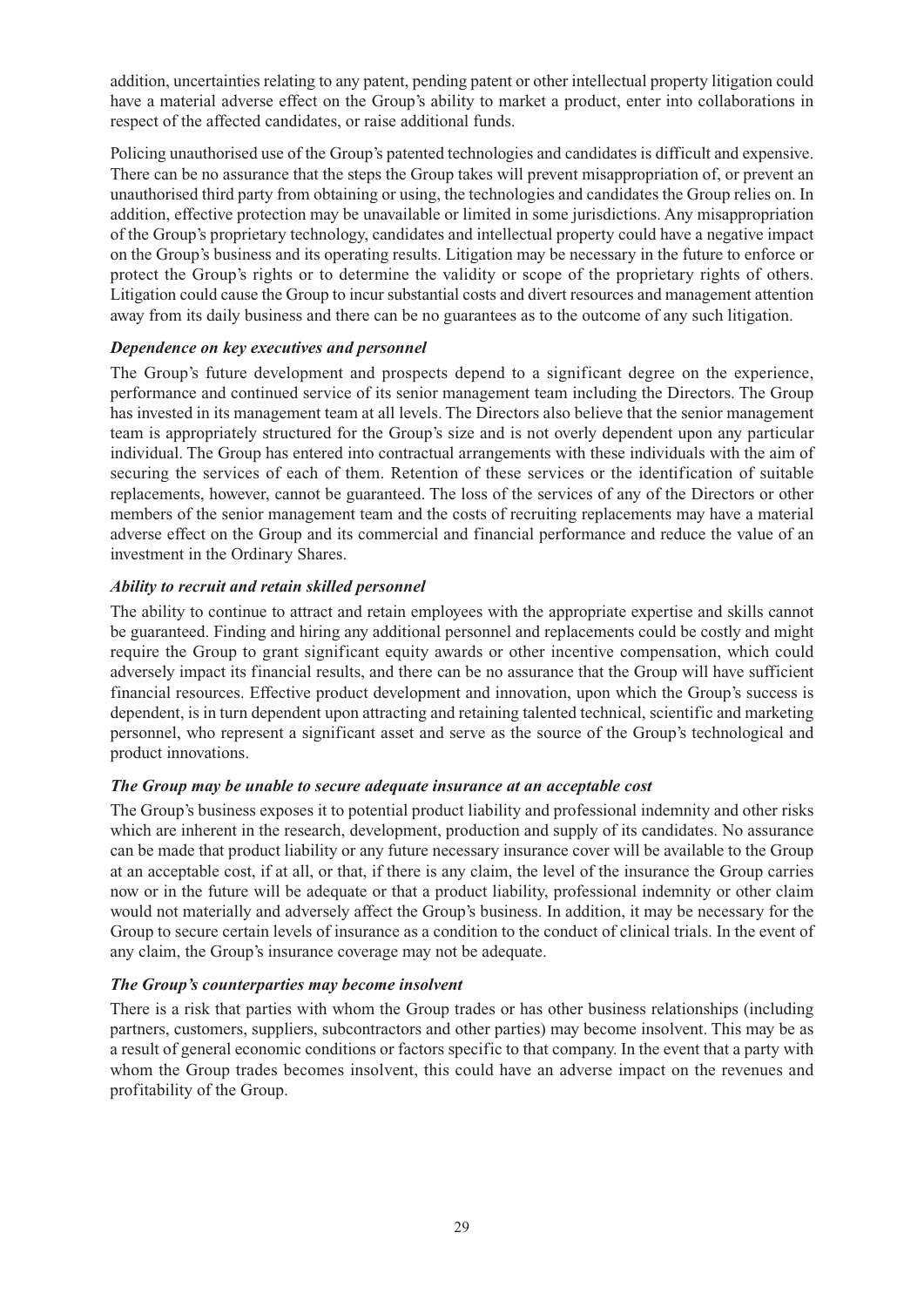addition, uncertainties relating to any patent, pending patent or other intellectual property litigation could have a material adverse effect on the Group's ability to market a product, enter into collaborations in respect of the affected candidates, or raise additional funds.

Policing unauthorised use of the Group's patented technologies and candidates is difficult and expensive. There can be no assurance that the steps the Group takes will prevent misappropriation of, or prevent an unauthorised third party from obtaining or using, the technologies and candidates the Group relies on. In addition, effective protection may be unavailable or limited in some jurisdictions. Any misappropriation of the Group's proprietary technology, candidates and intellectual property could have a negative impact on the Group's business and its operating results. Litigation may be necessary in the future to enforce or protect the Group's rights or to determine the validity or scope of the proprietary rights of others. Litigation could cause the Group to incur substantial costs and divert resources and management attention away from its daily business and there can be no guarantees as to the outcome of any such litigation.

***Dependence on key executives and personnel***

The Group's future development and prospects depend to a significant degree on the experience, performance and continued service of its senior management team including the Directors. The Group has invested in its management team at all levels. The Directors also believe that the senior management team is appropriately structured for the Group's size and is not overly dependent upon any particular individual. The Group has entered into contractual arrangements with these individuals with the aim of securing the services of each of them. Retention of these services or the identification of suitable replacements, however, cannot be guaranteed. The loss of the services of any of the Directors or other members of the senior management team and the costs of recruiting replacements may have a material adverse effect on the Group and its commercial and financial performance and reduce the value of an investment in the Ordinary Shares.

***Ability to recruit and retain skilled personnel***

The ability to continue to attract and retain employees with the appropriate expertise and skills cannot be guaranteed. Finding and hiring any additional personnel and replacements could be costly and might require the Group to grant significant equity awards or other incentive compensation, which could adversely impact its financial results, and there can be no assurance that the Group will have sufficient financial resources. Effective product development and innovation, upon which the Group's success is dependent, is in turn dependent upon attracting and retaining talented technical, scientific and marketing personnel, who represent a significant asset and serve as the source of the Group's technological and product innovations.

***The Group may be unable to secure adequate insurance at an acceptable cost***

The Group's business exposes it to potential product liability and professional indemnity and other risks which are inherent in the research, development, production and supply of its candidates. No assurance can be made that product liability or any future necessary insurance cover will be available to the Group at an acceptable cost, if at all, or that, if there is any claim, the level of the insurance the Group carries now or in the future will be adequate or that a product liability, professional indemnity or other claim would not materially and adversely affect the Group's business. In addition, it may be necessary for the Group to secure certain levels of insurance as a condition to the conduct of clinical trials. In the event of any claim, the Group's insurance coverage may not be adequate.

***The Group's counterparties may become insolvent***

There is a risk that parties with whom the Group trades or has other business relationships (including partners, customers, suppliers, subcontractors and other parties) may become insolvent. This may be as a result of general economic conditions or factors specific to that company. In the event that a party with whom the Group trades becomes insolvent, this could have an adverse impact on the revenues and profitability of the Group.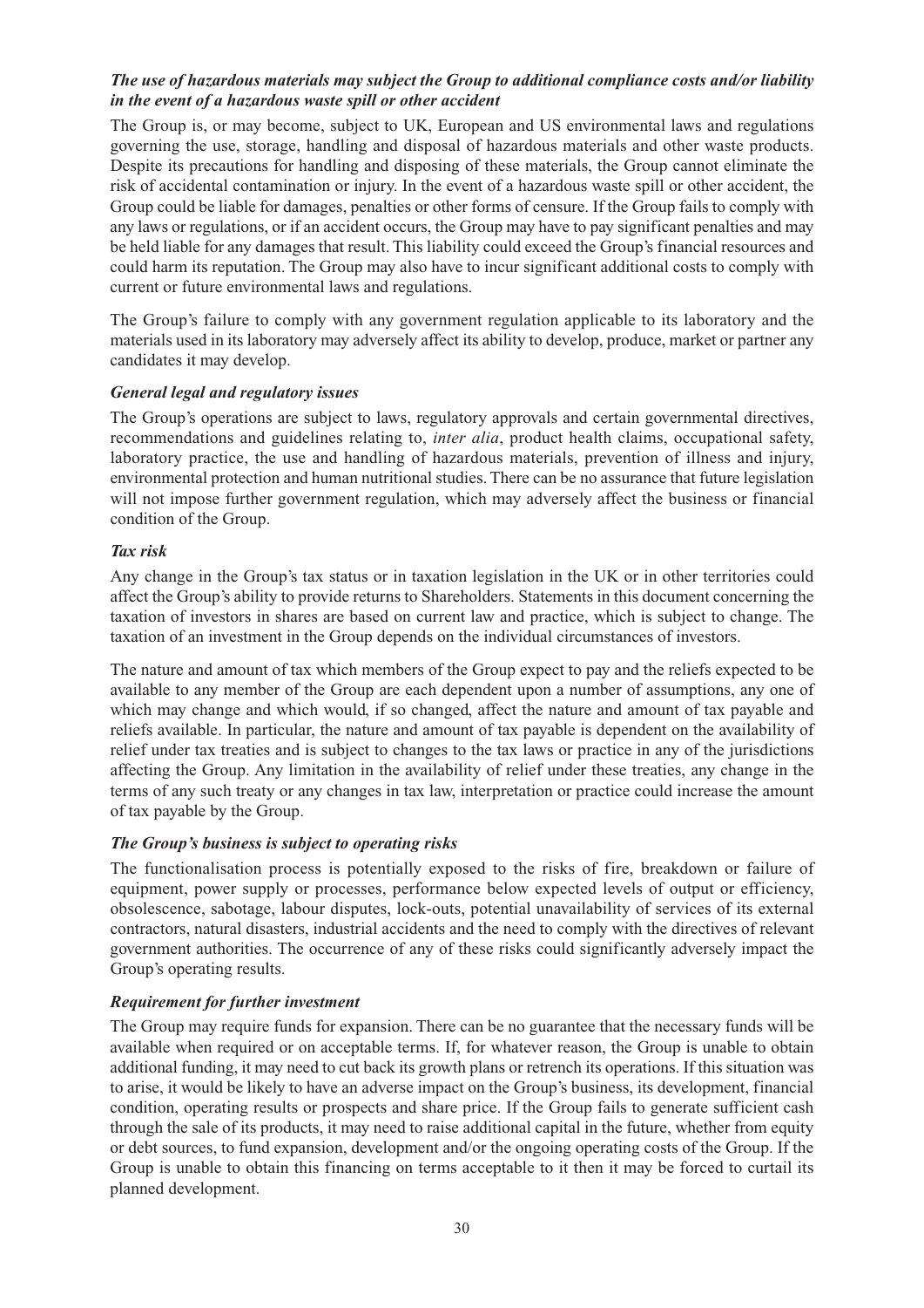***The use of hazardous materials may subject the Group to additional compliance costs and/or liability in the event of a hazardous waste spill or other accident***

The Group is, or may become, subject to UK, European and US environmental laws and regulations governing the use, storage, handling and disposal of hazardous materials and other waste products. Despite its precautions for handling and disposing of these materials, the Group cannot eliminate the risk of accidental contamination or injury. In the event of a hazardous waste spill or other accident, the Group could be liable for damages, penalties or other forms of censure. If the Group fails to comply with any laws or regulations, or if an accident occurs, the Group may have to pay significant penalties and may be held liable for any damages that result. This liability could exceed the Group's financial resources and could harm its reputation. The Group may also have to incur significant additional costs to comply with current or future environmental laws and regulations.

The Group's failure to comply with any government regulation applicable to its laboratory and the materials used in its laboratory may adversely affect its ability to develop, produce, market or partner any candidates it may develop.

***General legal and regulatory issues***

The Group's operations are subject to laws, regulatory approvals and certain governmental directives, recommendations and guidelines relating to, *inter alia*, product health claims, occupational safety, laboratory practice, the use and handling of hazardous materials, prevention of illness and injury, environmental protection and human nutritional studies. There can be no assurance that future legislation will not impose further government regulation, which may adversely affect the business or financial condition of the Group.

***Tax risk***

Any change in the Group's tax status or in taxation legislation in the UK or in other territories could affect the Group's ability to provide returns to Shareholders. Statements in this document concerning the taxation of investors in shares are based on current law and practice, which is subject to change. The taxation of an investment in the Group depends on the individual circumstances of investors.

The nature and amount of tax which members of the Group expect to pay and the reliefs expected to be available to any member of the Group are each dependent upon a number of assumptions, any one of which may change and which would, if so changed, affect the nature and amount of tax payable and reliefs available. In particular, the nature and amount of tax payable is dependent on the availability of relief under tax treaties and is subject to changes to the tax laws or practice in any of the jurisdictions affecting the Group. Any limitation in the availability of relief under these treaties, any change in the terms of any such treaty or any changes in tax law, interpretation or practice could increase the amount of tax payable by the Group.

***The Group's business is subject to operating risks***

The functionalisation process is potentially exposed to the risks of fire, breakdown or failure of equipment, power supply or processes, performance below expected levels of output or efficiency, obsolescence, sabotage, labour disputes, lock-outs, potential unavailability of services of its external contractors, natural disasters, industrial accidents and the need to comply with the directives of relevant government authorities. The occurrence of any of these risks could significantly adversely impact the Group's operating results.

***Requirement for further investment***

The Group may require funds for expansion. There can be no guarantee that the necessary funds will be available when required or on acceptable terms. If, for whatever reason, the Group is unable to obtain additional funding, it may need to cut back its growth plans or retrench its operations. If this situation was to arise, it would be likely to have an adverse impact on the Group's business, its development, financial condition, operating results or prospects and share price. If the Group fails to generate sufficient cash through the sale of its products, it may need to raise additional capital in the future, whether from equity or debt sources, to fund expansion, development and/or the ongoing operating costs of the Group. If the Group is unable to obtain this financing on terms acceptable to it then it may be forced to curtail its planned development.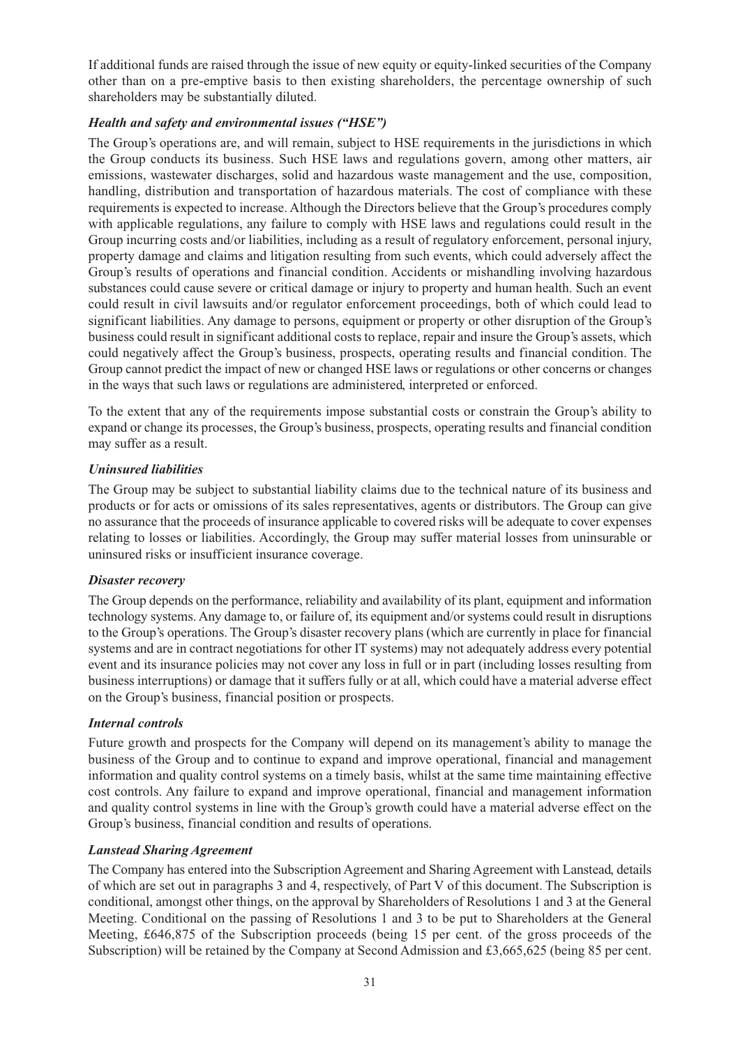If additional funds are raised through the issue of new equity or equity-linked securities of the Company other than on a pre-emptive basis to then existing shareholders, the percentage ownership of such shareholders may be substantially diluted.

***Health and safety and environmental issues ("HSE")***

The Group's operations are, and will remain, subject to HSE requirements in the jurisdictions in which the Group conducts its business. Such HSE laws and regulations govern, among other matters, air emissions, wastewater discharges, solid and hazardous waste management and the use, composition, handling, distribution and transportation of hazardous materials. The cost of compliance with these requirements is expected to increase. Although the Directors believe that the Group's procedures comply with applicable regulations, any failure to comply with HSE laws and regulations could result in the Group incurring costs and/or liabilities, including as a result of regulatory enforcement, personal injury, property damage and claims and litigation resulting from such events, which could adversely affect the Group's results of operations and financial condition. Accidents or mishandling involving hazardous substances could cause severe or critical damage or injury to property and human health. Such an event could result in civil lawsuits and/or regulator enforcement proceedings, both of which could lead to significant liabilities. Any damage to persons, equipment or property or other disruption of the Group's business could result in significant additional costs to replace, repair and insure the Group's assets, which could negatively affect the Group's business, prospects, operating results and financial condition. The Group cannot predict the impact of new or changed HSE laws or regulations or other concerns or changes in the ways that such laws or regulations are administered, interpreted or enforced.

To the extent that any of the requirements impose substantial costs or constrain the Group's ability to expand or change its processes, the Group's business, prospects, operating results and financial condition may suffer as a result.

***Uninsured liabilities***

The Group may be subject to substantial liability claims due to the technical nature of its business and products or for acts or omissions of its sales representatives, agents or distributors. The Group can give no assurance that the proceeds of insurance applicable to covered risks will be adequate to cover expenses relating to losses or liabilities. Accordingly, the Group may suffer material losses from uninsurable or uninsured risks or insufficient insurance coverage.

***Disaster recovery***

The Group depends on the performance, reliability and availability of its plant, equipment and information technology systems. Any damage to, or failure of, its equipment and/or systems could result in disruptions to the Group's operations. The Group's disaster recovery plans (which are currently in place for financial systems and are in contract negotiations for other IT systems) may not adequately address every potential event and its insurance policies may not cover any loss in full or in part (including losses resulting from business interruptions) or damage that it suffers fully or at all, which could have a material adverse effect on the Group's business, financial position or prospects.

***Internal controls***

Future growth and prospects for the Company will depend on its management's ability to manage the business of the Group and to continue to expand and improve operational, financial and management information and quality control systems on a timely basis, whilst at the same time maintaining effective cost controls. Any failure to expand and improve operational, financial and management information and quality control systems in line with the Group's growth could have a material adverse effect on the Group's business, financial condition and results of operations.

***Lanstead Sharing Agreement***

The Company has entered into the Subscription Agreement and Sharing Agreement with Lanstead, details of which are set out in paragraphs 3 and 4, respectively, of Part V of this document. The Subscription is conditional, amongst other things, on the approval by Shareholders of Resolutions 1 and 3 at the General Meeting. Conditional on the passing of Resolutions 1 and 3 to be put to Shareholders at the General Meeting, £646,875 of the Subscription proceeds (being 15 per cent. of the gross proceeds of the Subscription) will be retained by the Company at Second Admission and £3,665,625 (being 85 per cent.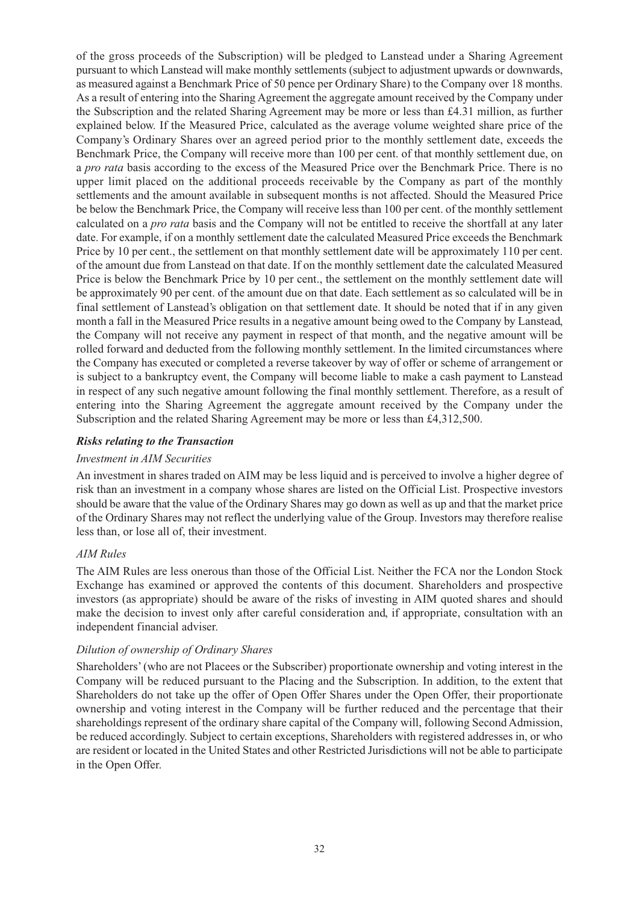of the gross proceeds of the Subscription) will be pledged to Lanstead under a Sharing Agreement pursuant to which Lanstead will make monthly settlements (subject to adjustment upwards or downwards, as measured against a Benchmark Price of 50 pence per Ordinary Share) to the Company over 18 months. As a result of entering into the Sharing Agreement the aggregate amount received by the Company under the Subscription and the related Sharing Agreement may be more or less than £4.31 million, as further explained below. If the Measured Price, calculated as the average volume weighted share price of the Company's Ordinary Shares over an agreed period prior to the monthly settlement date, exceeds the Benchmark Price, the Company will receive more than 100 per cent. of that monthly settlement due, on a *pro rata* basis according to the excess of the Measured Price over the Benchmark Price. There is no upper limit placed on the additional proceeds receivable by the Company as part of the monthly settlements and the amount available in subsequent months is not affected. Should the Measured Price be below the Benchmark Price, the Company will receive less than 100 per cent. of the monthly settlement calculated on a *pro rata* basis and the Company will not be entitled to receive the shortfall at any later date. For example, if on a monthly settlement date the calculated Measured Price exceeds the Benchmark Price by 10 per cent., the settlement on that monthly settlement date will be approximately 110 per cent. of the amount due from Lanstead on that date. If on the monthly settlement date the calculated Measured Price is below the Benchmark Price by 10 per cent., the settlement on the monthly settlement date will be approximately 90 per cent. of the amount due on that date. Each settlement as so calculated will be in final settlement of Lanstead's obligation on that settlement date. It should be noted that if in any given month a fall in the Measured Price results in a negative amount being owed to the Company by Lanstead, the Company will not receive any payment in respect of that month, and the negative amount will be rolled forward and deducted from the following monthly settlement. In the limited circumstances where the Company has executed or completed a reverse takeover by way of offer or scheme of arrangement or is subject to a bankruptcy event, the Company will become liable to make a cash payment to Lanstead in respect of any such negative amount following the final monthly settlement. Therefore, as a result of entering into the Sharing Agreement the aggregate amount received by the Company under the Subscription and the related Sharing Agreement may be more or less than £4,312,500.

***Risks relating to the Transaction***

*Investment in AIM Securities*

An investment in shares traded on AIM may be less liquid and is perceived to involve a higher degree of risk than an investment in a company whose shares are listed on the Official List. Prospective investors should be aware that the value of the Ordinary Shares may go down as well as up and that the market price of the Ordinary Shares may not reflect the underlying value of the Group. Investors may therefore realise less than, or lose all of, their investment.

*AIM Rules*

The AIM Rules are less onerous than those of the Official List. Neither the FCA nor the London Stock Exchange has examined or approved the contents of this document. Shareholders and prospective investors (as appropriate) should be aware of the risks of investing in AIM quoted shares and should make the decision to invest only after careful consideration and, if appropriate, consultation with an independent financial adviser.

*Dilution of ownership of Ordinary Shares*

Shareholders' (who are not Placees or the Subscriber) proportionate ownership and voting interest in the Company will be reduced pursuant to the Placing and the Subscription. In addition, to the extent that Shareholders do not take up the offer of Open Offer Shares under the Open Offer, their proportionate ownership and voting interest in the Company will be further reduced and the percentage that their shareholdings represent of the ordinary share capital of the Company will, following Second Admission, be reduced accordingly. Subject to certain exceptions, Shareholders with registered addresses in, or who are resident or located in the United States and other Restricted Jurisdictions will not be able to participate in the Open Offer.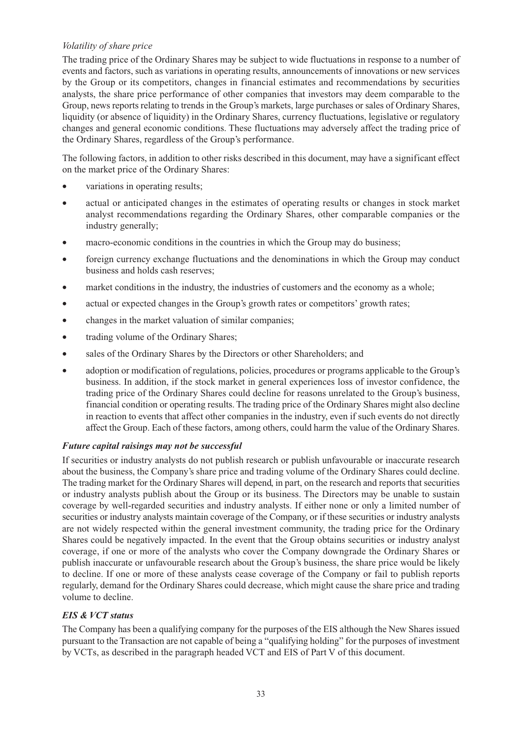*Volatility of share price*

The trading price of the Ordinary Shares may be subject to wide fluctuations in response to a number of events and factors, such as variations in operating results, announcements of innovations or new services by the Group or its competitors, changes in financial estimates and recommendations by securities analysts, the share price performance of other companies that investors may deem comparable to the Group, news reports relating to trends in the Group's markets, large purchases or sales of Ordinary Shares, liquidity (or absence of liquidity) in the Ordinary Shares, currency fluctuations, legislative or regulatory changes and general economic conditions. These fluctuations may adversely affect the trading price of the Ordinary Shares, regardless of the Group's performance.

The following factors, in addition to other risks described in this document, may have a significant effect on the market price of the Ordinary Shares:

- variations in operating results;
- actual or anticipated changes in the estimates of operating results or changes in stock market analyst recommendations regarding the Ordinary Shares, other comparable companies or the industry generally;
- macro-economic conditions in the countries in which the Group may do business;
- foreign currency exchange fluctuations and the denominations in which the Group may conduct business and holds cash reserves;
- market conditions in the industry, the industries of customers and the economy as a whole;
- actual or expected changes in the Group's growth rates or competitors' growth rates;
- changes in the market valuation of similar companies;
- trading volume of the Ordinary Shares;
- sales of the Ordinary Shares by the Directors or other Shareholders; and
- adoption or modification of regulations, policies, procedures or programs applicable to the Group's business. In addition, if the stock market in general experiences loss of investor confidence, the trading price of the Ordinary Shares could decline for reasons unrelated to the Group's business, financial condition or operating results. The trading price of the Ordinary Shares might also decline in reaction to events that affect other companies in the industry, even if such events do not directly affect the Group. Each of these factors, among others, could harm the value of the Ordinary Shares.

***Future capital raisings may not be successful***

If securities or industry analysts do not publish research or publish unfavourable or inaccurate research about the business, the Company's share price and trading volume of the Ordinary Shares could decline. The trading market for the Ordinary Shares will depend, in part, on the research and reports that securities or industry analysts publish about the Group or its business. The Directors may be unable to sustain coverage by well-regarded securities and industry analysts. If either none or only a limited number of securities or industry analysts maintain coverage of the Company, or if these securities or industry analysts are not widely respected within the general investment community, the trading price for the Ordinary Shares could be negatively impacted. In the event that the Group obtains securities or industry analyst coverage, if one or more of the analysts who cover the Company downgrade the Ordinary Shares or publish inaccurate or unfavourable research about the Group's business, the share price would be likely to decline. If one or more of these analysts cease coverage of the Company or fail to publish reports regularly, demand for the Ordinary Shares could decrease, which might cause the share price and trading volume to decline.

***EIS & VCT status***

The Company has been a qualifying company for the purposes of the EIS although the New Shares issued pursuant to the Transaction are not capable of being a "qualifying holding" for the purposes of investment by VCTs, as described in the paragraph headed VCT and EIS of Part V of this document.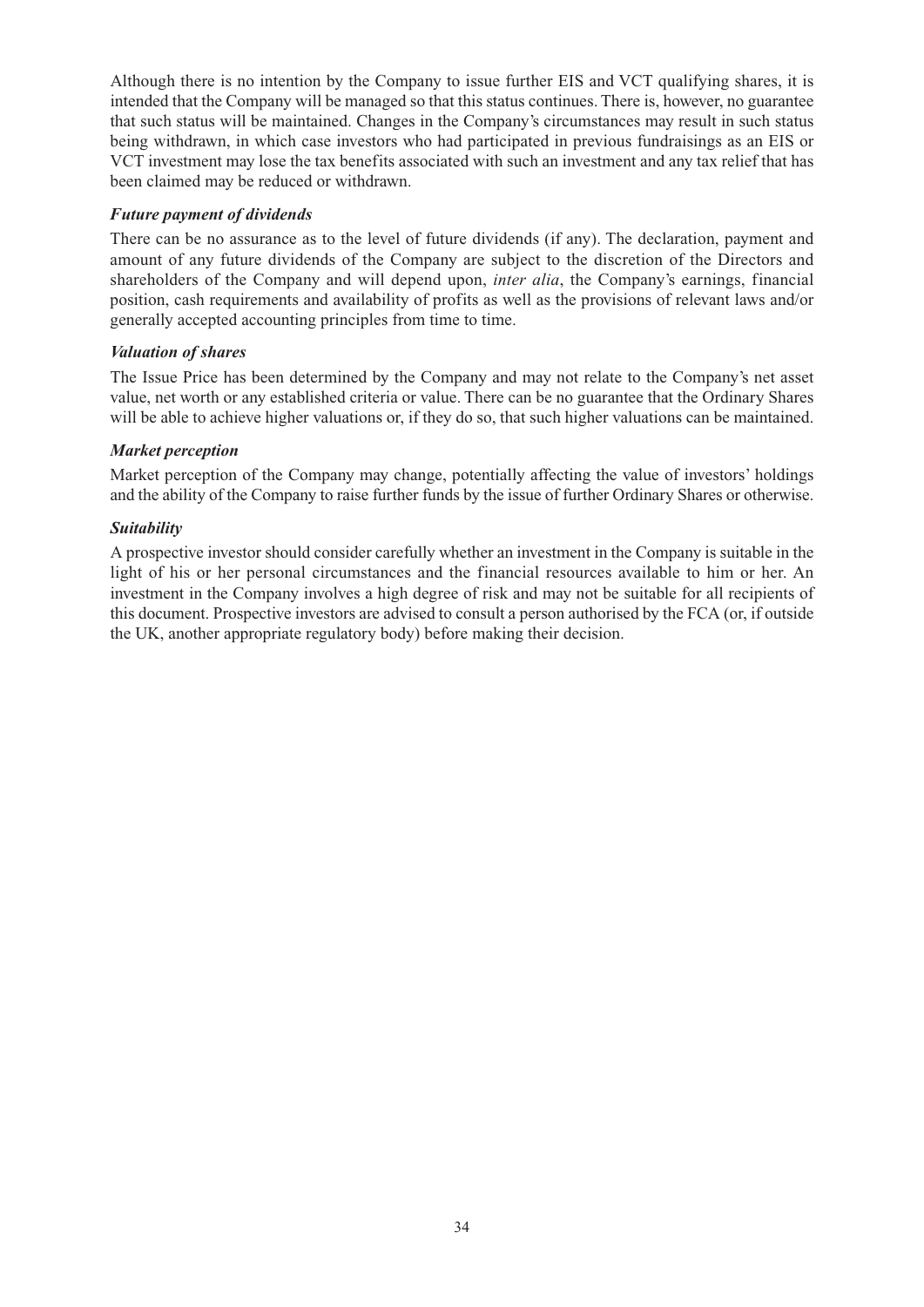Although there is no intention by the Company to issue further EIS and VCT qualifying shares, it is intended that the Company will be managed so that this status continues. There is, however, no guarantee that such status will be maintained. Changes in the Company's circumstances may result in such status being withdrawn, in which case investors who had participated in previous fundraisings as an EIS or VCT investment may lose the tax benefits associated with such an investment and any tax relief that has been claimed may be reduced or withdrawn.

***Future payment of dividends***

There can be no assurance as to the level of future dividends (if any). The declaration, payment and amount of any future dividends of the Company are subject to the discretion of the Directors and shareholders of the Company and will depend upon, *inter alia*, the Company's earnings, financial position, cash requirements and availability of profits as well as the provisions of relevant laws and/or generally accepted accounting principles from time to time.

***Valuation of shares***

The Issue Price has been determined by the Company and may not relate to the Company's net asset value, net worth or any established criteria or value. There can be no guarantee that the Ordinary Shares will be able to achieve higher valuations or, if they do so, that such higher valuations can be maintained.

***Market perception***

Market perception of the Company may change, potentially affecting the value of investors' holdings and the ability of the Company to raise further funds by the issue of further Ordinary Shares or otherwise.

***Suitability***

A prospective investor should consider carefully whether an investment in the Company is suitable in the light of his or her personal circumstances and the financial resources available to him or her. An investment in the Company involves a high degree of risk and may not be suitable for all recipients of this document. Prospective investors are advised to consult a person authorised by the FCA (or, if outside the UK, another appropriate regulatory body) before making their decision.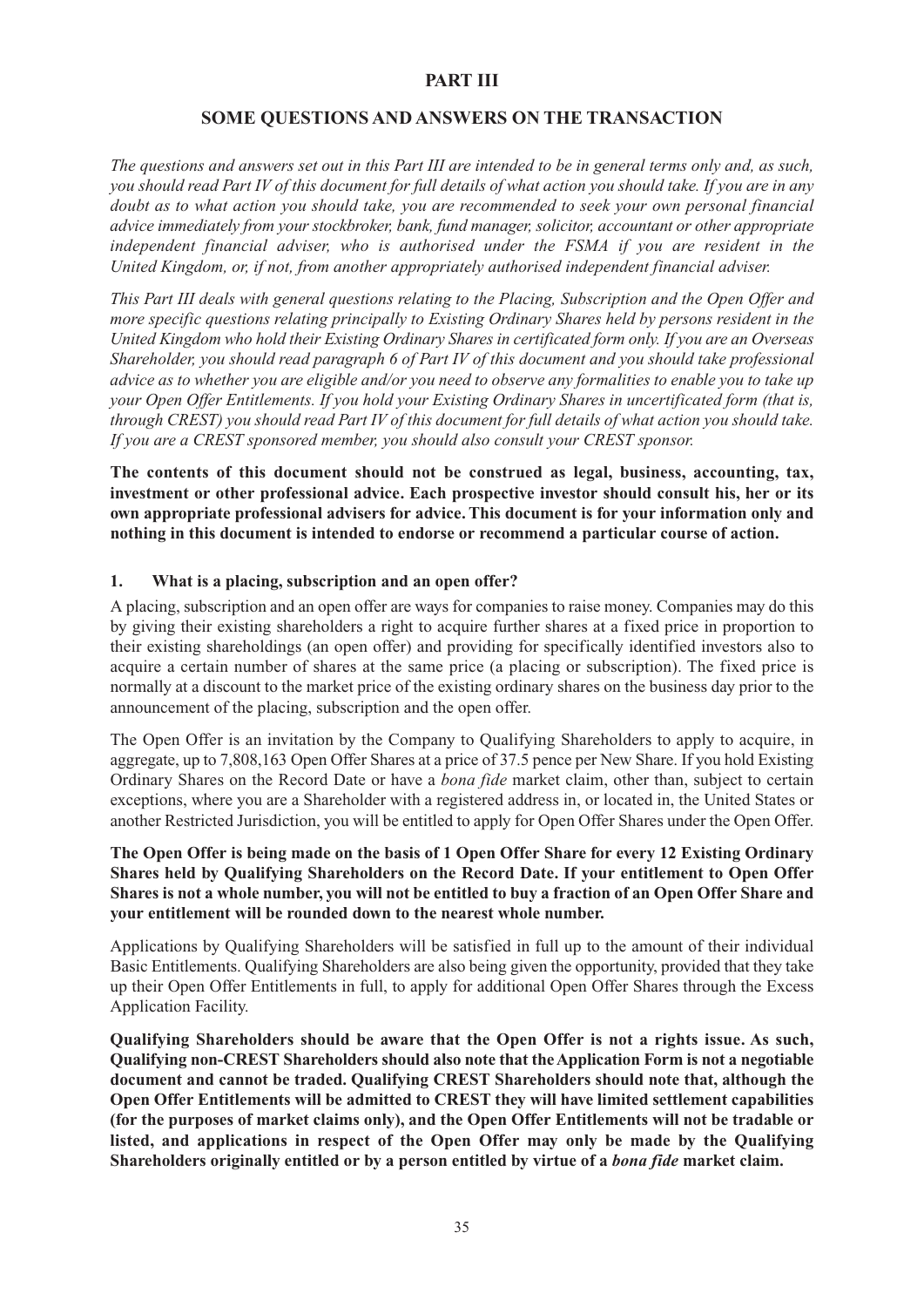# PART III

## SOME QUESTIONS AND ANSWERS ON THE TRANSACTION

*The questions and answers set out in this Part III are intended to be in general terms only and, as such, you should read Part IV of this document for full details of what action you should take. If you are in any doubt as to what action you should take, you are recommended to seek your own personal financial advice immediately from your stockbroker, bank, fund manager, solicitor, accountant or other appropriate independent financial adviser, who is authorised under the FSMA if you are resident in the United Kingdom, or, if not, from another appropriately authorised independent financial adviser.*

*This Part III deals with general questions relating to the Placing, Subscription and the Open Offer and more specific questions relating principally to Existing Ordinary Shares held by persons resident in the United Kingdom who hold their Existing Ordinary Shares in certificated form only. If you are an Overseas Shareholder, you should read paragraph 6 of Part IV of this document and you should take professional advice as to whether you are eligible and/or you need to observe any formalities to enable you to take up your Open Offer Entitlements. If you hold your Existing Ordinary Shares in uncertificated form (that is, through CREST) you should read Part IV of this document for full details of what action you should take. If you are a CREST sponsored member, you should also consult your CREST sponsor.*

**The contents of this document should not be construed as legal, business, accounting, tax, investment or other professional advice. Each prospective investor should consult his, her or its own appropriate professional advisers for advice. This document is for your information only and nothing in this document is intended to endorse or recommend a particular course of action.**

### 1. What is a placing, subscription and an open offer?

A placing, subscription and an open offer are ways for companies to raise money. Companies may do this by giving their existing shareholders a right to acquire further shares at a fixed price in proportion to their existing shareholdings (an open offer) and providing for specifically identified investors also to acquire a certain number of shares at the same price (a placing or subscription). The fixed price is normally at a discount to the market price of the existing ordinary shares on the business day prior to the announcement of the placing, subscription and the open offer.

The Open Offer is an invitation by the Company to Qualifying Shareholders to apply to acquire, in aggregate, up to 7,808,163 Open Offer Shares at a price of 37.5 pence per New Share. If you hold Existing Ordinary Shares on the Record Date or have a *bona fide* market claim, other than, subject to certain exceptions, where you are a Shareholder with a registered address in, or located in, the United States or another Restricted Jurisdiction, you will be entitled to apply for Open Offer Shares under the Open Offer.

**The Open Offer is being made on the basis of 1 Open Offer Share for every 12 Existing Ordinary Shares held by Qualifying Shareholders on the Record Date. If your entitlement to Open Offer Shares is not a whole number, you will not be entitled to buy a fraction of an Open Offer Share and your entitlement will be rounded down to the nearest whole number.**

Applications by Qualifying Shareholders will be satisfied in full up to the amount of their individual Basic Entitlements. Qualifying Shareholders are also being given the opportunity, provided that they take up their Open Offer Entitlements in full, to apply for additional Open Offer Shares through the Excess Application Facility.

**Qualifying Shareholders should be aware that the Open Offer is not a rights issue. As such, Qualifying non-CREST Shareholders should also note that the Application Form is not a negotiable document and cannot be traded. Qualifying CREST Shareholders should note that, although the Open Offer Entitlements will be admitted to CREST they will have limited settlement capabilities (for the purposes of market claims only), and the Open Offer Entitlements will not be tradable or listed, and applications in respect of the Open Offer may only be made by the Qualifying Shareholders originally entitled or by a person entitled by virtue of a *bona fide* market claim.**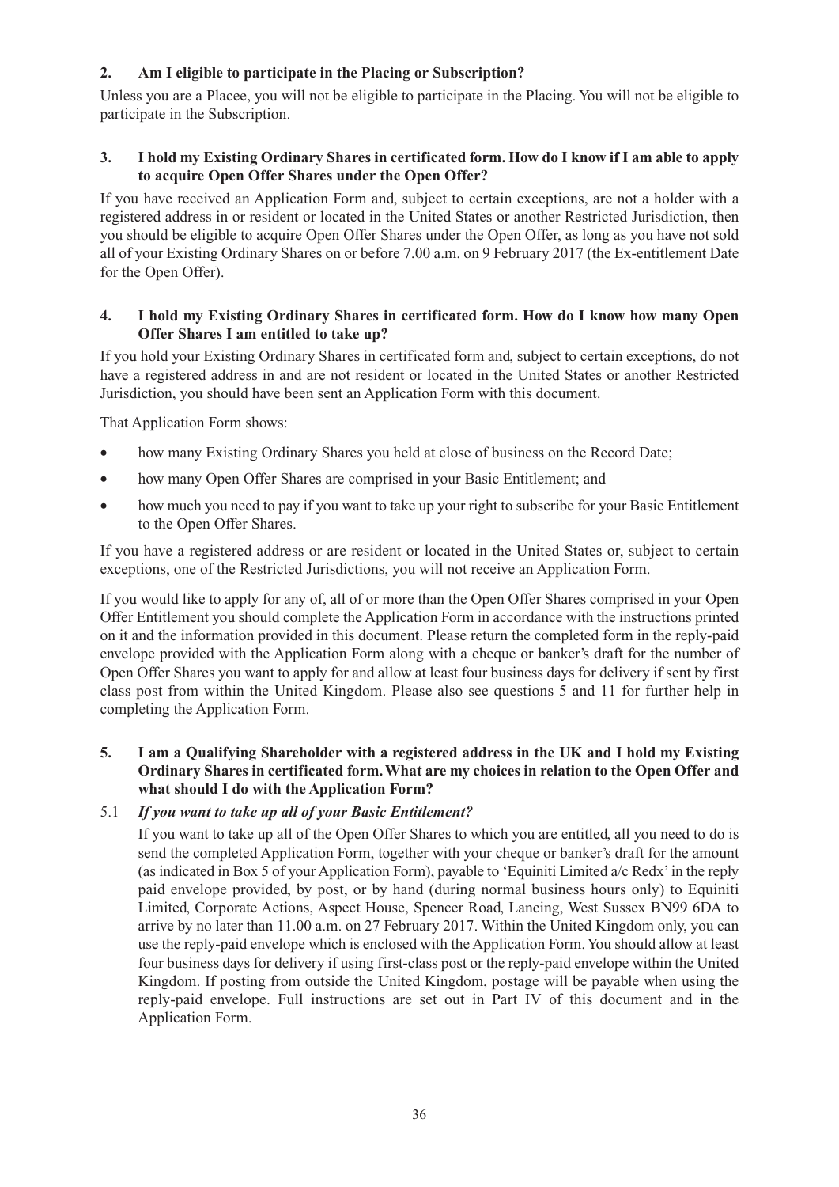**2. Am I eligible to participate in the Placing or Subscription?**

Unless you are a Placee, you will not be eligible to participate in the Placing. You will not be eligible to participate in the Subscription.

**3. I hold my Existing Ordinary Shares in certificated form. How do I know if I am able to apply to acquire Open Offer Shares under the Open Offer?**

If you have received an Application Form and, subject to certain exceptions, are not a holder with a registered address in or resident or located in the United States or another Restricted Jurisdiction, then you should be eligible to acquire Open Offer Shares under the Open Offer, as long as you have not sold all of your Existing Ordinary Shares on or before 7.00 a.m. on 9 February 2017 (the Ex-entitlement Date for the Open Offer).

**4. I hold my Existing Ordinary Shares in certificated form. How do I know how many Open Offer Shares I am entitled to take up?**

If you hold your Existing Ordinary Shares in certificated form and, subject to certain exceptions, do not have a registered address in and are not resident or located in the United States or another Restricted Jurisdiction, you should have been sent an Application Form with this document.

That Application Form shows:

- how many Existing Ordinary Shares you held at close of business on the Record Date;
- how many Open Offer Shares are comprised in your Basic Entitlement; and
- how much you need to pay if you want to take up your right to subscribe for your Basic Entitlement to the Open Offer Shares.

If you have a registered address or are resident or located in the United States or, subject to certain exceptions, one of the Restricted Jurisdictions, you will not receive an Application Form.

If you would like to apply for any of, all of or more than the Open Offer Shares comprised in your Open Offer Entitlement you should complete the Application Form in accordance with the instructions printed on it and the information provided in this document. Please return the completed form in the reply-paid envelope provided with the Application Form along with a cheque or banker's draft for the number of Open Offer Shares you want to apply for and allow at least four business days for delivery if sent by first class post from within the United Kingdom. Please also see questions 5 and 11 for further help in completing the Application Form.

**5. I am a Qualifying Shareholder with a registered address in the UK and I hold my Existing Ordinary Shares in certificated form. What are my choices in relation to the Open Offer and what should I do with the Application Form?**

5.1 ***If you want to take up all of your Basic Entitlement?***

If you want to take up all of the Open Offer Shares to which you are entitled, all you need to do is send the completed Application Form, together with your cheque or banker's draft for the amount (as indicated in Box 5 of your Application Form), payable to 'Equiniti Limited a/c Redx' in the reply paid envelope provided, by post, or by hand (during normal business hours only) to Equiniti Limited, Corporate Actions, Aspect House, Spencer Road, Lancing, West Sussex BN99 6DA to arrive by no later than 11.00 a.m. on 27 February 2017. Within the United Kingdom only, you can use the reply-paid envelope which is enclosed with the Application Form. You should allow at least four business days for delivery if using first-class post or the reply-paid envelope within the United Kingdom. If posting from outside the United Kingdom, postage will be payable when using the reply-paid envelope. Full instructions are set out in Part IV of this document and in the Application Form.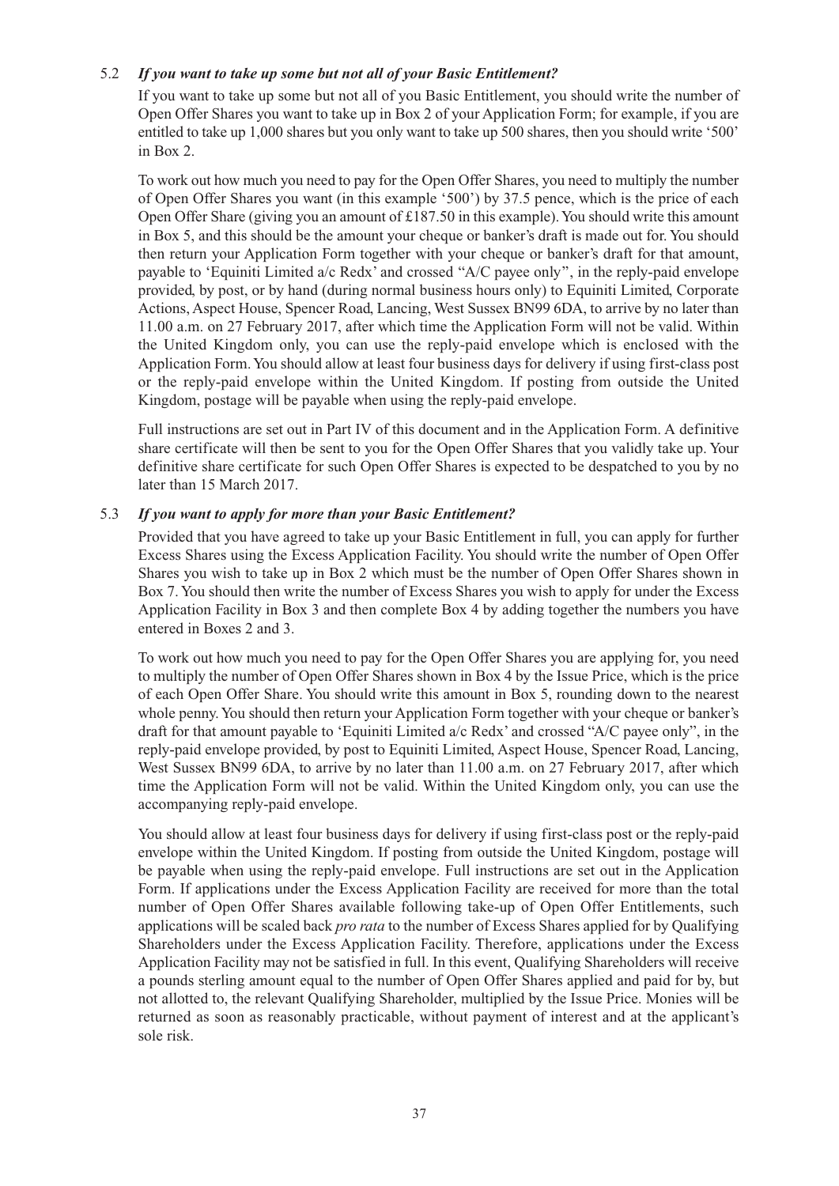### 5.2 *If you want to take up some but not all of your Basic Entitlement?*

If you want to take up some but not all of you Basic Entitlement, you should write the number of Open Offer Shares you want to take up in Box 2 of your Application Form; for example, if you are entitled to take up 1,000 shares but you only want to take up 500 shares, then you should write '500' in Box 2.

To work out how much you need to pay for the Open Offer Shares, you need to multiply the number of Open Offer Shares you want (in this example '500') by 37.5 pence, which is the price of each Open Offer Share (giving you an amount of £187.50 in this example). You should write this amount in Box 5, and this should be the amount your cheque or banker's draft is made out for. You should then return your Application Form together with your cheque or banker's draft for that amount, payable to 'Equiniti Limited a/c Redx' and crossed "A/C payee only", in the reply-paid envelope provided, by post, or by hand (during normal business hours only) to Equiniti Limited, Corporate Actions, Aspect House, Spencer Road, Lancing, West Sussex BN99 6DA, to arrive by no later than 11.00 a.m. on 27 February 2017, after which time the Application Form will not be valid. Within the United Kingdom only, you can use the reply-paid envelope which is enclosed with the Application Form. You should allow at least four business days for delivery if using first-class post or the reply-paid envelope within the United Kingdom. If posting from outside the United Kingdom, postage will be payable when using the reply-paid envelope.

Full instructions are set out in Part IV of this document and in the Application Form. A definitive share certificate will then be sent to you for the Open Offer Shares that you validly take up. Your definitive share certificate for such Open Offer Shares is expected to be despatched to you by no later than 15 March 2017.

### 5.3 *If you want to apply for more than your Basic Entitlement?*

Provided that you have agreed to take up your Basic Entitlement in full, you can apply for further Excess Shares using the Excess Application Facility. You should write the number of Open Offer Shares you wish to take up in Box 2 which must be the number of Open Offer Shares shown in Box 7. You should then write the number of Excess Shares you wish to apply for under the Excess Application Facility in Box 3 and then complete Box 4 by adding together the numbers you have entered in Boxes 2 and 3.

To work out how much you need to pay for the Open Offer Shares you are applying for, you need to multiply the number of Open Offer Shares shown in Box 4 by the Issue Price, which is the price of each Open Offer Share. You should write this amount in Box 5, rounding down to the nearest whole penny. You should then return your Application Form together with your cheque or banker's draft for that amount payable to 'Equiniti Limited a/c Redx' and crossed "A/C payee only", in the reply-paid envelope provided, by post to Equiniti Limited, Aspect House, Spencer Road, Lancing, West Sussex BN99 6DA, to arrive by no later than 11.00 a.m. on 27 February 2017, after which time the Application Form will not be valid. Within the United Kingdom only, you can use the accompanying reply-paid envelope.

You should allow at least four business days for delivery if using first-class post or the reply-paid envelope within the United Kingdom. If posting from outside the United Kingdom, postage will be payable when using the reply-paid envelope. Full instructions are set out in the Application Form. If applications under the Excess Application Facility are received for more than the total number of Open Offer Shares available following take-up of Open Offer Entitlements, such applications will be scaled back *pro rata* to the number of Excess Shares applied for by Qualifying Shareholders under the Excess Application Facility. Therefore, applications under the Excess Application Facility may not be satisfied in full. In this event, Qualifying Shareholders will receive a pounds sterling amount equal to the number of Open Offer Shares applied and paid for by, but not allotted to, the relevant Qualifying Shareholder, multiplied by the Issue Price. Monies will be returned as soon as reasonably practicable, without payment of interest and at the applicant's sole risk.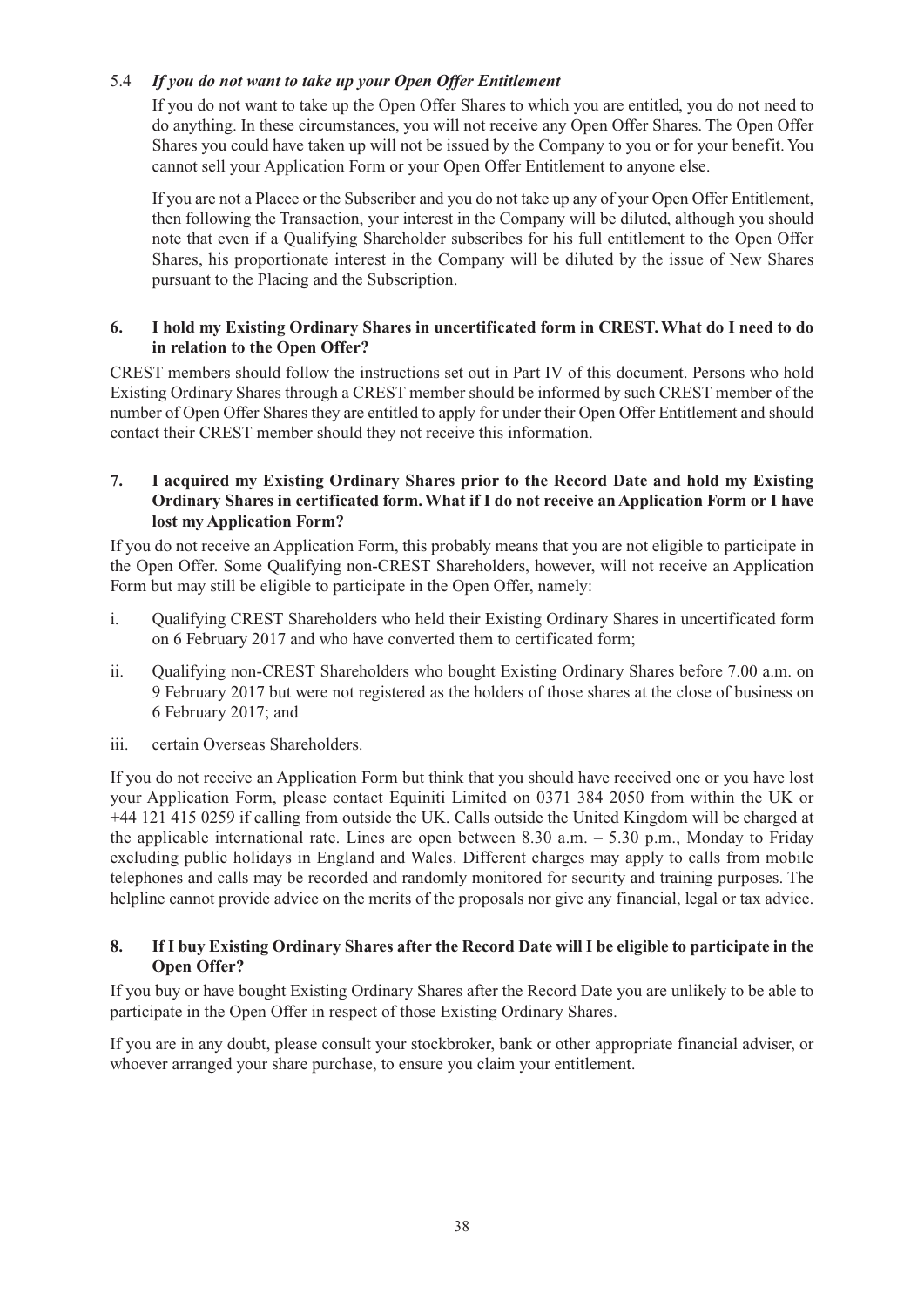### 5.4 *If you do not want to take up your Open Offer Entitlement*

If you do not want to take up the Open Offer Shares to which you are entitled, you do not need to do anything. In these circumstances, you will not receive any Open Offer Shares. The Open Offer Shares you could have taken up will not be issued by the Company to you or for your benefit. You cannot sell your Application Form or your Open Offer Entitlement to anyone else.

If you are not a Placee or the Subscriber and you do not take up any of your Open Offer Entitlement, then following the Transaction, your interest in the Company will be diluted, although you should note that even if a Qualifying Shareholder subscribes for his full entitlement to the Open Offer Shares, his proportionate interest in the Company will be diluted by the issue of New Shares pursuant to the Placing and the Subscription.

### 6. I hold my Existing Ordinary Shares in uncertificated form in CREST. What do I need to do in relation to the Open Offer?

CREST members should follow the instructions set out in Part IV of this document. Persons who hold Existing Ordinary Shares through a CREST member should be informed by such CREST member of the number of Open Offer Shares they are entitled to apply for under their Open Offer Entitlement and should contact their CREST member should they not receive this information.

### 7. I acquired my Existing Ordinary Shares prior to the Record Date and hold my Existing Ordinary Shares in certificated form. What if I do not receive an Application Form or I have lost my Application Form?

If you do not receive an Application Form, this probably means that you are not eligible to participate in the Open Offer. Some Qualifying non-CREST Shareholders, however, will not receive an Application Form but may still be eligible to participate in the Open Offer, namely:

i. Qualifying CREST Shareholders who held their Existing Ordinary Shares in uncertificated form on 6 February 2017 and who have converted them to certificated form;

ii. Qualifying non-CREST Shareholders who bought Existing Ordinary Shares before 7.00 a.m. on 9 February 2017 but were not registered as the holders of those shares at the close of business on 6 February 2017; and

iii. certain Overseas Shareholders.

If you do not receive an Application Form but think that you should have received one or you have lost your Application Form, please contact Equiniti Limited on 0371 384 2050 from within the UK or +44 121 415 0259 if calling from outside the UK. Calls outside the United Kingdom will be charged at the applicable international rate. Lines are open between 8.30 a.m. – 5.30 p.m., Monday to Friday excluding public holidays in England and Wales. Different charges may apply to calls from mobile telephones and calls may be recorded and randomly monitored for security and training purposes. The helpline cannot provide advice on the merits of the proposals nor give any financial, legal or tax advice.

### 8. If I buy Existing Ordinary Shares after the Record Date will I be eligible to participate in the Open Offer?

If you buy or have bought Existing Ordinary Shares after the Record Date you are unlikely to be able to participate in the Open Offer in respect of those Existing Ordinary Shares.

If you are in any doubt, please consult your stockbroker, bank or other appropriate financial adviser, or whoever arranged your share purchase, to ensure you claim your entitlement.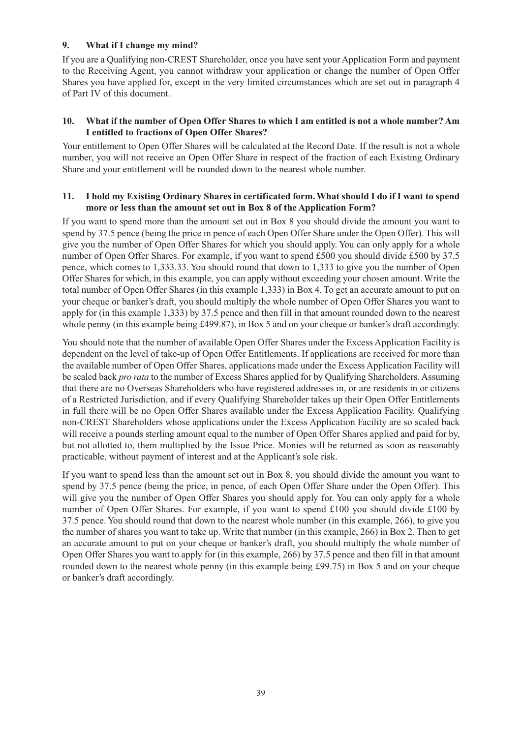### 9. What if I change my mind?

If you are a Qualifying non-CREST Shareholder, once you have sent your Application Form and payment to the Receiving Agent, you cannot withdraw your application or change the number of Open Offer Shares you have applied for, except in the very limited circumstances which are set out in paragraph 4 of Part IV of this document.

### 10. What if the number of Open Offer Shares to which I am entitled is not a whole number? Am I entitled to fractions of Open Offer Shares?

Your entitlement to Open Offer Shares will be calculated at the Record Date. If the result is not a whole number, you will not receive an Open Offer Share in respect of the fraction of each Existing Ordinary Share and your entitlement will be rounded down to the nearest whole number.

### 11. I hold my Existing Ordinary Shares in certificated form. What should I do if I want to spend more or less than the amount set out in Box 8 of the Application Form?

If you want to spend more than the amount set out in Box 8 you should divide the amount you want to spend by 37.5 pence (being the price in pence of each Open Offer Share under the Open Offer). This will give you the number of Open Offer Shares for which you should apply. You can only apply for a whole number of Open Offer Shares. For example, if you want to spend £500 you should divide £500 by 37.5 pence, which comes to 1,333.33. You should round that down to 1,333 to give you the number of Open Offer Shares for which, in this example, you can apply without exceeding your chosen amount. Write the total number of Open Offer Shares (in this example 1,333) in Box 4. To get an accurate amount to put on your cheque or banker's draft, you should multiply the whole number of Open Offer Shares you want to apply for (in this example 1,333) by 37.5 pence and then fill in that amount rounded down to the nearest whole penny (in this example being £499.87), in Box 5 and on your cheque or banker's draft accordingly.

You should note that the number of available Open Offer Shares under the Excess Application Facility is dependent on the level of take-up of Open Offer Entitlements. If applications are received for more than the available number of Open Offer Shares, applications made under the Excess Application Facility will be scaled back *pro rata* to the number of Excess Shares applied for by Qualifying Shareholders. Assuming that there are no Overseas Shareholders who have registered addresses in, or are residents in or citizens of a Restricted Jurisdiction, and if every Qualifying Shareholder takes up their Open Offer Entitlements in full there will be no Open Offer Shares available under the Excess Application Facility. Qualifying non-CREST Shareholders whose applications under the Excess Application Facility are so scaled back will receive a pounds sterling amount equal to the number of Open Offer Shares applied and paid for by, but not allotted to, them multiplied by the Issue Price. Monies will be returned as soon as reasonably practicable, without payment of interest and at the Applicant's sole risk.

If you want to spend less than the amount set out in Box 8, you should divide the amount you want to spend by 37.5 pence (being the price, in pence, of each Open Offer Share under the Open Offer). This will give you the number of Open Offer Shares you should apply for. You can only apply for a whole number of Open Offer Shares. For example, if you want to spend £100 you should divide £100 by 37.5 pence. You should round that down to the nearest whole number (in this example, 266), to give you the number of shares you want to take up. Write that number (in this example, 266) in Box 2. Then to get an accurate amount to put on your cheque or banker's draft, you should multiply the whole number of Open Offer Shares you want to apply for (in this example, 266) by 37.5 pence and then fill in that amount rounded down to the nearest whole penny (in this example being £99.75) in Box 5 and on your cheque or banker's draft accordingly.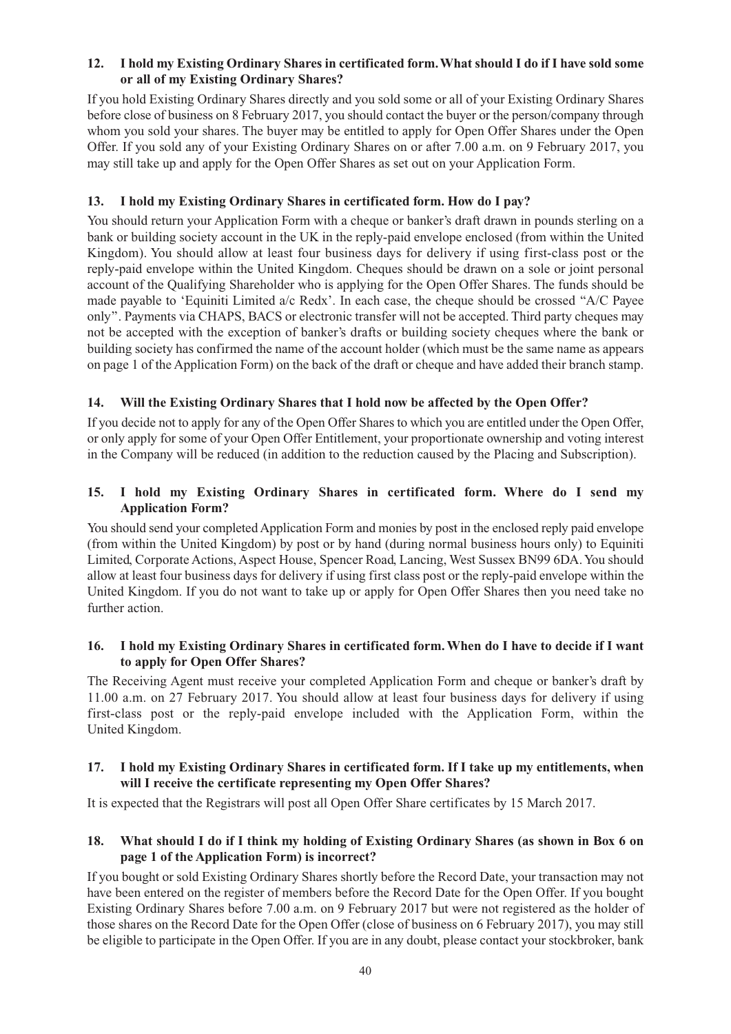### 12. I hold my Existing Ordinary Shares in certificated form. What should I do if I have sold some or all of my Existing Ordinary Shares?

If you hold Existing Ordinary Shares directly and you sold some or all of your Existing Ordinary Shares before close of business on 8 February 2017, you should contact the buyer or the person/company through whom you sold your shares. The buyer may be entitled to apply for Open Offer Shares under the Open Offer. If you sold any of your Existing Ordinary Shares on or after 7.00 a.m. on 9 February 2017, you may still take up and apply for the Open Offer Shares as set out on your Application Form.

### 13. I hold my Existing Ordinary Shares in certificated form. How do I pay?

You should return your Application Form with a cheque or banker's draft drawn in pounds sterling on a bank or building society account in the UK in the reply-paid envelope enclosed (from within the United Kingdom). You should allow at least four business days for delivery if using first-class post or the reply-paid envelope within the United Kingdom. Cheques should be drawn on a sole or joint personal account of the Qualifying Shareholder who is applying for the Open Offer Shares. The funds should be made payable to 'Equiniti Limited a/c Redx'. In each case, the cheque should be crossed "A/C Payee only". Payments via CHAPS, BACS or electronic transfer will not be accepted. Third party cheques may not be accepted with the exception of banker's drafts or building society cheques where the bank or building society has confirmed the name of the account holder (which must be the same name as appears on page 1 of the Application Form) on the back of the draft or cheque and have added their branch stamp.

### 14. Will the Existing Ordinary Shares that I hold now be affected by the Open Offer?

If you decide not to apply for any of the Open Offer Shares to which you are entitled under the Open Offer, or only apply for some of your Open Offer Entitlement, your proportionate ownership and voting interest in the Company will be reduced (in addition to the reduction caused by the Placing and Subscription).

### 15. I hold my Existing Ordinary Shares in certificated form. Where do I send my Application Form?

You should send your completed Application Form and monies by post in the enclosed reply paid envelope (from within the United Kingdom) by post or by hand (during normal business hours only) to Equiniti Limited, Corporate Actions, Aspect House, Spencer Road, Lancing, West Sussex BN99 6DA. You should allow at least four business days for delivery if using first class post or the reply-paid envelope within the United Kingdom. If you do not want to take up or apply for Open Offer Shares then you need take no further action.

### 16. I hold my Existing Ordinary Shares in certificated form. When do I have to decide if I want to apply for Open Offer Shares?

The Receiving Agent must receive your completed Application Form and cheque or banker's draft by 11.00 a.m. on 27 February 2017. You should allow at least four business days for delivery if using first-class post or the reply-paid envelope included with the Application Form, within the United Kingdom.

### 17. I hold my Existing Ordinary Shares in certificated form. If I take up my entitlements, when will I receive the certificate representing my Open Offer Shares?

It is expected that the Registrars will post all Open Offer Share certificates by 15 March 2017.

### 18. What should I do if I think my holding of Existing Ordinary Shares (as shown in Box 6 on page 1 of the Application Form) is incorrect?

If you bought or sold Existing Ordinary Shares shortly before the Record Date, your transaction may not have been entered on the register of members before the Record Date for the Open Offer. If you bought Existing Ordinary Shares before 7.00 a.m. on 9 February 2017 but were not registered as the holder of those shares on the Record Date for the Open Offer (close of business on 6 February 2017), you may still be eligible to participate in the Open Offer. If you are in any doubt, please contact your stockbroker, bank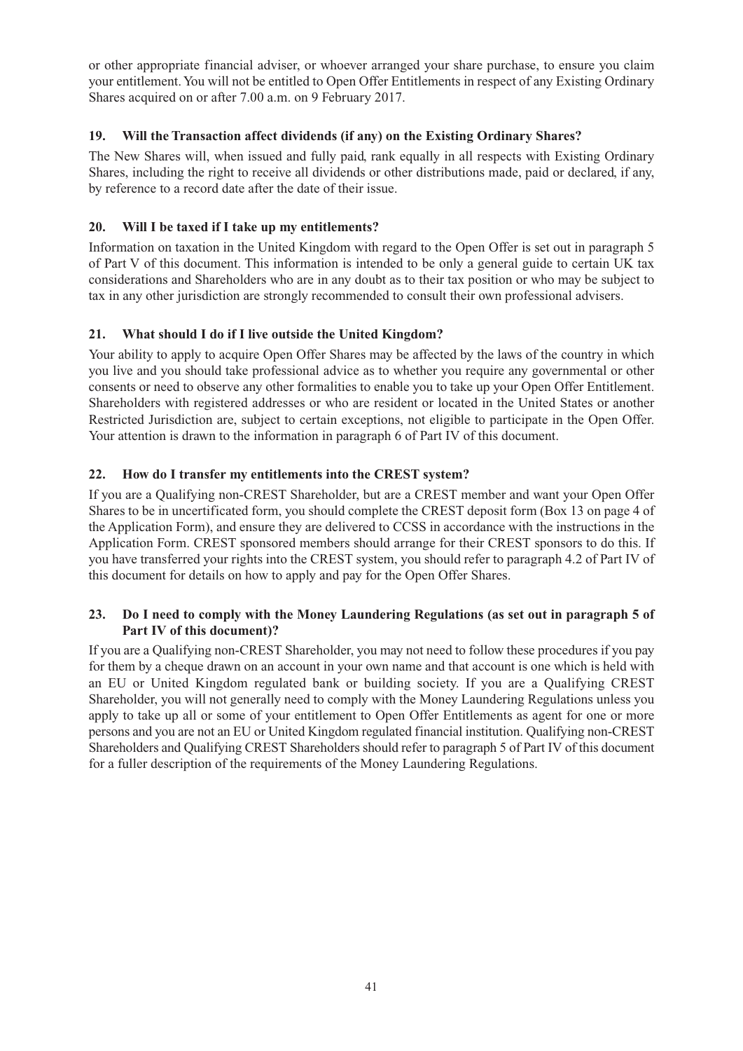or other appropriate financial adviser, or whoever arranged your share purchase, to ensure you claim your entitlement. You will not be entitled to Open Offer Entitlements in respect of any Existing Ordinary Shares acquired on or after 7.00 a.m. on 9 February 2017.

### 19. Will the Transaction affect dividends (if any) on the Existing Ordinary Shares?

The New Shares will, when issued and fully paid, rank equally in all respects with Existing Ordinary Shares, including the right to receive all dividends or other distributions made, paid or declared, if any, by reference to a record date after the date of their issue.

### 20. Will I be taxed if I take up my entitlements?

Information on taxation in the United Kingdom with regard to the Open Offer is set out in paragraph 5 of Part V of this document. This information is intended to be only a general guide to certain UK tax considerations and Shareholders who are in any doubt as to their tax position or who may be subject to tax in any other jurisdiction are strongly recommended to consult their own professional advisers.

### 21. What should I do if I live outside the United Kingdom?

Your ability to apply to acquire Open Offer Shares may be affected by the laws of the country in which you live and you should take professional advice as to whether you require any governmental or other consents or need to observe any other formalities to enable you to take up your Open Offer Entitlement. Shareholders with registered addresses or who are resident or located in the United States or another Restricted Jurisdiction are, subject to certain exceptions, not eligible to participate in the Open Offer. Your attention is drawn to the information in paragraph 6 of Part IV of this document.

### 22. How do I transfer my entitlements into the CREST system?

If you are a Qualifying non-CREST Shareholder, but are a CREST member and want your Open Offer Shares to be in uncertificated form, you should complete the CREST deposit form (Box 13 on page 4 of the Application Form), and ensure they are delivered to CCSS in accordance with the instructions in the Application Form. CREST sponsored members should arrange for their CREST sponsors to do this. If you have transferred your rights into the CREST system, you should refer to paragraph 4.2 of Part IV of this document for details on how to apply and pay for the Open Offer Shares.

### 23. Do I need to comply with the Money Laundering Regulations (as set out in paragraph 5 of Part IV of this document)?

If you are a Qualifying non-CREST Shareholder, you may not need to follow these procedures if you pay for them by a cheque drawn on an account in your own name and that account is one which is held with an EU or United Kingdom regulated bank or building society. If you are a Qualifying CREST Shareholder, you will not generally need to comply with the Money Laundering Regulations unless you apply to take up all or some of your entitlement to Open Offer Entitlements as agent for one or more persons and you are not an EU or United Kingdom regulated financial institution. Qualifying non-CREST Shareholders and Qualifying CREST Shareholders should refer to paragraph 5 of Part IV of this document for a fuller description of the requirements of the Money Laundering Regulations.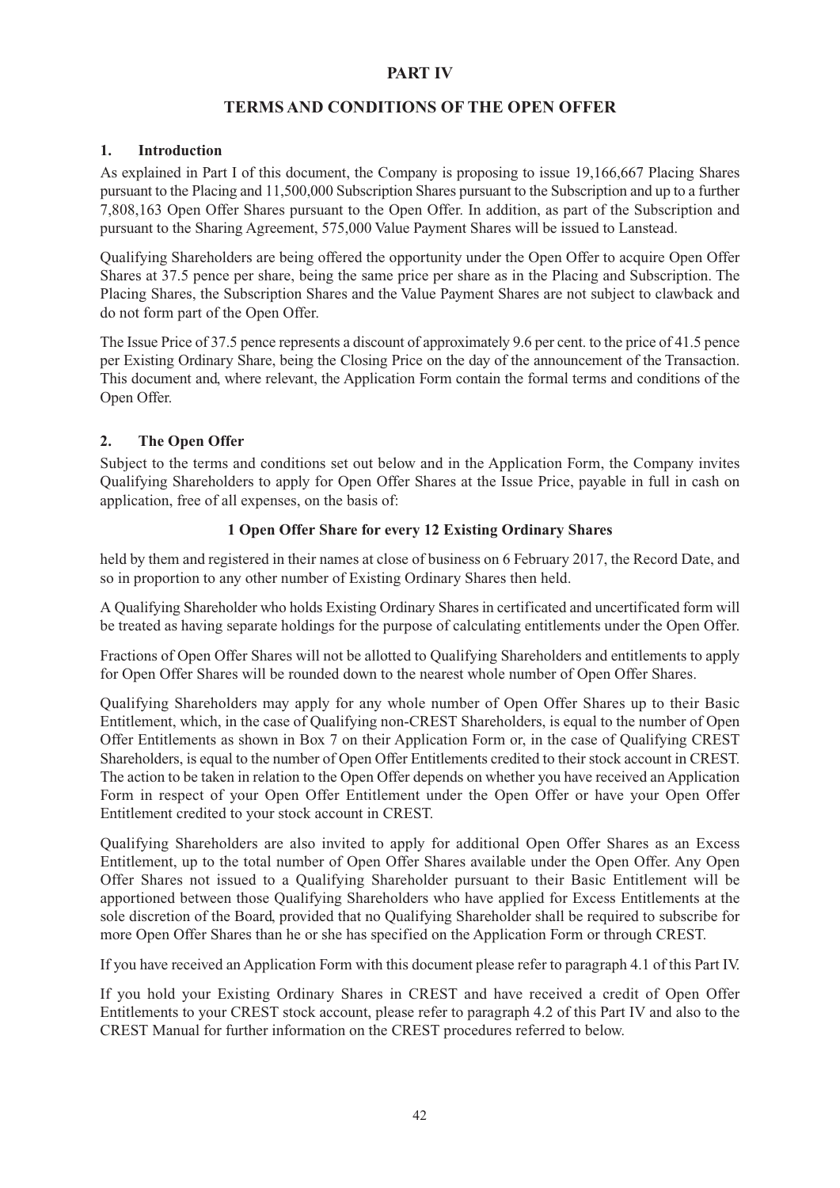# PART IV

## TERMS AND CONDITIONS OF THE OPEN OFFER

### 1. Introduction

As explained in Part I of this document, the Company is proposing to issue 19,166,667 Placing Shares pursuant to the Placing and 11,500,000 Subscription Shares pursuant to the Subscription and up to a further 7,808,163 Open Offer Shares pursuant to the Open Offer. In addition, as part of the Subscription and pursuant to the Sharing Agreement, 575,000 Value Payment Shares will be issued to Lanstead.

Qualifying Shareholders are being offered the opportunity under the Open Offer to acquire Open Offer Shares at 37.5 pence per share, being the same price per share as in the Placing and Subscription. The Placing Shares, the Subscription Shares and the Value Payment Shares are not subject to clawback and do not form part of the Open Offer.

The Issue Price of 37.5 pence represents a discount of approximately 9.6 per cent. to the price of 41.5 pence per Existing Ordinary Share, being the Closing Price on the day of the announcement of the Transaction. This document and, where relevant, the Application Form contain the formal terms and conditions of the Open Offer.

### 2. The Open Offer

Subject to the terms and conditions set out below and in the Application Form, the Company invites Qualifying Shareholders to apply for Open Offer Shares at the Issue Price, payable in full in cash on application, free of all expenses, on the basis of:

**1 Open Offer Share for every 12 Existing Ordinary Shares**

held by them and registered in their names at close of business on 6 February 2017, the Record Date, and so in proportion to any other number of Existing Ordinary Shares then held.

A Qualifying Shareholder who holds Existing Ordinary Shares in certificated and uncertificated form will be treated as having separate holdings for the purpose of calculating entitlements under the Open Offer.

Fractions of Open Offer Shares will not be allotted to Qualifying Shareholders and entitlements to apply for Open Offer Shares will be rounded down to the nearest whole number of Open Offer Shares.

Qualifying Shareholders may apply for any whole number of Open Offer Shares up to their Basic Entitlement, which, in the case of Qualifying non-CREST Shareholders, is equal to the number of Open Offer Entitlements as shown in Box 7 on their Application Form or, in the case of Qualifying CREST Shareholders, is equal to the number of Open Offer Entitlements credited to their stock account in CREST. The action to be taken in relation to the Open Offer depends on whether you have received an Application Form in respect of your Open Offer Entitlement under the Open Offer or have your Open Offer Entitlement credited to your stock account in CREST.

Qualifying Shareholders are also invited to apply for additional Open Offer Shares as an Excess Entitlement, up to the total number of Open Offer Shares available under the Open Offer. Any Open Offer Shares not issued to a Qualifying Shareholder pursuant to their Basic Entitlement will be apportioned between those Qualifying Shareholders who have applied for Excess Entitlements at the sole discretion of the Board, provided that no Qualifying Shareholder shall be required to subscribe for more Open Offer Shares than he or she has specified on the Application Form or through CREST.

If you have received an Application Form with this document please refer to paragraph 4.1 of this Part IV.

If you hold your Existing Ordinary Shares in CREST and have received a credit of Open Offer Entitlements to your CREST stock account, please refer to paragraph 4.2 of this Part IV and also to the CREST Manual for further information on the CREST procedures referred to below.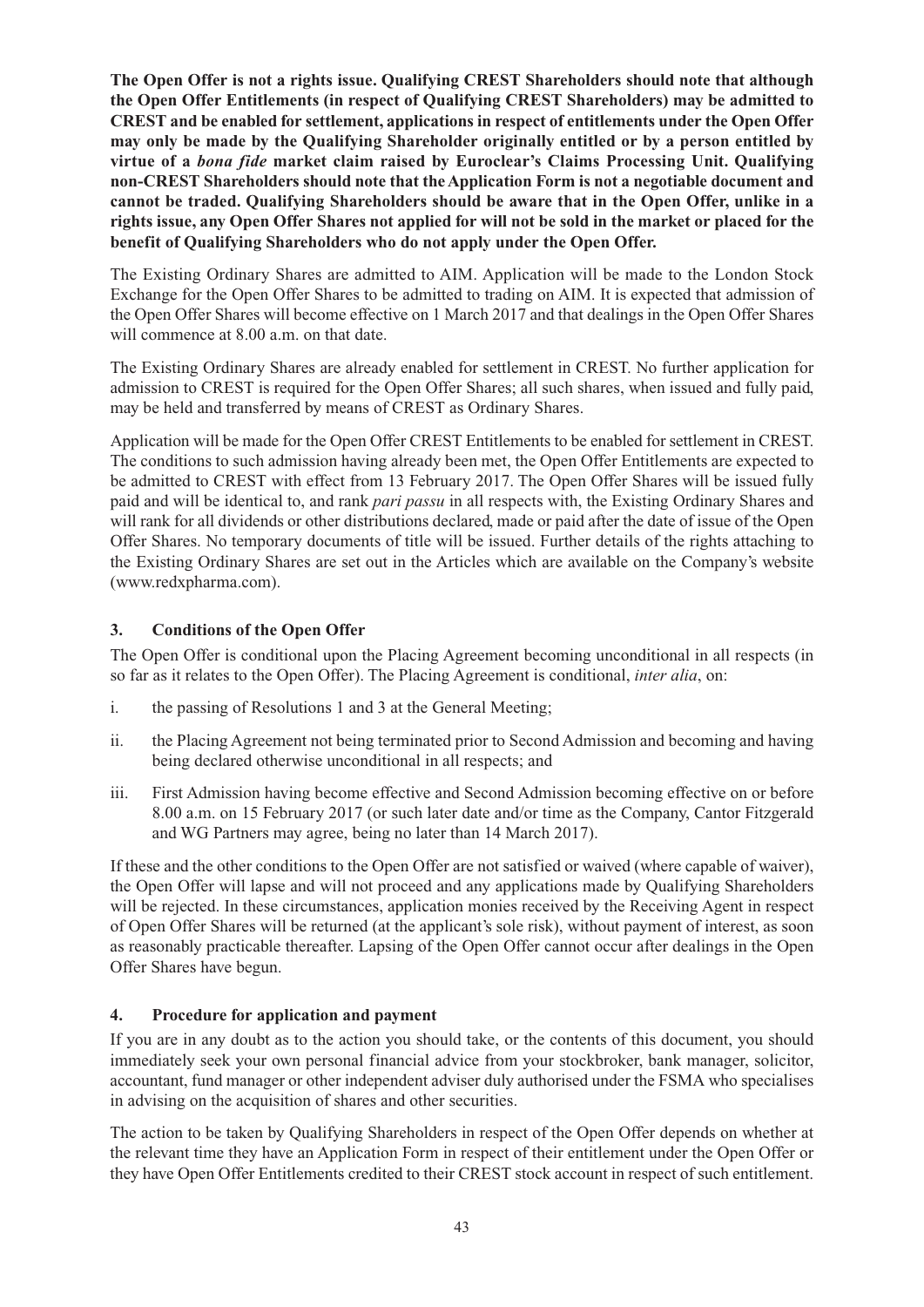**The Open Offer is not a rights issue. Qualifying CREST Shareholders should note that although the Open Offer Entitlements (in respect of Qualifying CREST Shareholders) may be admitted to CREST and be enabled for settlement, applications in respect of entitlements under the Open Offer may only be made by the Qualifying Shareholder originally entitled or by a person entitled by virtue of a *bona fide* market claim raised by Euroclear's Claims Processing Unit. Qualifying non-CREST Shareholders should note that the Application Form is not a negotiable document and cannot be traded. Qualifying Shareholders should be aware that in the Open Offer, unlike in a rights issue, any Open Offer Shares not applied for will not be sold in the market or placed for the benefit of Qualifying Shareholders who do not apply under the Open Offer.**

The Existing Ordinary Shares are admitted to AIM. Application will be made to the London Stock Exchange for the Open Offer Shares to be admitted to trading on AIM. It is expected that admission of the Open Offer Shares will become effective on 1 March 2017 and that dealings in the Open Offer Shares will commence at 8.00 a.m. on that date.

The Existing Ordinary Shares are already enabled for settlement in CREST. No further application for admission to CREST is required for the Open Offer Shares; all such shares, when issued and fully paid, may be held and transferred by means of CREST as Ordinary Shares.

Application will be made for the Open Offer CREST Entitlements to be enabled for settlement in CREST. The conditions to such admission having already been met, the Open Offer Entitlements are expected to be admitted to CREST with effect from 13 February 2017. The Open Offer Shares will be issued fully paid and will be identical to, and rank *pari passu* in all respects with, the Existing Ordinary Shares and will rank for all dividends or other distributions declared, made or paid after the date of issue of the Open Offer Shares. No temporary documents of title will be issued. Further details of the rights attaching to the Existing Ordinary Shares are set out in the Articles which are available on the Company's website (www.redxpharma.com).

### 3. Conditions of the Open Offer

The Open Offer is conditional upon the Placing Agreement becoming unconditional in all respects (in so far as it relates to the Open Offer). The Placing Agreement is conditional, *inter alia*, on:

i. the passing of Resolutions 1 and 3 at the General Meeting;

ii. the Placing Agreement not being terminated prior to Second Admission and becoming and having being declared otherwise unconditional in all respects; and

iii. First Admission having become effective and Second Admission becoming effective on or before 8.00 a.m. on 15 February 2017 (or such later date and/or time as the Company, Cantor Fitzgerald and WG Partners may agree, being no later than 14 March 2017).

If these and the other conditions to the Open Offer are not satisfied or waived (where capable of waiver), the Open Offer will lapse and will not proceed and any applications made by Qualifying Shareholders will be rejected. In these circumstances, application monies received by the Receiving Agent in respect of Open Offer Shares will be returned (at the applicant's sole risk), without payment of interest, as soon as reasonably practicable thereafter. Lapsing of the Open Offer cannot occur after dealings in the Open Offer Shares have begun.

### 4. Procedure for application and payment

If you are in any doubt as to the action you should take, or the contents of this document, you should immediately seek your own personal financial advice from your stockbroker, bank manager, solicitor, accountant, fund manager or other independent adviser duly authorised under the FSMA who specialises in advising on the acquisition of shares and other securities.

The action to be taken by Qualifying Shareholders in respect of the Open Offer depends on whether at the relevant time they have an Application Form in respect of their entitlement under the Open Offer or they have Open Offer Entitlements credited to their CREST stock account in respect of such entitlement.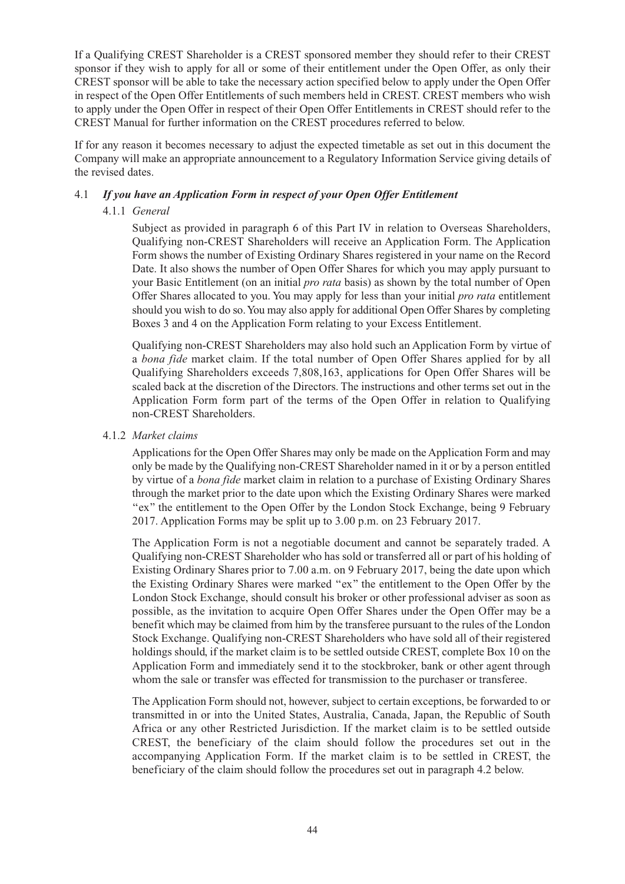If a Qualifying CREST Shareholder is a CREST sponsored member they should refer to their CREST sponsor if they wish to apply for all or some of their entitlement under the Open Offer, as only their CREST sponsor will be able to take the necessary action specified below to apply under the Open Offer in respect of the Open Offer Entitlements of such members held in CREST. CREST members who wish to apply under the Open Offer in respect of their Open Offer Entitlements in CREST should refer to the CREST Manual for further information on the CREST procedures referred to below.

If for any reason it becomes necessary to adjust the expected timetable as set out in this document the Company will make an appropriate announcement to a Regulatory Information Service giving details of the revised dates.

### 4.1 *If you have an Application Form in respect of your Open Offer Entitlement*

#### 4.1.1 *General*

Subject as provided in paragraph 6 of this Part IV in relation to Overseas Shareholders, Qualifying non-CREST Shareholders will receive an Application Form. The Application Form shows the number of Existing Ordinary Shares registered in your name on the Record Date. It also shows the number of Open Offer Shares for which you may apply pursuant to your Basic Entitlement (on an initial *pro rata* basis) as shown by the total number of Open Offer Shares allocated to you. You may apply for less than your initial *pro rata* entitlement should you wish to do so. You may also apply for additional Open Offer Shares by completing Boxes 3 and 4 on the Application Form relating to your Excess Entitlement.

Qualifying non-CREST Shareholders may also hold such an Application Form by virtue of a *bona fide* market claim. If the total number of Open Offer Shares applied for by all Qualifying Shareholders exceeds 7,808,163, applications for Open Offer Shares will be scaled back at the discretion of the Directors. The instructions and other terms set out in the Application Form form part of the terms of the Open Offer in relation to Qualifying non-CREST Shareholders.

#### 4.1.2 *Market claims*

Applications for the Open Offer Shares may only be made on the Application Form and may only be made by the Qualifying non-CREST Shareholder named in it or by a person entitled by virtue of a *bona fide* market claim in relation to a purchase of Existing Ordinary Shares through the market prior to the date upon which the Existing Ordinary Shares were marked "ex" the entitlement to the Open Offer by the London Stock Exchange, being 9 February 2017. Application Forms may be split up to 3.00 p.m. on 23 February 2017.

The Application Form is not a negotiable document and cannot be separately traded. A Qualifying non-CREST Shareholder who has sold or transferred all or part of his holding of Existing Ordinary Shares prior to 7.00 a.m. on 9 February 2017, being the date upon which the Existing Ordinary Shares were marked "ex" the entitlement to the Open Offer by the London Stock Exchange, should consult his broker or other professional adviser as soon as possible, as the invitation to acquire Open Offer Shares under the Open Offer may be a benefit which may be claimed from him by the transferee pursuant to the rules of the London Stock Exchange. Qualifying non-CREST Shareholders who have sold all of their registered holdings should, if the market claim is to be settled outside CREST, complete Box 10 on the Application Form and immediately send it to the stockbroker, bank or other agent through whom the sale or transfer was effected for transmission to the purchaser or transferee.

The Application Form should not, however, subject to certain exceptions, be forwarded to or transmitted in or into the United States, Australia, Canada, Japan, the Republic of South Africa or any other Restricted Jurisdiction. If the market claim is to be settled outside CREST, the beneficiary of the claim should follow the procedures set out in the accompanying Application Form. If the market claim is to be settled in CREST, the beneficiary of the claim should follow the procedures set out in paragraph 4.2 below.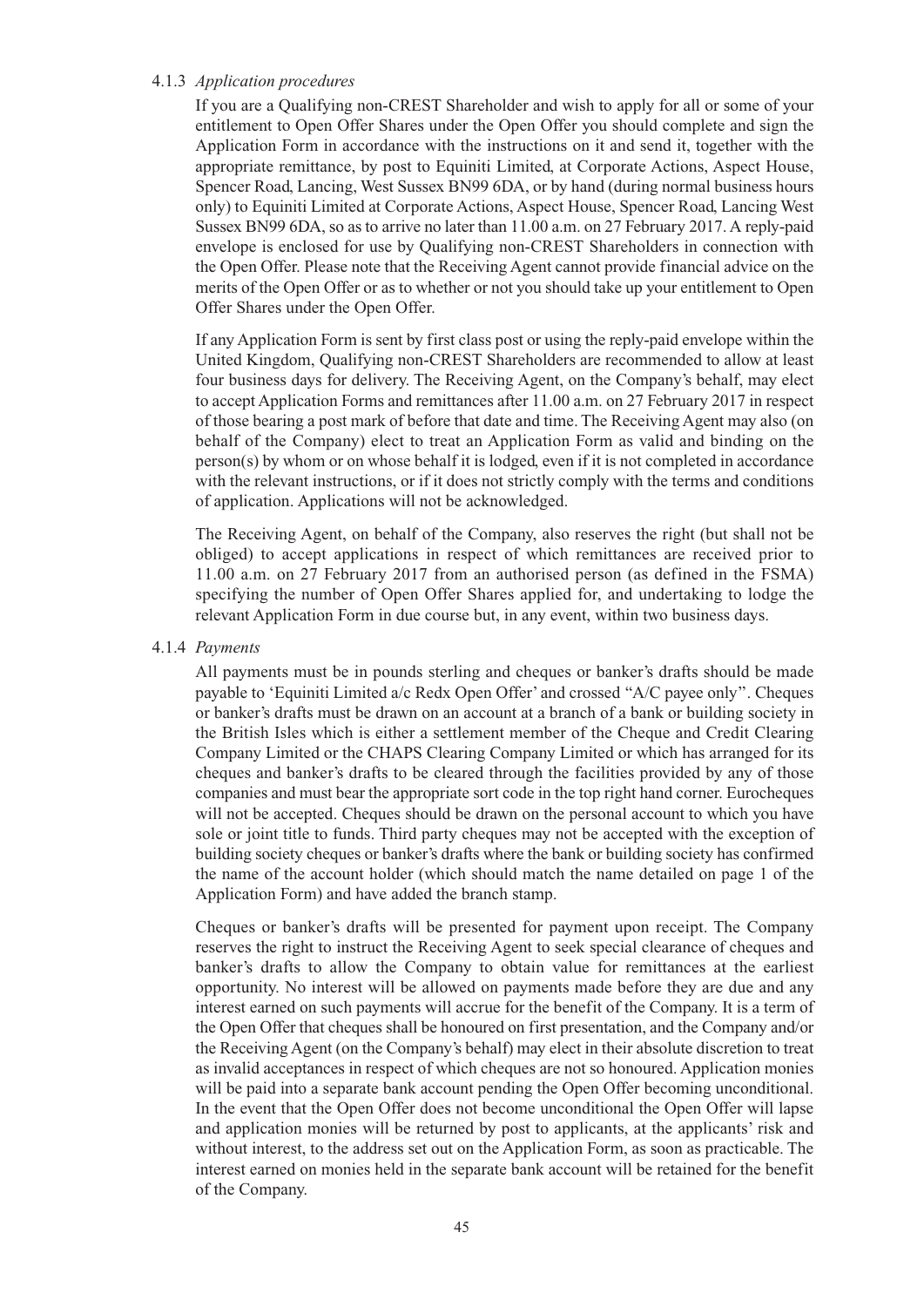4.1.3 *Application procedures*

If you are a Qualifying non-CREST Shareholder and wish to apply for all or some of your entitlement to Open Offer Shares under the Open Offer you should complete and sign the Application Form in accordance with the instructions on it and send it, together with the appropriate remittance, by post to Equiniti Limited, at Corporate Actions, Aspect House, Spencer Road, Lancing, West Sussex BN99 6DA, or by hand (during normal business hours only) to Equiniti Limited at Corporate Actions, Aspect House, Spencer Road, Lancing West Sussex BN99 6DA, so as to arrive no later than 11.00 a.m. on 27 February 2017. A reply-paid envelope is enclosed for use by Qualifying non-CREST Shareholders in connection with the Open Offer. Please note that the Receiving Agent cannot provide financial advice on the merits of the Open Offer or as to whether or not you should take up your entitlement to Open Offer Shares under the Open Offer.

If any Application Form is sent by first class post or using the reply-paid envelope within the United Kingdom, Qualifying non-CREST Shareholders are recommended to allow at least four business days for delivery. The Receiving Agent, on the Company's behalf, may elect to accept Application Forms and remittances after 11.00 a.m. on 27 February 2017 in respect of those bearing a post mark of before that date and time. The Receiving Agent may also (on behalf of the Company) elect to treat an Application Form as valid and binding on the person(s) by whom or on whose behalf it is lodged, even if it is not completed in accordance with the relevant instructions, or if it does not strictly comply with the terms and conditions of application. Applications will not be acknowledged.

The Receiving Agent, on behalf of the Company, also reserves the right (but shall not be obliged) to accept applications in respect of which remittances are received prior to 11.00 a.m. on 27 February 2017 from an authorised person (as defined in the FSMA) specifying the number of Open Offer Shares applied for, and undertaking to lodge the relevant Application Form in due course but, in any event, within two business days.

4.1.4 *Payments*

All payments must be in pounds sterling and cheques or banker's drafts should be made payable to 'Equiniti Limited a/c Redx Open Offer' and crossed "A/C payee only". Cheques or banker's drafts must be drawn on an account at a branch of a bank or building society in the British Isles which is either a settlement member of the Cheque and Credit Clearing Company Limited or the CHAPS Clearing Company Limited or which has arranged for its cheques and banker's drafts to be cleared through the facilities provided by any of those companies and must bear the appropriate sort code in the top right hand corner. Eurocheques will not be accepted. Cheques should be drawn on the personal account to which you have sole or joint title to funds. Third party cheques may not be accepted with the exception of building society cheques or banker's drafts where the bank or building society has confirmed the name of the account holder (which should match the name detailed on page 1 of the Application Form) and have added the branch stamp.

Cheques or banker's drafts will be presented for payment upon receipt. The Company reserves the right to instruct the Receiving Agent to seek special clearance of cheques and banker's drafts to allow the Company to obtain value for remittances at the earliest opportunity. No interest will be allowed on payments made before they are due and any interest earned on such payments will accrue for the benefit of the Company. It is a term of the Open Offer that cheques shall be honoured on first presentation, and the Company and/or the Receiving Agent (on the Company's behalf) may elect in their absolute discretion to treat as invalid acceptances in respect of which cheques are not so honoured. Application monies will be paid into a separate bank account pending the Open Offer becoming unconditional. In the event that the Open Offer does not become unconditional the Open Offer will lapse and application monies will be returned by post to applicants, at the applicants' risk and without interest, to the address set out on the Application Form, as soon as practicable. The interest earned on monies held in the separate bank account will be retained for the benefit of the Company.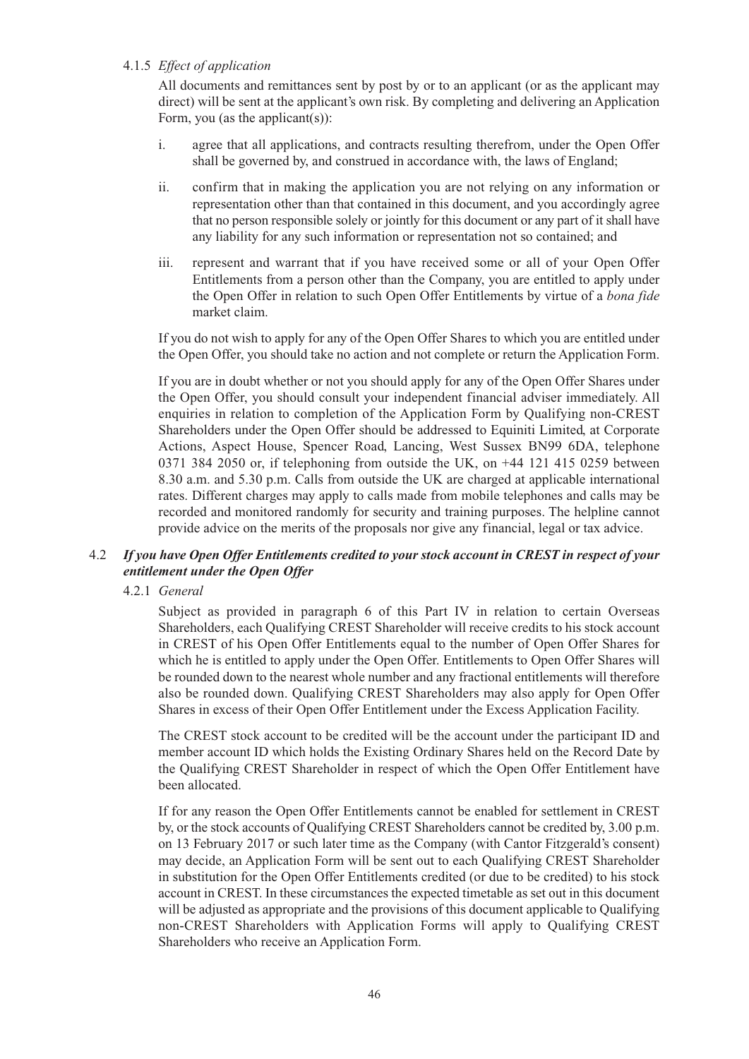#### 4.1.5 *Effect of application*

All documents and remittances sent by post by or to an applicant (or as the applicant may direct) will be sent at the applicant's own risk. By completing and delivering an Application Form, you (as the applicant(s)):

i. agree that all applications, and contracts resulting therefrom, under the Open Offer shall be governed by, and construed in accordance with, the laws of England;

ii. confirm that in making the application you are not relying on any information or representation other than that contained in this document, and you accordingly agree that no person responsible solely or jointly for this document or any part of it shall have any liability for any such information or representation not so contained; and

iii. represent and warrant that if you have received some or all of your Open Offer Entitlements from a person other than the Company, you are entitled to apply under the Open Offer in relation to such Open Offer Entitlements by virtue of a *bona fide* market claim.

If you do not wish to apply for any of the Open Offer Shares to which you are entitled under the Open Offer, you should take no action and not complete or return the Application Form.

If you are in doubt whether or not you should apply for any of the Open Offer Shares under the Open Offer, you should consult your independent financial adviser immediately. All enquiries in relation to completion of the Application Form by Qualifying non-CREST Shareholders under the Open Offer should be addressed to Equiniti Limited, at Corporate Actions, Aspect House, Spencer Road, Lancing, West Sussex BN99 6DA, telephone 0371 384 2050 or, if telephoning from outside the UK, on +44 121 415 0259 between 8.30 a.m. and 5.30 p.m. Calls from outside the UK are charged at applicable international rates. Different charges may apply to calls made from mobile telephones and calls may be recorded and monitored randomly for security and training purposes. The helpline cannot provide advice on the merits of the proposals nor give any financial, legal or tax advice.

### 4.2 *If you have Open Offer Entitlements credited to your stock account in CREST in respect of your entitlement under the Open Offer*

#### 4.2.1 *General*

Subject as provided in paragraph 6 of this Part IV in relation to certain Overseas Shareholders, each Qualifying CREST Shareholder will receive credits to his stock account in CREST of his Open Offer Entitlements equal to the number of Open Offer Shares for which he is entitled to apply under the Open Offer. Entitlements to Open Offer Shares will be rounded down to the nearest whole number and any fractional entitlements will therefore also be rounded down. Qualifying CREST Shareholders may also apply for Open Offer Shares in excess of their Open Offer Entitlement under the Excess Application Facility.

The CREST stock account to be credited will be the account under the participant ID and member account ID which holds the Existing Ordinary Shares held on the Record Date by the Qualifying CREST Shareholder in respect of which the Open Offer Entitlement have been allocated.

If for any reason the Open Offer Entitlements cannot be enabled for settlement in CREST by, or the stock accounts of Qualifying CREST Shareholders cannot be credited by, 3.00 p.m. on 13 February 2017 or such later time as the Company (with Cantor Fitzgerald's consent) may decide, an Application Form will be sent out to each Qualifying CREST Shareholder in substitution for the Open Offer Entitlements credited (or due to be credited) to his stock account in CREST. In these circumstances the expected timetable as set out in this document will be adjusted as appropriate and the provisions of this document applicable to Qualifying non-CREST Shareholders with Application Forms will apply to Qualifying CREST Shareholders who receive an Application Form.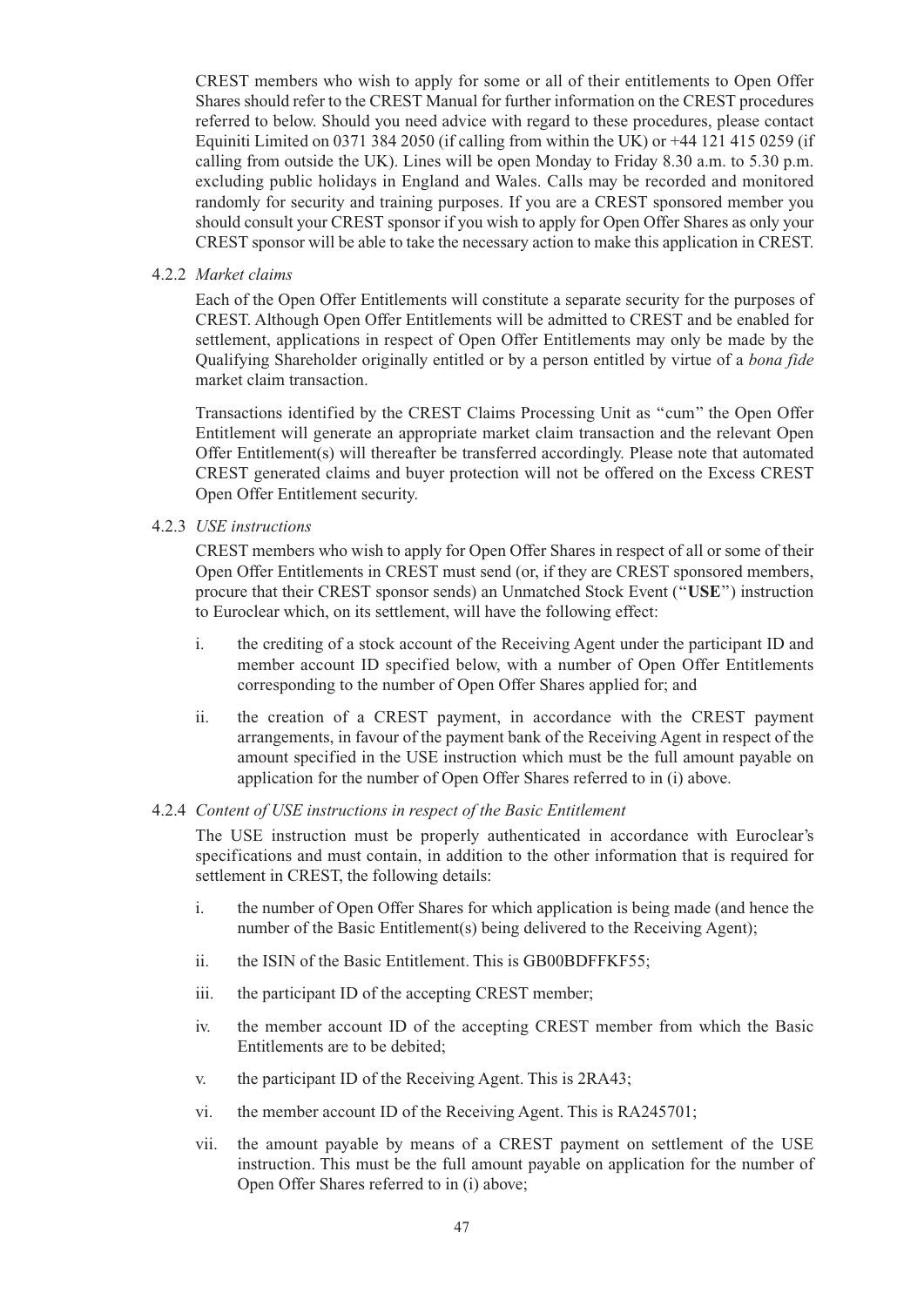CREST members who wish to apply for some or all of their entitlements to Open Offer Shares should refer to the CREST Manual for further information on the CREST procedures referred to below. Should you need advice with regard to these procedures, please contact Equiniti Limited on 0371 384 2050 (if calling from within the UK) or +44 121 415 0259 (if calling from outside the UK). Lines will be open Monday to Friday 8.30 a.m. to 5.30 p.m. excluding public holidays in England and Wales. Calls may be recorded and monitored randomly for security and training purposes. If you are a CREST sponsored member you should consult your CREST sponsor if you wish to apply for Open Offer Shares as only your CREST sponsor will be able to take the necessary action to make this application in CREST.

4.2.2 *Market claims*

Each of the Open Offer Entitlements will constitute a separate security for the purposes of CREST. Although Open Offer Entitlements will be admitted to CREST and be enabled for settlement, applications in respect of Open Offer Entitlements may only be made by the Qualifying Shareholder originally entitled or by a person entitled by virtue of a *bona fide* market claim transaction.

Transactions identified by the CREST Claims Processing Unit as "cum" the Open Offer Entitlement will generate an appropriate market claim transaction and the relevant Open Offer Entitlement(s) will thereafter be transferred accordingly. Please note that automated CREST generated claims and buyer protection will not be offered on the Excess CREST Open Offer Entitlement security.

4.2.3 *USE instructions*

CREST members who wish to apply for Open Offer Shares in respect of all or some of their Open Offer Entitlements in CREST must send (or, if they are CREST sponsored members, procure that their CREST sponsor sends) an Unmatched Stock Event ("**USE**") instruction to Euroclear which, on its settlement, will have the following effect:

i. the crediting of a stock account of the Receiving Agent under the participant ID and member account ID specified below, with a number of Open Offer Entitlements corresponding to the number of Open Offer Shares applied for; and

ii. the creation of a CREST payment, in accordance with the CREST payment arrangements, in favour of the payment bank of the Receiving Agent in respect of the amount specified in the USE instruction which must be the full amount payable on application for the number of Open Offer Shares referred to in (i) above.

4.2.4 *Content of USE instructions in respect of the Basic Entitlement*

The USE instruction must be properly authenticated in accordance with Euroclear's specifications and must contain, in addition to the other information that is required for settlement in CREST, the following details:

i. the number of Open Offer Shares for which application is being made (and hence the number of the Basic Entitlement(s) being delivered to the Receiving Agent);

ii. the ISIN of the Basic Entitlement. This is GB00BDFFKF55;

iii. the participant ID of the accepting CREST member;

iv. the member account ID of the accepting CREST member from which the Basic Entitlements are to be debited;

v. the participant ID of the Receiving Agent. This is 2RA43;

vi. the member account ID of the Receiving Agent. This is RA245701;

vii. the amount payable by means of a CREST payment on settlement of the USE instruction. This must be the full amount payable on application for the number of Open Offer Shares referred to in (i) above;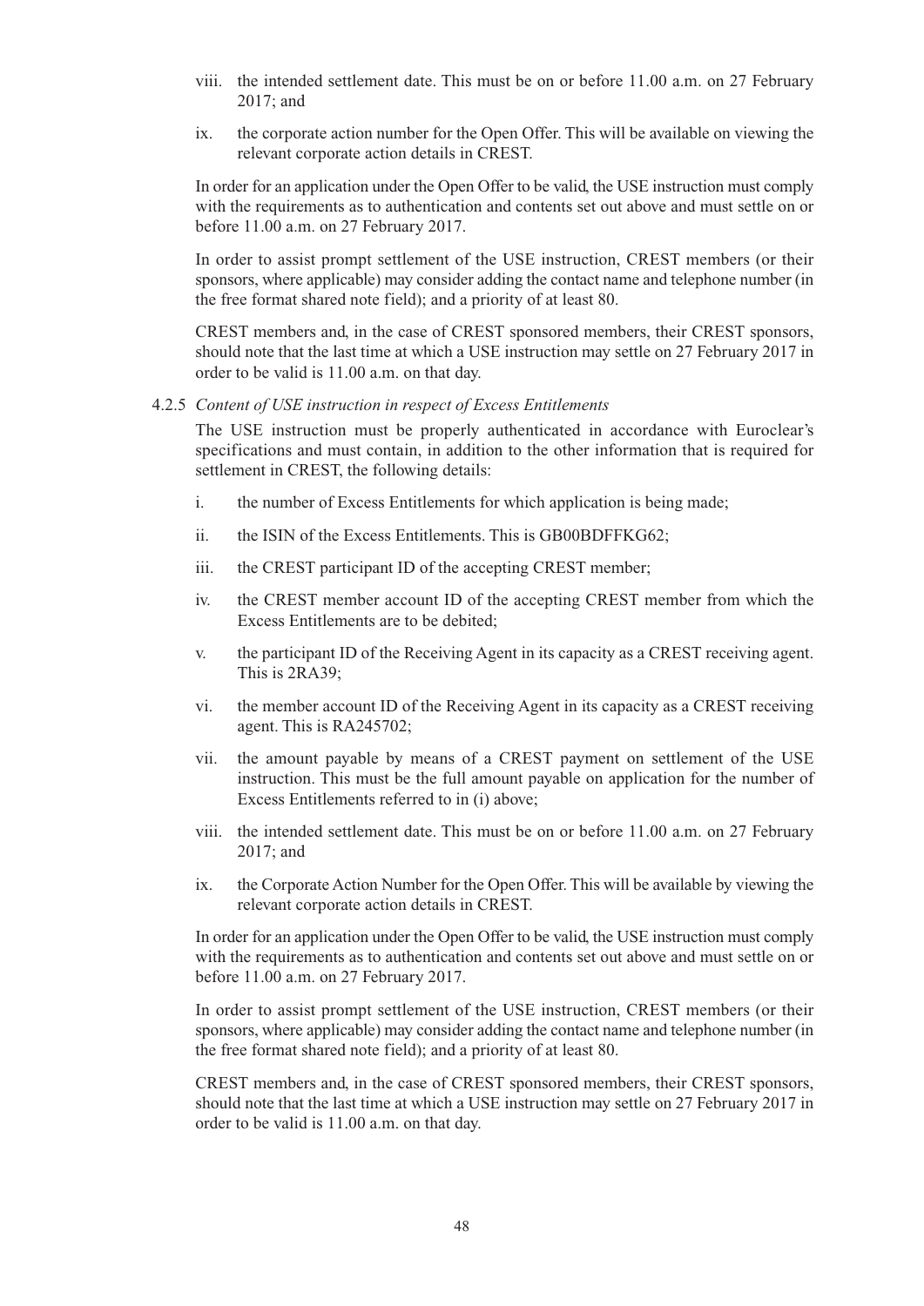viii. the intended settlement date. This must be on or before 11.00 a.m. on 27 February 2017; and

ix. the corporate action number for the Open Offer. This will be available on viewing the relevant corporate action details in CREST.

In order for an application under the Open Offer to be valid, the USE instruction must comply with the requirements as to authentication and contents set out above and must settle on or before 11.00 a.m. on 27 February 2017.

In order to assist prompt settlement of the USE instruction, CREST members (or their sponsors, where applicable) may consider adding the contact name and telephone number (in the free format shared note field); and a priority of at least 80.

CREST members and, in the case of CREST sponsored members, their CREST sponsors, should note that the last time at which a USE instruction may settle on 27 February 2017 in order to be valid is 11.00 a.m. on that day.

4.2.5 *Content of USE instruction in respect of Excess Entitlements*

The USE instruction must be properly authenticated in accordance with Euroclear's specifications and must contain, in addition to the other information that is required for settlement in CREST, the following details:

i. the number of Excess Entitlements for which application is being made;

ii. the ISIN of the Excess Entitlements. This is GB00BDFFKG62;

iii. the CREST participant ID of the accepting CREST member;

iv. the CREST member account ID of the accepting CREST member from which the Excess Entitlements are to be debited;

v. the participant ID of the Receiving Agent in its capacity as a CREST receiving agent. This is 2RA39;

vi. the member account ID of the Receiving Agent in its capacity as a CREST receiving agent. This is RA245702;

vii. the amount payable by means of a CREST payment on settlement of the USE instruction. This must be the full amount payable on application for the number of Excess Entitlements referred to in (i) above;

viii. the intended settlement date. This must be on or before 11.00 a.m. on 27 February 2017; and

ix. the Corporate Action Number for the Open Offer. This will be available by viewing the relevant corporate action details in CREST.

In order for an application under the Open Offer to be valid, the USE instruction must comply with the requirements as to authentication and contents set out above and must settle on or before 11.00 a.m. on 27 February 2017.

In order to assist prompt settlement of the USE instruction, CREST members (or their sponsors, where applicable) may consider adding the contact name and telephone number (in the free format shared note field); and a priority of at least 80.

CREST members and, in the case of CREST sponsored members, their CREST sponsors, should note that the last time at which a USE instruction may settle on 27 February 2017 in order to be valid is 11.00 a.m. on that day.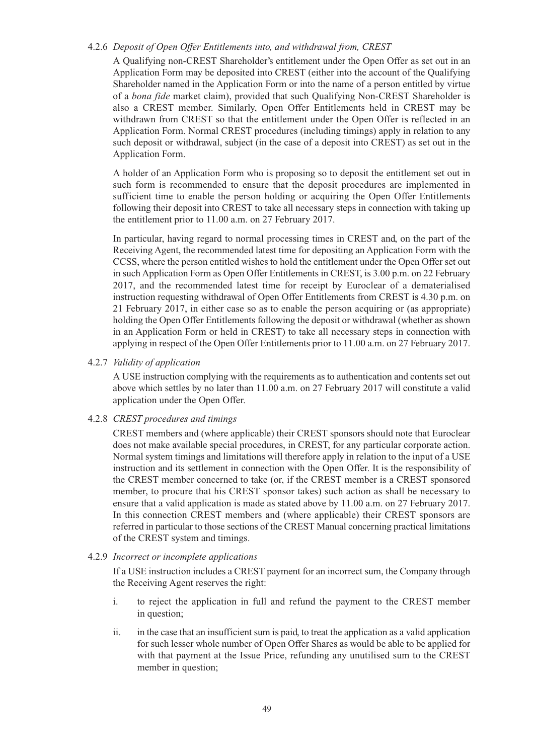4.2.6 *Deposit of Open Offer Entitlements into, and withdrawal from, CREST*

A Qualifying non-CREST Shareholder's entitlement under the Open Offer as set out in an Application Form may be deposited into CREST (either into the account of the Qualifying Shareholder named in the Application Form or into the name of a person entitled by virtue of a *bona fide* market claim), provided that such Qualifying Non-CREST Shareholder is also a CREST member. Similarly, Open Offer Entitlements held in CREST may be withdrawn from CREST so that the entitlement under the Open Offer is reflected in an Application Form. Normal CREST procedures (including timings) apply in relation to any such deposit or withdrawal, subject (in the case of a deposit into CREST) as set out in the Application Form.

A holder of an Application Form who is proposing so to deposit the entitlement set out in such form is recommended to ensure that the deposit procedures are implemented in sufficient time to enable the person holding or acquiring the Open Offer Entitlements following their deposit into CREST to take all necessary steps in connection with taking up the entitlement prior to 11.00 a.m. on 27 February 2017.

In particular, having regard to normal processing times in CREST and, on the part of the Receiving Agent, the recommended latest time for depositing an Application Form with the CCSS, where the person entitled wishes to hold the entitlement under the Open Offer set out in such Application Form as Open Offer Entitlements in CREST, is 3.00 p.m. on 22 February 2017, and the recommended latest time for receipt by Euroclear of a dematerialised instruction requesting withdrawal of Open Offer Entitlements from CREST is 4.30 p.m. on 21 February 2017, in either case so as to enable the person acquiring or (as appropriate) holding the Open Offer Entitlements following the deposit or withdrawal (whether as shown in an Application Form or held in CREST) to take all necessary steps in connection with applying in respect of the Open Offer Entitlements prior to 11.00 a.m. on 27 February 2017.

4.2.7 *Validity of application*

A USE instruction complying with the requirements as to authentication and contents set out above which settles by no later than 11.00 a.m. on 27 February 2017 will constitute a valid application under the Open Offer.

4.2.8 *CREST procedures and timings*

CREST members and (where applicable) their CREST sponsors should note that Euroclear does not make available special procedures, in CREST, for any particular corporate action. Normal system timings and limitations will therefore apply in relation to the input of a USE instruction and its settlement in connection with the Open Offer. It is the responsibility of the CREST member concerned to take (or, if the CREST member is a CREST sponsored member, to procure that his CREST sponsor takes) such action as shall be necessary to ensure that a valid application is made as stated above by 11.00 a.m. on 27 February 2017. In this connection CREST members and (where applicable) their CREST sponsors are referred in particular to those sections of the CREST Manual concerning practical limitations of the CREST system and timings.

4.2.9 *Incorrect or incomplete applications*

If a USE instruction includes a CREST payment for an incorrect sum, the Company through the Receiving Agent reserves the right:

i. to reject the application in full and refund the payment to the CREST member in question;

ii. in the case that an insufficient sum is paid, to treat the application as a valid application for such lesser whole number of Open Offer Shares as would be able to be applied for with that payment at the Issue Price, refunding any unutilised sum to the CREST member in question;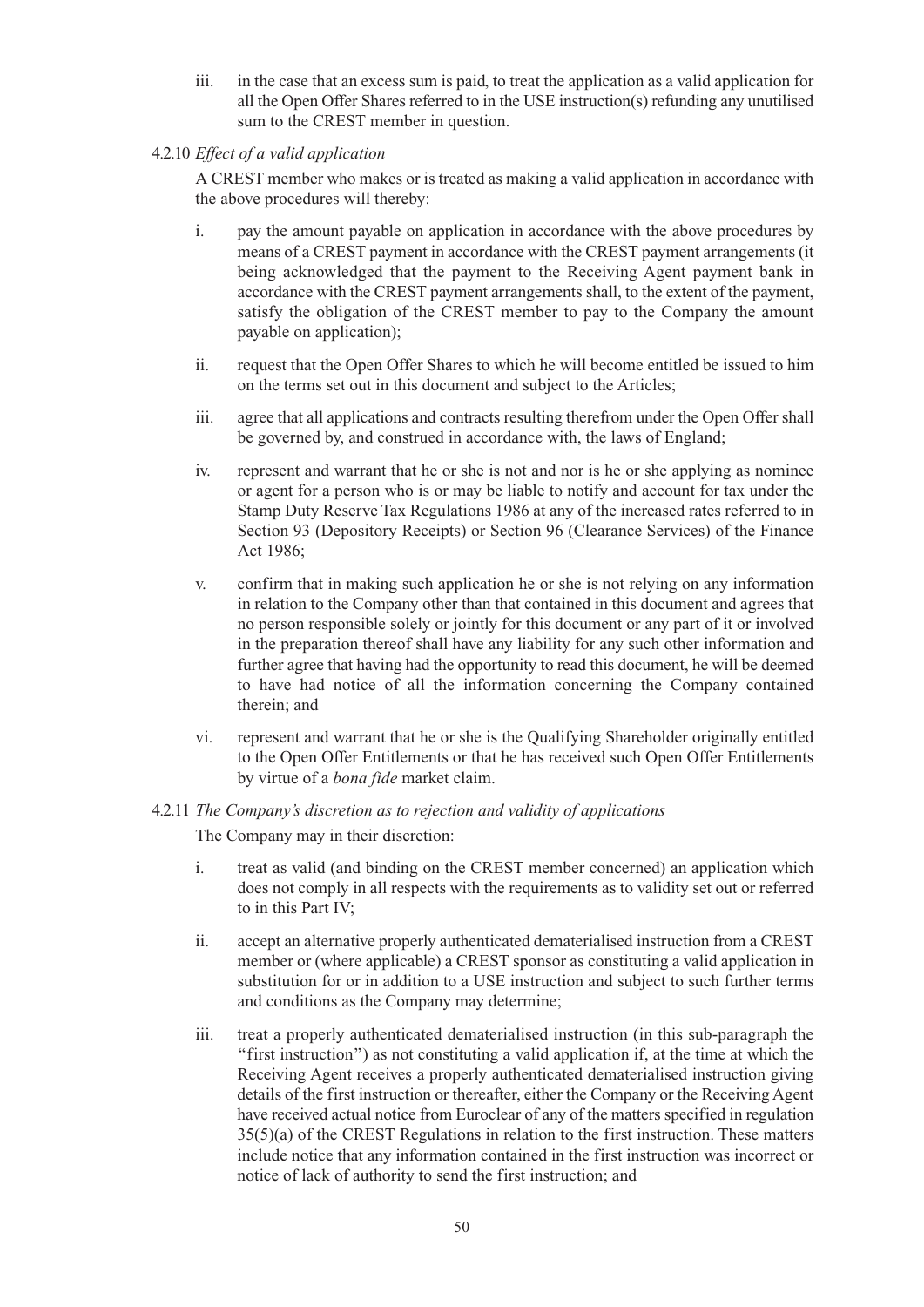iii. in the case that an excess sum is paid, to treat the application as a valid application for all the Open Offer Shares referred to in the USE instruction(s) refunding any unutilised sum to the CREST member in question.

4.2.10 *Effect of a valid application*

A CREST member who makes or is treated as making a valid application in accordance with the above procedures will thereby:

i. pay the amount payable on application in accordance with the above procedures by means of a CREST payment in accordance with the CREST payment arrangements (it being acknowledged that the payment to the Receiving Agent payment bank in accordance with the CREST payment arrangements shall, to the extent of the payment, satisfy the obligation of the CREST member to pay to the Company the amount payable on application);

ii. request that the Open Offer Shares to which he will become entitled be issued to him on the terms set out in this document and subject to the Articles;

iii. agree that all applications and contracts resulting therefrom under the Open Offer shall be governed by, and construed in accordance with, the laws of England;

iv. represent and warrant that he or she is not and nor is he or she applying as nominee or agent for a person who is or may be liable to notify and account for tax under the Stamp Duty Reserve Tax Regulations 1986 at any of the increased rates referred to in Section 93 (Depository Receipts) or Section 96 (Clearance Services) of the Finance Act 1986;

v. confirm that in making such application he or she is not relying on any information in relation to the Company other than that contained in this document and agrees that no person responsible solely or jointly for this document or any part of it or involved in the preparation thereof shall have any liability for any such other information and further agree that having had the opportunity to read this document, he will be deemed to have had notice of all the information concerning the Company contained therein; and

vi. represent and warrant that he or she is the Qualifying Shareholder originally entitled to the Open Offer Entitlements or that he has received such Open Offer Entitlements by virtue of a *bona fide* market claim.

4.2.11 *The Company's discretion as to rejection and validity of applications*

The Company may in their discretion:

i. treat as valid (and binding on the CREST member concerned) an application which does not comply in all respects with the requirements as to validity set out or referred to in this Part IV;

ii. accept an alternative properly authenticated dematerialised instruction from a CREST member or (where applicable) a CREST sponsor as constituting a valid application in substitution for or in addition to a USE instruction and subject to such further terms and conditions as the Company may determine;

iii. treat a properly authenticated dematerialised instruction (in this sub-paragraph the "first instruction") as not constituting a valid application if, at the time at which the Receiving Agent receives a properly authenticated dematerialised instruction giving details of the first instruction or thereafter, either the Company or the Receiving Agent have received actual notice from Euroclear of any of the matters specified in regulation 35(5)(a) of the CREST Regulations in relation to the first instruction. These matters include notice that any information contained in the first instruction was incorrect or notice of lack of authority to send the first instruction; and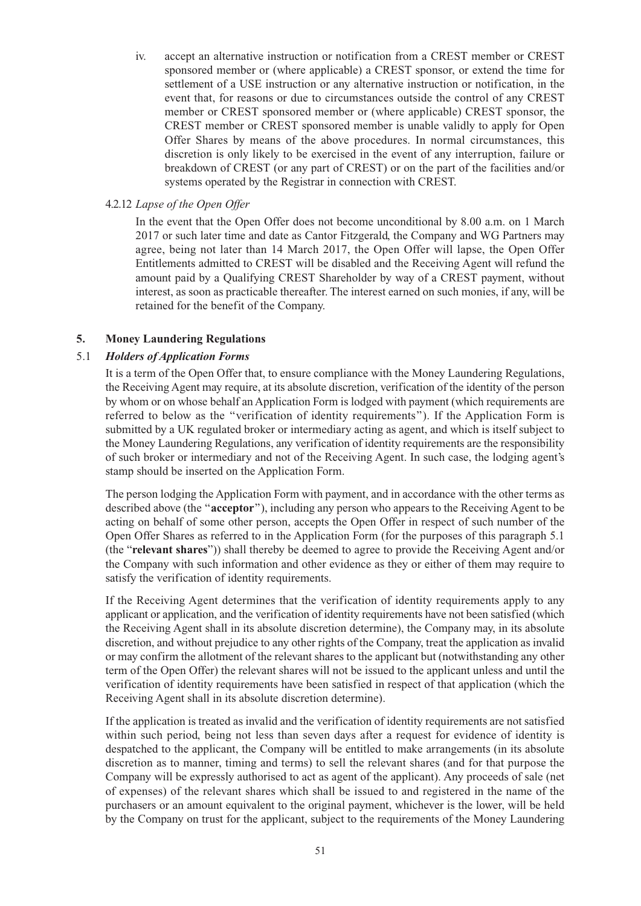iv. accept an alternative instruction or notification from a CREST member or CREST sponsored member or (where applicable) a CREST sponsor, or extend the time for settlement of a USE instruction or any alternative instruction or notification, in the event that, for reasons or due to circumstances outside the control of any CREST member or CREST sponsored member or (where applicable) CREST sponsor, the CREST member or CREST sponsored member is unable validly to apply for Open Offer Shares by means of the above procedures. In normal circumstances, this discretion is only likely to be exercised in the event of any interruption, failure or breakdown of CREST (or any part of CREST) or on the part of the facilities and/or systems operated by the Registrar in connection with CREST.

4.2.12 *Lapse of the Open Offer*

In the event that the Open Offer does not become unconditional by 8.00 a.m. on 1 March 2017 or such later time and date as Cantor Fitzgerald, the Company and WG Partners may agree, being not later than 14 March 2017, the Open Offer will lapse, the Open Offer Entitlements admitted to CREST will be disabled and the Receiving Agent will refund the amount paid by a Qualifying CREST Shareholder by way of a CREST payment, without interest, as soon as practicable thereafter. The interest earned on such monies, if any, will be retained for the benefit of the Company.

## 5. Money Laundering Regulations

### 5.1 *Holders of Application Forms*

It is a term of the Open Offer that, to ensure compliance with the Money Laundering Regulations, the Receiving Agent may require, at its absolute discretion, verification of the identity of the person by whom or on whose behalf an Application Form is lodged with payment (which requirements are referred to below as the "verification of identity requirements"). If the Application Form is submitted by a UK regulated broker or intermediary acting as agent, and which is itself subject to the Money Laundering Regulations, any verification of identity requirements are the responsibility of such broker or intermediary and not of the Receiving Agent. In such case, the lodging agent's stamp should be inserted on the Application Form.

The person lodging the Application Form with payment, and in accordance with the other terms as described above (the "**acceptor**"), including any person who appears to the Receiving Agent to be acting on behalf of some other person, accepts the Open Offer in respect of such number of the Open Offer Shares as referred to in the Application Form (for the purposes of this paragraph 5.1 (the "**relevant shares**")) shall thereby be deemed to agree to provide the Receiving Agent and/or the Company with such information and other evidence as they or either of them may require to satisfy the verification of identity requirements.

If the Receiving Agent determines that the verification of identity requirements apply to any applicant or application, and the verification of identity requirements have not been satisfied (which the Receiving Agent shall in its absolute discretion determine), the Company may, in its absolute discretion, and without prejudice to any other rights of the Company, treat the application as invalid or may confirm the allotment of the relevant shares to the applicant but (notwithstanding any other term of the Open Offer) the relevant shares will not be issued to the applicant unless and until the verification of identity requirements have been satisfied in respect of that application (which the Receiving Agent shall in its absolute discretion determine).

If the application is treated as invalid and the verification of identity requirements are not satisfied within such period, being not less than seven days after a request for evidence of identity is despatched to the applicant, the Company will be entitled to make arrangements (in its absolute discretion as to manner, timing and terms) to sell the relevant shares (and for that purpose the Company will be expressly authorised to act as agent of the applicant). Any proceeds of sale (net of expenses) of the relevant shares which shall be issued to and registered in the name of the purchasers or an amount equivalent to the original payment, whichever is the lower, will be held by the Company on trust for the applicant, subject to the requirements of the Money Laundering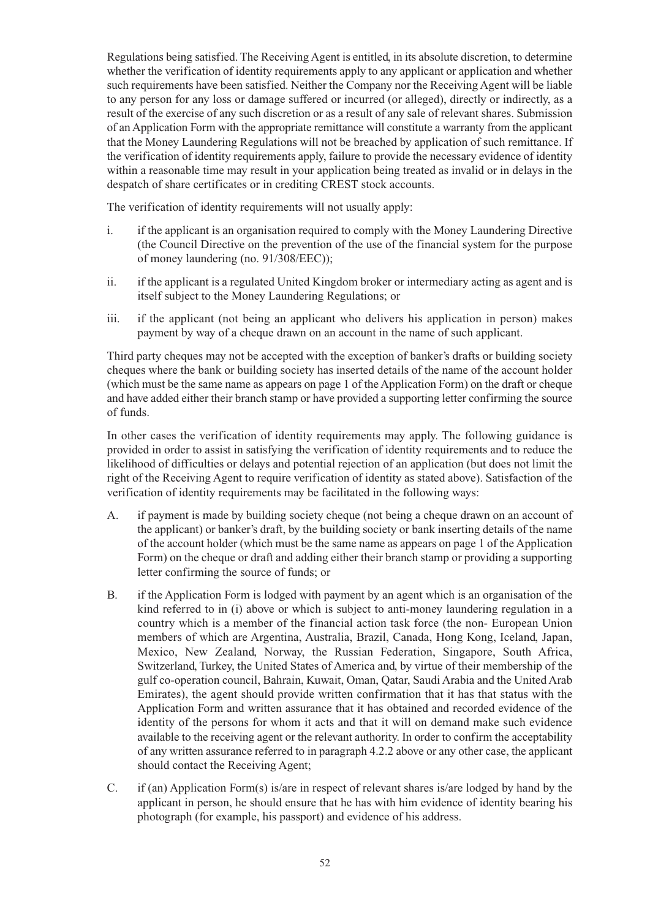Regulations being satisfied. The Receiving Agent is entitled, in its absolute discretion, to determine whether the verification of identity requirements apply to any applicant or application and whether such requirements have been satisfied. Neither the Company nor the Receiving Agent will be liable to any person for any loss or damage suffered or incurred (or alleged), directly or indirectly, as a result of the exercise of any such discretion or as a result of any sale of relevant shares. Submission of an Application Form with the appropriate remittance will constitute a warranty from the applicant that the Money Laundering Regulations will not be breached by application of such remittance. If the verification of identity requirements apply, failure to provide the necessary evidence of identity within a reasonable time may result in your application being treated as invalid or in delays in the despatch of share certificates or in crediting CREST stock accounts.

The verification of identity requirements will not usually apply:

i. if the applicant is an organisation required to comply with the Money Laundering Directive (the Council Directive on the prevention of the use of the financial system for the purpose of money laundering (no. 91/308/EEC));

ii. if the applicant is a regulated United Kingdom broker or intermediary acting as agent and is itself subject to the Money Laundering Regulations; or

iii. if the applicant (not being an applicant who delivers his application in person) makes payment by way of a cheque drawn on an account in the name of such applicant.

Third party cheques may not be accepted with the exception of banker's drafts or building society cheques where the bank or building society has inserted details of the name of the account holder (which must be the same name as appears on page 1 of the Application Form) on the draft or cheque and have added either their branch stamp or have provided a supporting letter confirming the source of funds.

In other cases the verification of identity requirements may apply. The following guidance is provided in order to assist in satisfying the verification of identity requirements and to reduce the likelihood of difficulties or delays and potential rejection of an application (but does not limit the right of the Receiving Agent to require verification of identity as stated above). Satisfaction of the verification of identity requirements may be facilitated in the following ways:

A. if payment is made by building society cheque (not being a cheque drawn on an account of the applicant) or banker's draft, by the building society or bank inserting details of the name of the account holder (which must be the same name as appears on page 1 of the Application Form) on the cheque or draft and adding either their branch stamp or providing a supporting letter confirming the source of funds; or

B. if the Application Form is lodged with payment by an agent which is an organisation of the kind referred to in (i) above or which is subject to anti-money laundering regulation in a country which is a member of the financial action task force (the non- European Union members of which are Argentina, Australia, Brazil, Canada, Hong Kong, Iceland, Japan, Mexico, New Zealand, Norway, the Russian Federation, Singapore, South Africa, Switzerland, Turkey, the United States of America and, by virtue of their membership of the gulf co-operation council, Bahrain, Kuwait, Oman, Qatar, Saudi Arabia and the United Arab Emirates), the agent should provide written confirmation that it has that status with the Application Form and written assurance that it has obtained and recorded evidence of the identity of the persons for whom it acts and that it will on demand make such evidence available to the receiving agent or the relevant authority. In order to confirm the acceptability of any written assurance referred to in paragraph 4.2.2 above or any other case, the applicant should contact the Receiving Agent;

C. if (an) Application Form(s) is/are in respect of relevant shares is/are lodged by hand by the applicant in person, he should ensure that he has with him evidence of identity bearing his photograph (for example, his passport) and evidence of his address.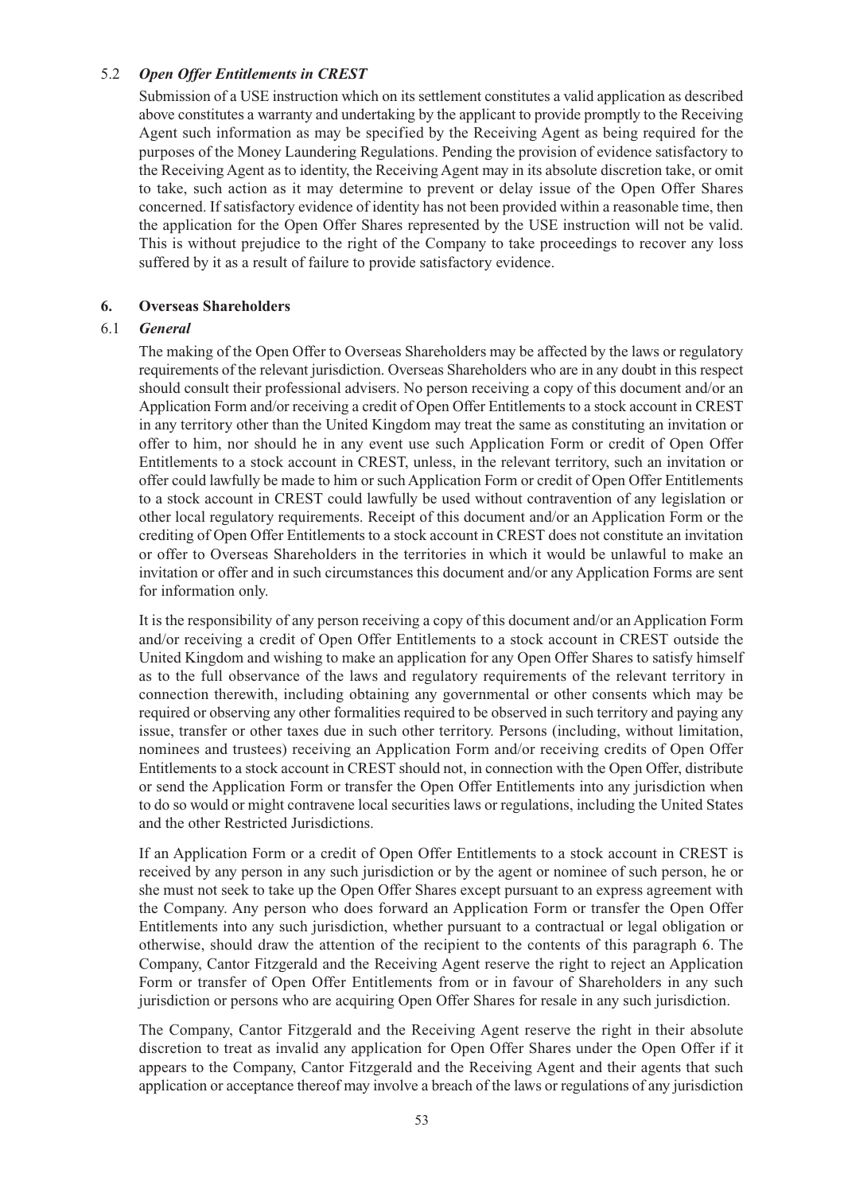### 5.2 *Open Offer Entitlements in CREST*

Submission of a USE instruction which on its settlement constitutes a valid application as described above constitutes a warranty and undertaking by the applicant to provide promptly to the Receiving Agent such information as may be specified by the Receiving Agent as being required for the purposes of the Money Laundering Regulations. Pending the provision of evidence satisfactory to the Receiving Agent as to identity, the Receiving Agent may in its absolute discretion take, or omit to take, such action as it may determine to prevent or delay issue of the Open Offer Shares concerned. If satisfactory evidence of identity has not been provided within a reasonable time, then the application for the Open Offer Shares represented by the USE instruction will not be valid. This is without prejudice to the right of the Company to take proceedings to recover any loss suffered by it as a result of failure to provide satisfactory evidence.

## 6. Overseas Shareholders

### 6.1 *General*

The making of the Open Offer to Overseas Shareholders may be affected by the laws or regulatory requirements of the relevant jurisdiction. Overseas Shareholders who are in any doubt in this respect should consult their professional advisers. No person receiving a copy of this document and/or an Application Form and/or receiving a credit of Open Offer Entitlements to a stock account in CREST in any territory other than the United Kingdom may treat the same as constituting an invitation or offer to him, nor should he in any event use such Application Form or credit of Open Offer Entitlements to a stock account in CREST, unless, in the relevant territory, such an invitation or offer could lawfully be made to him or such Application Form or credit of Open Offer Entitlements to a stock account in CREST could lawfully be used without contravention of any legislation or other local regulatory requirements. Receipt of this document and/or an Application Form or the crediting of Open Offer Entitlements to a stock account in CREST does not constitute an invitation or offer to Overseas Shareholders in the territories in which it would be unlawful to make an invitation or offer and in such circumstances this document and/or any Application Forms are sent for information only.

It is the responsibility of any person receiving a copy of this document and/or an Application Form and/or receiving a credit of Open Offer Entitlements to a stock account in CREST outside the United Kingdom and wishing to make an application for any Open Offer Shares to satisfy himself as to the full observance of the laws and regulatory requirements of the relevant territory in connection therewith, including obtaining any governmental or other consents which may be required or observing any other formalities required to be observed in such territory and paying any issue, transfer or other taxes due in such other territory. Persons (including, without limitation, nominees and trustees) receiving an Application Form and/or receiving credits of Open Offer Entitlements to a stock account in CREST should not, in connection with the Open Offer, distribute or send the Application Form or transfer the Open Offer Entitlements into any jurisdiction when to do so would or might contravene local securities laws or regulations, including the United States and the other Restricted Jurisdictions.

If an Application Form or a credit of Open Offer Entitlements to a stock account in CREST is received by any person in any such jurisdiction or by the agent or nominee of such person, he or she must not seek to take up the Open Offer Shares except pursuant to an express agreement with the Company. Any person who does forward an Application Form or transfer the Open Offer Entitlements into any such jurisdiction, whether pursuant to a contractual or legal obligation or otherwise, should draw the attention of the recipient to the contents of this paragraph 6. The Company, Cantor Fitzgerald and the Receiving Agent reserve the right to reject an Application Form or transfer of Open Offer Entitlements from or in favour of Shareholders in any such jurisdiction or persons who are acquiring Open Offer Shares for resale in any such jurisdiction.

The Company, Cantor Fitzgerald and the Receiving Agent reserve the right in their absolute discretion to treat as invalid any application for Open Offer Shares under the Open Offer if it appears to the Company, Cantor Fitzgerald and the Receiving Agent and their agents that such application or acceptance thereof may involve a breach of the laws or regulations of any jurisdiction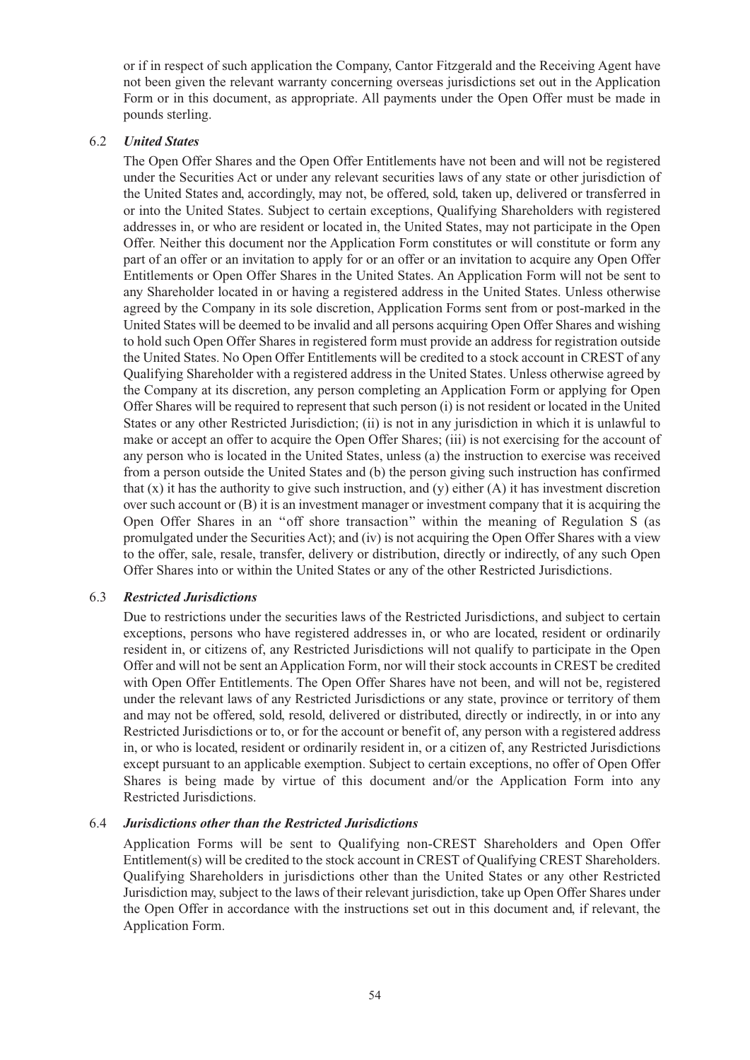or if in respect of such application the Company, Cantor Fitzgerald and the Receiving Agent have not been given the relevant warranty concerning overseas jurisdictions set out in the Application Form or in this document, as appropriate. All payments under the Open Offer must be made in pounds sterling.

### 6.2 *United States*

The Open Offer Shares and the Open Offer Entitlements have not been and will not be registered under the Securities Act or under any relevant securities laws of any state or other jurisdiction of the United States and, accordingly, may not, be offered, sold, taken up, delivered or transferred in or into the United States. Subject to certain exceptions, Qualifying Shareholders with registered addresses in, or who are resident or located in, the United States, may not participate in the Open Offer. Neither this document nor the Application Form constitutes or will constitute or form any part of an offer or an invitation to apply for or an offer or an invitation to acquire any Open Offer Entitlements or Open Offer Shares in the United States. An Application Form will not be sent to any Shareholder located in or having a registered address in the United States. Unless otherwise agreed by the Company in its sole discretion, Application Forms sent from or post-marked in the United States will be deemed to be invalid and all persons acquiring Open Offer Shares and wishing to hold such Open Offer Shares in registered form must provide an address for registration outside the United States. No Open Offer Entitlements will be credited to a stock account in CREST of any Qualifying Shareholder with a registered address in the United States. Unless otherwise agreed by the Company at its discretion, any person completing an Application Form or applying for Open Offer Shares will be required to represent that such person (i) is not resident or located in the United States or any other Restricted Jurisdiction; (ii) is not in any jurisdiction in which it is unlawful to make or accept an offer to acquire the Open Offer Shares; (iii) is not exercising for the account of any person who is located in the United States, unless (a) the instruction to exercise was received from a person outside the United States and (b) the person giving such instruction has confirmed that (x) it has the authority to give such instruction, and (y) either (A) it has investment discretion over such account or (B) it is an investment manager or investment company that it is acquiring the Open Offer Shares in an "off shore transaction" within the meaning of Regulation S (as promulgated under the Securities Act); and (iv) is not acquiring the Open Offer Shares with a view to the offer, sale, resale, transfer, delivery or distribution, directly or indirectly, of any such Open Offer Shares into or within the United States or any of the other Restricted Jurisdictions.

### 6.3 *Restricted Jurisdictions*

Due to restrictions under the securities laws of the Restricted Jurisdictions, and subject to certain exceptions, persons who have registered addresses in, or who are located, resident or ordinarily resident in, or citizens of, any Restricted Jurisdictions will not qualify to participate in the Open Offer and will not be sent an Application Form, nor will their stock accounts in CREST be credited with Open Offer Entitlements. The Open Offer Shares have not been, and will not be, registered under the relevant laws of any Restricted Jurisdictions or any state, province or territory of them and may not be offered, sold, resold, delivered or distributed, directly or indirectly, in or into any Restricted Jurisdictions or to, or for the account or benefit of, any person with a registered address in, or who is located, resident or ordinarily resident in, or a citizen of, any Restricted Jurisdictions except pursuant to an applicable exemption. Subject to certain exceptions, no offer of Open Offer Shares is being made by virtue of this document and/or the Application Form into any Restricted Jurisdictions.

### 6.4 *Jurisdictions other than the Restricted Jurisdictions*

Application Forms will be sent to Qualifying non-CREST Shareholders and Open Offer Entitlement(s) will be credited to the stock account in CREST of Qualifying CREST Shareholders. Qualifying Shareholders in jurisdictions other than the United States or any other Restricted Jurisdiction may, subject to the laws of their relevant jurisdiction, take up Open Offer Shares under the Open Offer in accordance with the instructions set out in this document and, if relevant, the Application Form.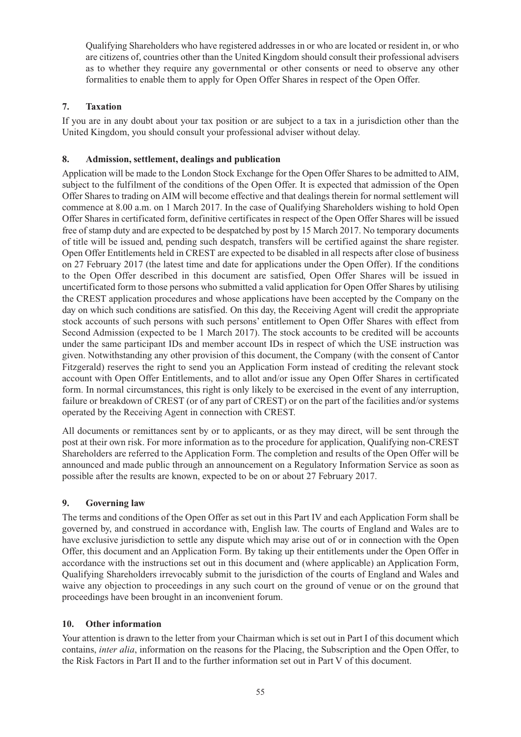Qualifying Shareholders who have registered addresses in or who are located or resident in, or who are citizens of, countries other than the United Kingdom should consult their professional advisers as to whether they require any governmental or other consents or need to observe any other formalities to enable them to apply for Open Offer Shares in respect of the Open Offer.

## 7. Taxation

If you are in any doubt about your tax position or are subject to a tax in a jurisdiction other than the United Kingdom, you should consult your professional adviser without delay.

## 8. Admission, settlement, dealings and publication

Application will be made to the London Stock Exchange for the Open Offer Shares to be admitted to AIM, subject to the fulfilment of the conditions of the Open Offer. It is expected that admission of the Open Offer Shares to trading on AIM will become effective and that dealings therein for normal settlement will commence at 8.00 a.m. on 1 March 2017. In the case of Qualifying Shareholders wishing to hold Open Offer Shares in certificated form, definitive certificates in respect of the Open Offer Shares will be issued free of stamp duty and are expected to be despatched by post by 15 March 2017. No temporary documents of title will be issued and, pending such despatch, transfers will be certified against the share register. Open Offer Entitlements held in CREST are expected to be disabled in all respects after close of business on 27 February 2017 (the latest time and date for applications under the Open Offer). If the conditions to the Open Offer described in this document are satisfied, Open Offer Shares will be issued in uncertificated form to those persons who submitted a valid application for Open Offer Shares by utilising the CREST application procedures and whose applications have been accepted by the Company on the day on which such conditions are satisfied. On this day, the Receiving Agent will credit the appropriate stock accounts of such persons with such persons' entitlement to Open Offer Shares with effect from Second Admission (expected to be 1 March 2017). The stock accounts to be credited will be accounts under the same participant IDs and member account IDs in respect of which the USE instruction was given. Notwithstanding any other provision of this document, the Company (with the consent of Cantor Fitzgerald) reserves the right to send you an Application Form instead of crediting the relevant stock account with Open Offer Entitlements, and to allot and/or issue any Open Offer Shares in certificated form. In normal circumstances, this right is only likely to be exercised in the event of any interruption, failure or breakdown of CREST (or of any part of CREST) or on the part of the facilities and/or systems operated by the Receiving Agent in connection with CREST.

All documents or remittances sent by or to applicants, or as they may direct, will be sent through the post at their own risk. For more information as to the procedure for application, Qualifying non-CREST Shareholders are referred to the Application Form. The completion and results of the Open Offer will be announced and made public through an announcement on a Regulatory Information Service as soon as possible after the results are known, expected to be on or about 27 February 2017.

## 9. Governing law

The terms and conditions of the Open Offer as set out in this Part IV and each Application Form shall be governed by, and construed in accordance with, English law. The courts of England and Wales are to have exclusive jurisdiction to settle any dispute which may arise out of or in connection with the Open Offer, this document and an Application Form. By taking up their entitlements under the Open Offer in accordance with the instructions set out in this document and (where applicable) an Application Form, Qualifying Shareholders irrevocably submit to the jurisdiction of the courts of England and Wales and waive any objection to proceedings in any such court on the ground of venue or on the ground that proceedings have been brought in an inconvenient forum.

## 10. Other information

Your attention is drawn to the letter from your Chairman which is set out in Part I of this document which contains, *inter alia*, information on the reasons for the Placing, the Subscription and the Open Offer, to the Risk Factors in Part II and to the further information set out in Part V of this document.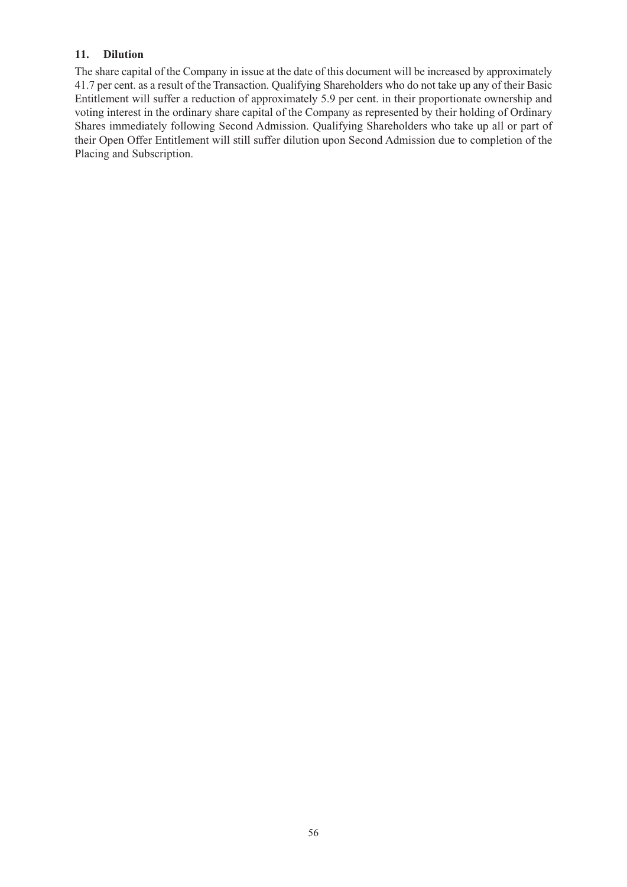## 11. Dilution

The share capital of the Company in issue at the date of this document will be increased by approximately 41.7 per cent. as a result of the Transaction. Qualifying Shareholders who do not take up any of their Basic Entitlement will suffer a reduction of approximately 5.9 per cent. in their proportionate ownership and voting interest in the ordinary share capital of the Company as represented by their holding of Ordinary Shares immediately following Second Admission. Qualifying Shareholders who take up all or part of their Open Offer Entitlement will still suffer dilution upon Second Admission due to completion of the Placing and Subscription.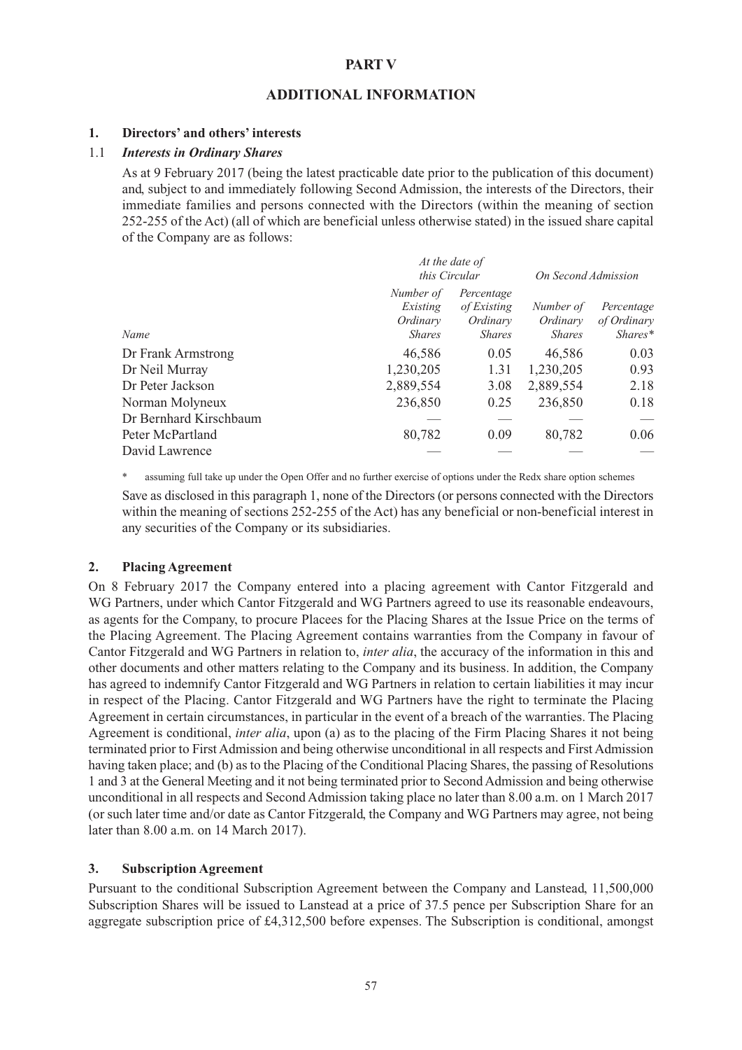# PART V

## ADDITIONAL INFORMATION

### 1. Directors' and others' interests

#### 1.1 *Interests in Ordinary Shares*

As at 9 February 2017 (being the latest practicable date prior to the publication of this document) and, subject to and immediately following Second Admission, the interests of the Directors, their immediate families and persons connected with the Directors (within the meaning of section 252-255 of the Act) (all of which are beneficial unless otherwise stated) in the issued share capital of the Company are as follows:

| | *At the date of this Circular* | | *On Second Admission* | |
|---|---|---|---|---|
| *Name* | *Number of Existing Ordinary Shares* | *Percentage of Existing Ordinary Shares* | *Number of Ordinary Shares* | *Percentage of Ordinary Shares\** |
| Dr Frank Armstrong | 46,586 | 0.05 | 46,586 | 0.03 |
| Dr Neil Murray | 1,230,205 | 1.31 | 1,230,205 | 0.93 |
| Dr Peter Jackson | 2,889,554 | 3.08 | 2,889,554 | 2.18 |
| Norman Molyneux | 236,850 | 0.25 | 236,850 | 0.18 |
| Dr Bernhard Kirschbaum | — | — | — | — |
| Peter McPartland | 80,782 | 0.09 | 80,782 | 0.06 |
| David Lawrence | — | — | — | — |

\* assuming full take up under the Open Offer and no further exercise of options under the Redx share option schemes

Save as disclosed in this paragraph 1, none of the Directors (or persons connected with the Directors within the meaning of sections 252-255 of the Act) has any beneficial or non-beneficial interest in any securities of the Company or its subsidiaries.

### 2. Placing Agreement

On 8 February 2017 the Company entered into a placing agreement with Cantor Fitzgerald and WG Partners, under which Cantor Fitzgerald and WG Partners agreed to use its reasonable endeavours, as agents for the Company, to procure Placees for the Placing Shares at the Issue Price on the terms of the Placing Agreement. The Placing Agreement contains warranties from the Company in favour of Cantor Fitzgerald and WG Partners in relation to, *inter alia*, the accuracy of the information in this and other documents and other matters relating to the Company and its business. In addition, the Company has agreed to indemnify Cantor Fitzgerald and WG Partners in relation to certain liabilities it may incur in respect of the Placing. Cantor Fitzgerald and WG Partners have the right to terminate the Placing Agreement in certain circumstances, in particular in the event of a breach of the warranties. The Placing Agreement is conditional, *inter alia*, upon (a) as to the placing of the Firm Placing Shares it not being terminated prior to First Admission and being otherwise unconditional in all respects and First Admission having taken place; and (b) as to the Placing of the Conditional Placing Shares, the passing of Resolutions 1 and 3 at the General Meeting and it not being terminated prior to Second Admission and being otherwise unconditional in all respects and Second Admission taking place no later than 8.00 a.m. on 1 March 2017 (or such later time and/or date as Cantor Fitzgerald, the Company and WG Partners may agree, not being later than 8.00 a.m. on 14 March 2017).

### 3. Subscription Agreement

Pursuant to the conditional Subscription Agreement between the Company and Lanstead, 11,500,000 Subscription Shares will be issued to Lanstead at a price of 37.5 pence per Subscription Share for an aggregate subscription price of £4,312,500 before expenses. The Subscription is conditional, amongst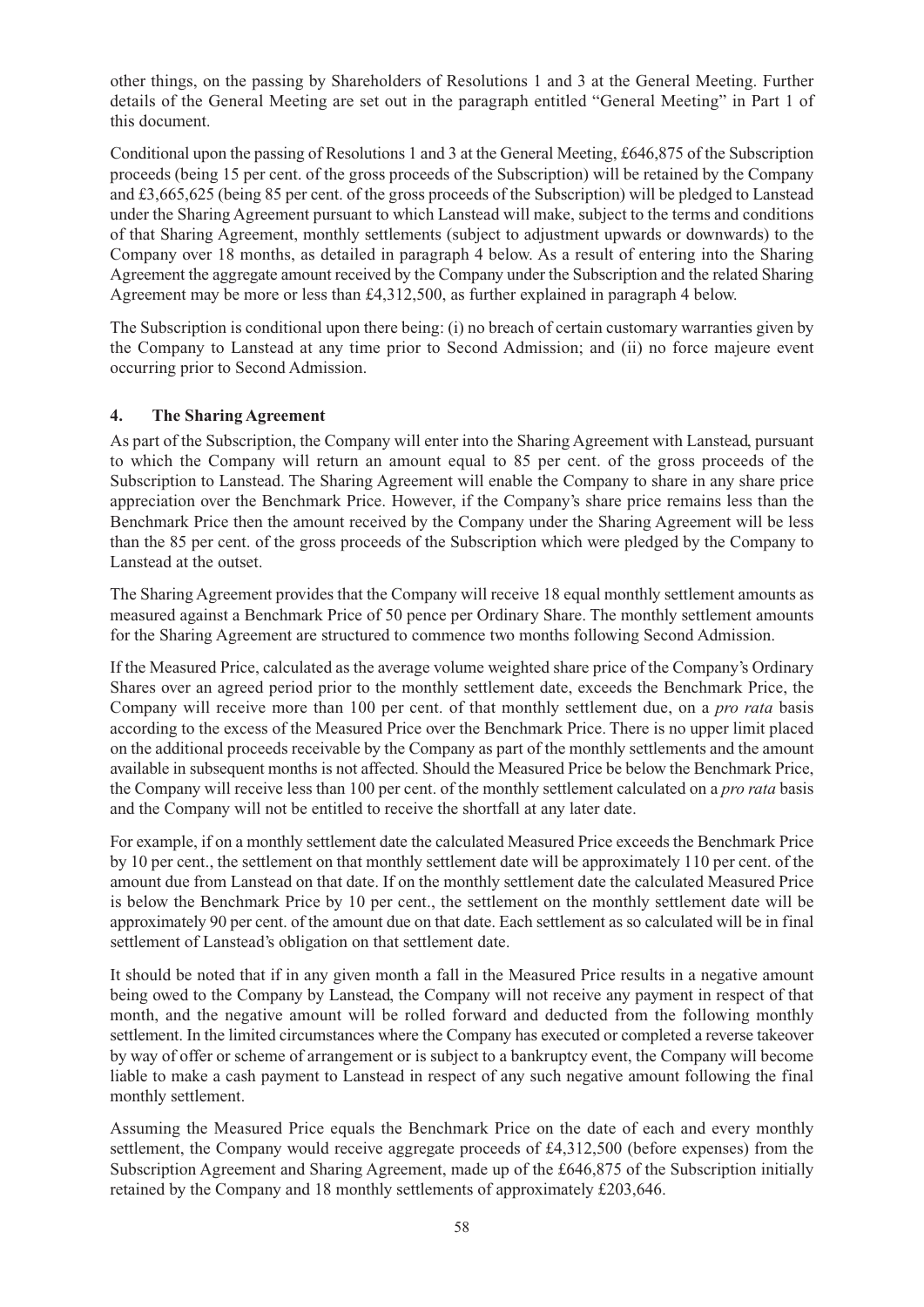other things, on the passing by Shareholders of Resolutions 1 and 3 at the General Meeting. Further details of the General Meeting are set out in the paragraph entitled "General Meeting" in Part 1 of this document.

Conditional upon the passing of Resolutions 1 and 3 at the General Meeting, £646,875 of the Subscription proceeds (being 15 per cent. of the gross proceeds of the Subscription) will be retained by the Company and £3,665,625 (being 85 per cent. of the gross proceeds of the Subscription) will be pledged to Lanstead under the Sharing Agreement pursuant to which Lanstead will make, subject to the terms and conditions of that Sharing Agreement, monthly settlements (subject to adjustment upwards or downwards) to the Company over 18 months, as detailed in paragraph 4 below. As a result of entering into the Sharing Agreement the aggregate amount received by the Company under the Subscription and the related Sharing Agreement may be more or less than £4,312,500, as further explained in paragraph 4 below.

The Subscription is conditional upon there being: (i) no breach of certain customary warranties given by the Company to Lanstead at any time prior to Second Admission; and (ii) no force majeure event occurring prior to Second Admission.

## 4. The Sharing Agreement

As part of the Subscription, the Company will enter into the Sharing Agreement with Lanstead, pursuant to which the Company will return an amount equal to 85 per cent. of the gross proceeds of the Subscription to Lanstead. The Sharing Agreement will enable the Company to share in any share price appreciation over the Benchmark Price. However, if the Company's share price remains less than the Benchmark Price then the amount received by the Company under the Sharing Agreement will be less than the 85 per cent. of the gross proceeds of the Subscription which were pledged by the Company to Lanstead at the outset.

The Sharing Agreement provides that the Company will receive 18 equal monthly settlement amounts as measured against a Benchmark Price of 50 pence per Ordinary Share. The monthly settlement amounts for the Sharing Agreement are structured to commence two months following Second Admission.

If the Measured Price, calculated as the average volume weighted share price of the Company's Ordinary Shares over an agreed period prior to the monthly settlement date, exceeds the Benchmark Price, the Company will receive more than 100 per cent. of that monthly settlement due, on a *pro rata* basis according to the excess of the Measured Price over the Benchmark Price. There is no upper limit placed on the additional proceeds receivable by the Company as part of the monthly settlements and the amount available in subsequent months is not affected. Should the Measured Price be below the Benchmark Price, the Company will receive less than 100 per cent. of the monthly settlement calculated on a *pro rata* basis and the Company will not be entitled to receive the shortfall at any later date.

For example, if on a monthly settlement date the calculated Measured Price exceeds the Benchmark Price by 10 per cent., the settlement on that monthly settlement date will be approximately 110 per cent. of the amount due from Lanstead on that date. If on the monthly settlement date the calculated Measured Price is below the Benchmark Price by 10 per cent., the settlement on the monthly settlement date will be approximately 90 per cent. of the amount due on that date. Each settlement as so calculated will be in final settlement of Lanstead's obligation on that settlement date.

It should be noted that if in any given month a fall in the Measured Price results in a negative amount being owed to the Company by Lanstead, the Company will not receive any payment in respect of that month, and the negative amount will be rolled forward and deducted from the following monthly settlement. In the limited circumstances where the Company has executed or completed a reverse takeover by way of offer or scheme of arrangement or is subject to a bankruptcy event, the Company will become liable to make a cash payment to Lanstead in respect of any such negative amount following the final monthly settlement.

Assuming the Measured Price equals the Benchmark Price on the date of each and every monthly settlement, the Company would receive aggregate proceeds of £4,312,500 (before expenses) from the Subscription Agreement and Sharing Agreement, made up of the £646,875 of the Subscription initially retained by the Company and 18 monthly settlements of approximately £203,646.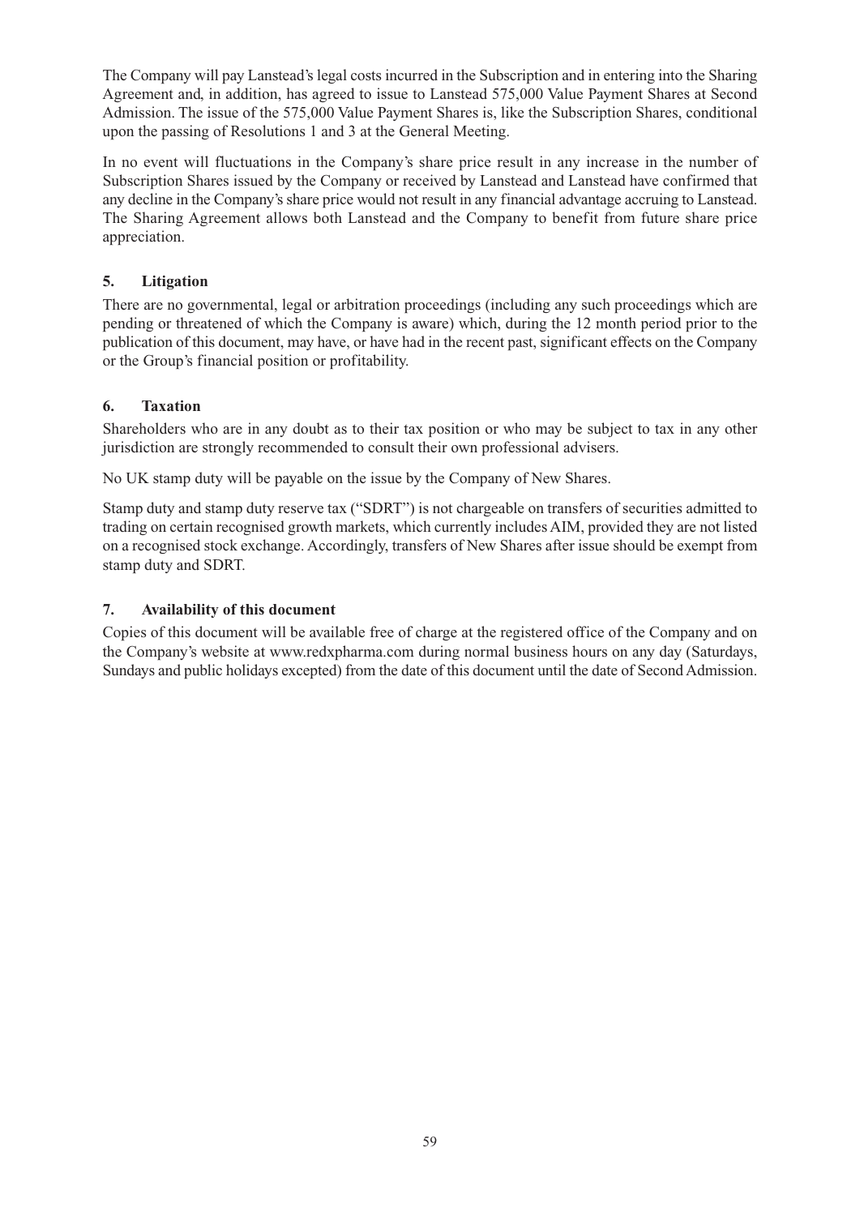The Company will pay Lanstead's legal costs incurred in the Subscription and in entering into the Sharing Agreement and, in addition, has agreed to issue to Lanstead 575,000 Value Payment Shares at Second Admission. The issue of the 575,000 Value Payment Shares is, like the Subscription Shares, conditional upon the passing of Resolutions 1 and 3 at the General Meeting.

In no event will fluctuations in the Company's share price result in any increase in the number of Subscription Shares issued by the Company or received by Lanstead and Lanstead have confirmed that any decline in the Company's share price would not result in any financial advantage accruing to Lanstead. The Sharing Agreement allows both Lanstead and the Company to benefit from future share price appreciation.

## 5. Litigation

There are no governmental, legal or arbitration proceedings (including any such proceedings which are pending or threatened of which the Company is aware) which, during the 12 month period prior to the publication of this document, may have, or have had in the recent past, significant effects on the Company or the Group's financial position or profitability.

## 6. Taxation

Shareholders who are in any doubt as to their tax position or who may be subject to tax in any other jurisdiction are strongly recommended to consult their own professional advisers.

No UK stamp duty will be payable on the issue by the Company of New Shares.

Stamp duty and stamp duty reserve tax ("SDRT") is not chargeable on transfers of securities admitted to trading on certain recognised growth markets, which currently includes AIM, provided they are not listed on a recognised stock exchange. Accordingly, transfers of New Shares after issue should be exempt from stamp duty and SDRT.

## 7. Availability of this document

Copies of this document will be available free of charge at the registered office of the Company and on the Company's website at www.redxpharma.com during normal business hours on any day (Saturdays, Sundays and public holidays excepted) from the date of this document until the date of Second Admission.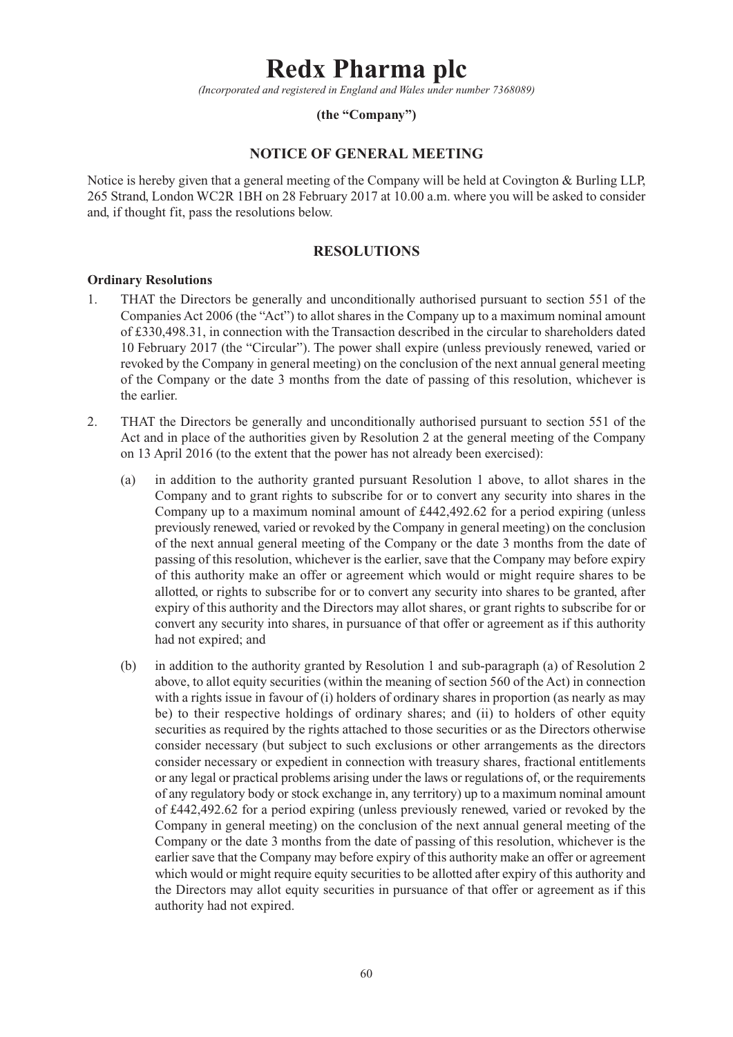# Redx Pharma plc

*(Incorporated and registered in England and Wales under number 7368089)*

**(the "Company")**

## NOTICE OF GENERAL MEETING

Notice is hereby given that a general meeting of the Company will be held at Covington & Burling LLP, 265 Strand, London WC2R 1BH on 28 February 2017 at 10.00 a.m. where you will be asked to consider and, if thought fit, pass the resolutions below.

## RESOLUTIONS

### Ordinary Resolutions

1. THAT the Directors be generally and unconditionally authorised pursuant to section 551 of the Companies Act 2006 (the "Act") to allot shares in the Company up to a maximum nominal amount of £330,498.31, in connection with the Transaction described in the circular to shareholders dated 10 February 2017 (the "Circular"). The power shall expire (unless previously renewed, varied or revoked by the Company in general meeting) on the conclusion of the next annual general meeting of the Company or the date 3 months from the date of passing of this resolution, whichever is the earlier.

2. THAT the Directors be generally and unconditionally authorised pursuant to section 551 of the Act and in place of the authorities given by Resolution 2 at the general meeting of the Company on 13 April 2016 (to the extent that the power has not already been exercised):

   (a) in addition to the authority granted pursuant Resolution 1 above, to allot shares in the Company and to grant rights to subscribe for or to convert any security into shares in the Company up to a maximum nominal amount of £442,492.62 for a period expiring (unless previously renewed, varied or revoked by the Company in general meeting) on the conclusion of the next annual general meeting of the Company or the date 3 months from the date of passing of this resolution, whichever is the earlier, save that the Company may before expiry of this authority make an offer or agreement which would or might require shares to be allotted, or rights to subscribe for or to convert any security into shares to be granted, after expiry of this authority and the Directors may allot shares, or grant rights to subscribe for or convert any security into shares, in pursuance of that offer or agreement as if this authority had not expired; and

   (b) in addition to the authority granted by Resolution 1 and sub-paragraph (a) of Resolution 2 above, to allot equity securities (within the meaning of section 560 of the Act) in connection with a rights issue in favour of (i) holders of ordinary shares in proportion (as nearly as may be) to their respective holdings of ordinary shares; and (ii) to holders of other equity securities as required by the rights attached to those securities or as the Directors otherwise consider necessary (but subject to such exclusions or other arrangements as the directors consider necessary or expedient in connection with treasury shares, fractional entitlements or any legal or practical problems arising under the laws or regulations of, or the requirements of any regulatory body or stock exchange in, any territory) up to a maximum nominal amount of £442,492.62 for a period expiring (unless previously renewed, varied or revoked by the Company in general meeting) on the conclusion of the next annual general meeting of the Company or the date 3 months from the date of passing of this resolution, whichever is the earlier save that the Company may before expiry of this authority make an offer or agreement which would or might require equity securities to be allotted after expiry of this authority and the Directors may allot equity securities in pursuance of that offer or agreement as if this authority had not expired.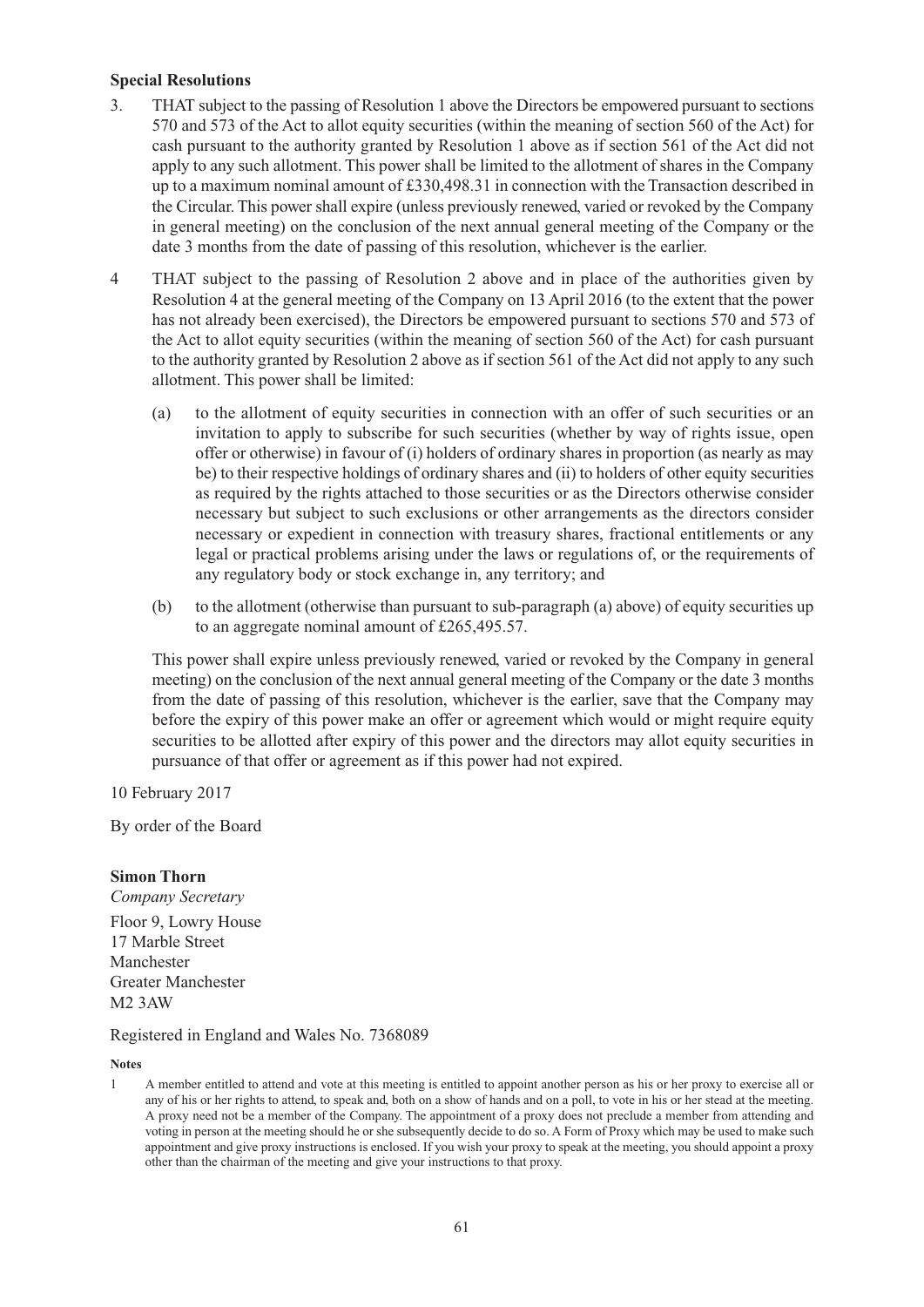**Special Resolutions**

3. THAT subject to the passing of Resolution 1 above the Directors be empowered pursuant to sections 570 and 573 of the Act to allot equity securities (within the meaning of section 560 of the Act) for cash pursuant to the authority granted by Resolution 1 above as if section 561 of the Act did not apply to any such allotment. This power shall be limited to the allotment of shares in the Company up to a maximum nominal amount of £330,498.31 in connection with the Transaction described in the Circular. This power shall expire (unless previously renewed, varied or revoked by the Company in general meeting) on the conclusion of the next annual general meeting of the Company or the date 3 months from the date of passing of this resolution, whichever is the earlier.

4 THAT subject to the passing of Resolution 2 above and in place of the authorities given by Resolution 4 at the general meeting of the Company on 13 April 2016 (to the extent that the power has not already been exercised), the Directors be empowered pursuant to sections 570 and 573 of the Act to allot equity securities (within the meaning of section 560 of the Act) for cash pursuant to the authority granted by Resolution 2 above as if section 561 of the Act did not apply to any such allotment. This power shall be limited:

   (a) to the allotment of equity securities in connection with an offer of such securities or an invitation to apply to subscribe for such securities (whether by way of rights issue, open offer or otherwise) in favour of (i) holders of ordinary shares in proportion (as nearly as may be) to their respective holdings of ordinary shares and (ii) to holders of other equity securities as required by the rights attached to those securities or as the Directors otherwise consider necessary but subject to such exclusions or other arrangements as the directors consider necessary or expedient in connection with treasury shares, fractional entitlements or any legal or practical problems arising under the laws or regulations of, or the requirements of any regulatory body or stock exchange in, any territory; and

   (b) to the allotment (otherwise than pursuant to sub-paragraph (a) above) of equity securities up to an aggregate nominal amount of £265,495.57.

   This power shall expire unless previously renewed, varied or revoked by the Company in general meeting) on the conclusion of the next annual general meeting of the Company or the date 3 months from the date of passing of this resolution, whichever is the earlier, save that the Company may before the expiry of this power make an offer or agreement which would or might require equity securities to be allotted after expiry of this power and the directors may allot equity securities in pursuance of that offer or agreement as if this power had not expired.

10 February 2017

By order of the Board

**Simon Thorn**
*Company Secretary*
Floor 9, Lowry House
17 Marble Street
Manchester
Greater Manchester
M2 3AW

Registered in England and Wales No. 7368089

**Notes**

1 A member entitled to attend and vote at this meeting is entitled to appoint another person as his or her proxy to exercise all or any of his or her rights to attend, to speak and, both on a show of hands and on a poll, to vote in his or her stead at the meeting. A proxy need not be a member of the Company. The appointment of a proxy does not preclude a member from attending and voting in person at the meeting should he or she subsequently decide to do so. A Form of Proxy which may be used to make such appointment and give proxy instructions is enclosed. If you wish your proxy to speak at the meeting, you should appoint a proxy other than the chairman of the meeting and give your instructions to that proxy.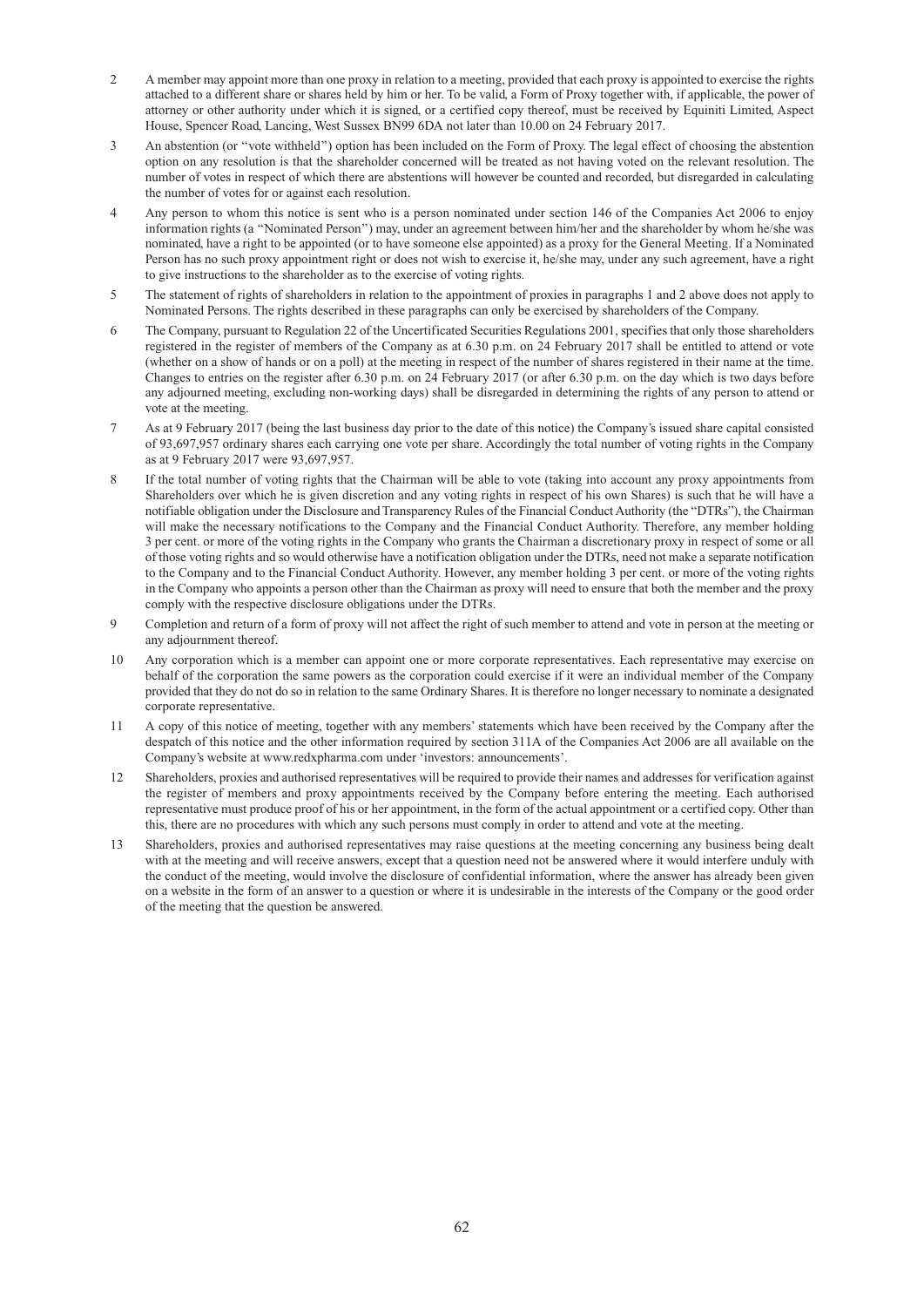2 A member may appoint more than one proxy in relation to a meeting, provided that each proxy is appointed to exercise the rights attached to a different share or shares held by him or her. To be valid, a Form of Proxy together with, if applicable, the power of attorney or other authority under which it is signed, or a certified copy thereof, must be received by Equiniti Limited, Aspect House, Spencer Road, Lancing, West Sussex BN99 6DA not later than 10.00 on 24 February 2017.

3 An abstention (or "vote withheld") option has been included on the Form of Proxy. The legal effect of choosing the abstention option on any resolution is that the shareholder concerned will be treated as not having voted on the relevant resolution. The number of votes in respect of which there are abstentions will however be counted and recorded, but disregarded in calculating the number of votes for or against each resolution.

4 Any person to whom this notice is sent who is a person nominated under section 146 of the Companies Act 2006 to enjoy information rights (a "Nominated Person") may, under an agreement between him/her and the shareholder by whom he/she was nominated, have a right to be appointed (or to have someone else appointed) as a proxy for the General Meeting. If a Nominated Person has no such proxy appointment right or does not wish to exercise it, he/she may, under any such agreement, have a right to give instructions to the shareholder as to the exercise of voting rights.

5 The statement of rights of shareholders in relation to the appointment of proxies in paragraphs 1 and 2 above does not apply to Nominated Persons. The rights described in these paragraphs can only be exercised by shareholders of the Company.

6 The Company, pursuant to Regulation 22 of the Uncertificated Securities Regulations 2001, specifies that only those shareholders registered in the register of members of the Company as at 6.30 p.m. on 24 February 2017 shall be entitled to attend or vote (whether on a show of hands or on a poll) at the meeting in respect of the number of shares registered in their name at the time. Changes to entries on the register after 6.30 p.m. on 24 February 2017 (or after 6.30 p.m. on the day which is two days before any adjourned meeting, excluding non-working days) shall be disregarded in determining the rights of any person to attend or vote at the meeting.

7 As at 9 February 2017 (being the last business day prior to the date of this notice) the Company's issued share capital consisted of 93,697,957 ordinary shares each carrying one vote per share. Accordingly the total number of voting rights in the Company as at 9 February 2017 were 93,697,957.

8 If the total number of voting rights that the Chairman will be able to vote (taking into account any proxy appointments from Shareholders over which he is given discretion and any voting rights in respect of his own Shares) is such that he will have a notifiable obligation under the Disclosure and Transparency Rules of the Financial Conduct Authority (the "DTRs"), the Chairman will make the necessary notifications to the Company and the Financial Conduct Authority. Therefore, any member holding 3 per cent. or more of the voting rights in the Company who grants the Chairman a discretionary proxy in respect of some or all of those voting rights and so would otherwise have a notification obligation under the DTRs, need not make a separate notification to the Company and to the Financial Conduct Authority. However, any member holding 3 per cent. or more of the voting rights in the Company who appoints a person other than the Chairman as proxy will need to ensure that both the member and the proxy comply with the respective disclosure obligations under the DTRs.

9 Completion and return of a form of proxy will not affect the right of such member to attend and vote in person at the meeting or any adjournment thereof.

10 Any corporation which is a member can appoint one or more corporate representatives. Each representative may exercise on behalf of the corporation the same powers as the corporation could exercise if it were an individual member of the Company provided that they do not do so in relation to the same Ordinary Shares. It is therefore no longer necessary to nominate a designated corporate representative.

11 A copy of this notice of meeting, together with any members' statements which have been received by the Company after the despatch of this notice and the other information required by section 311A of the Companies Act 2006 are all available on the Company's website at www.redxpharma.com under 'investors: announcements'.

12 Shareholders, proxies and authorised representatives will be required to provide their names and addresses for verification against the register of members and proxy appointments received by the Company before entering the meeting. Each authorised representative must produce proof of his or her appointment, in the form of the actual appointment or a certified copy. Other than this, there are no procedures with which any such persons must comply in order to attend and vote at the meeting.

13 Shareholders, proxies and authorised representatives may raise questions at the meeting concerning any business being dealt with at the meeting and will receive answers, except that a question need not be answered where it would interfere unduly with the conduct of the meeting, would involve the disclosure of confidential information, where the answer has already been given on a website in the form of an answer to a question or where it is undesirable in the interests of the Company or the good order of the meeting that the question be answered.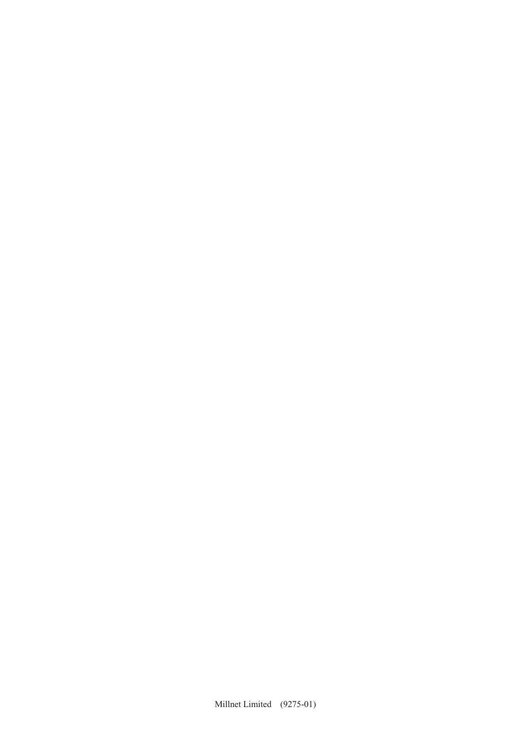Millnet Limited (9275-01)